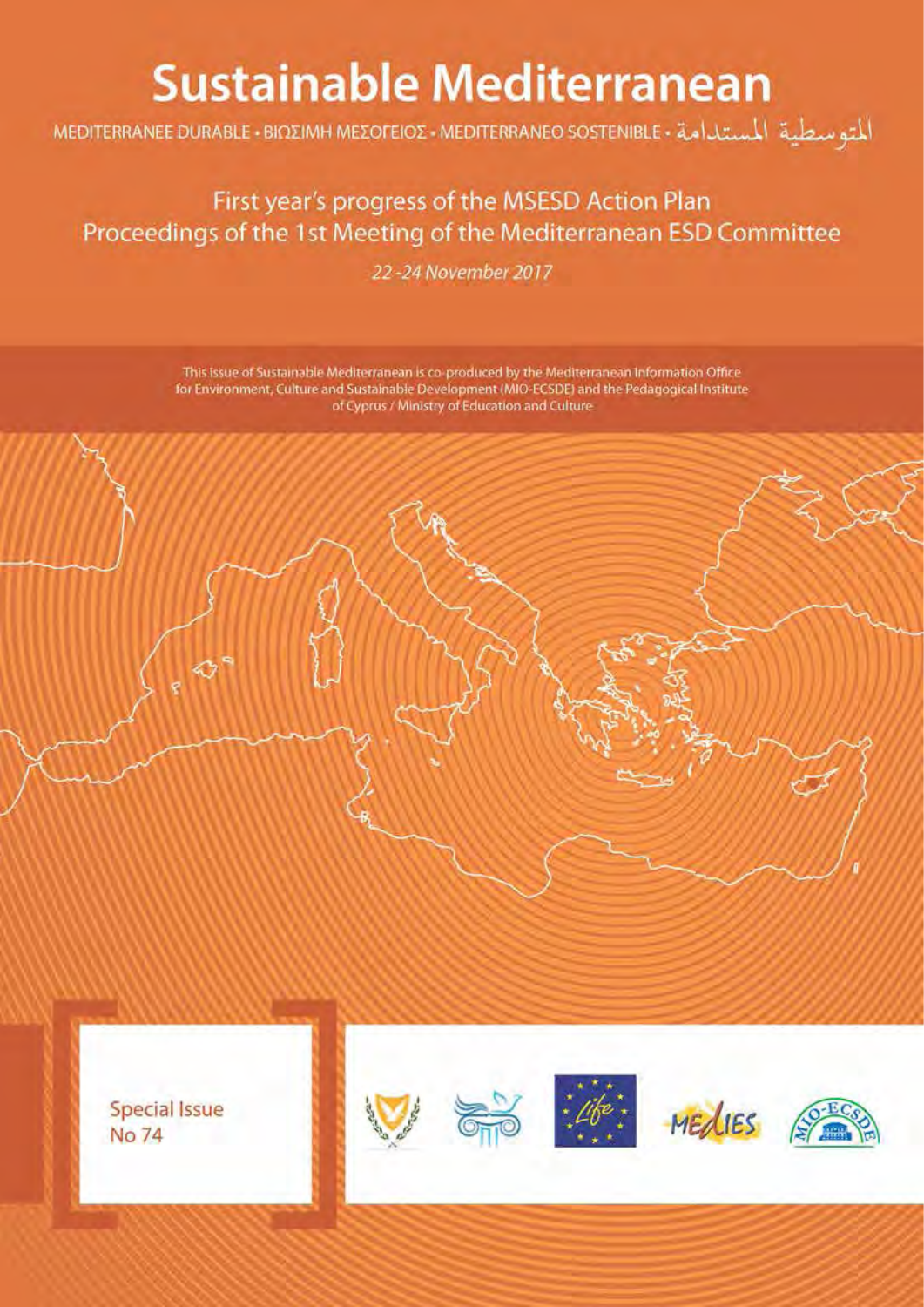# Sustainable Mediterranean

MEDITERRANEE DURABLE • ΒΙΩΣΙΜΗ ΜΕΣΟΓΕΙΟΣ • MEDITERRANEO SOSTENIBLE • المتوسطية المستدامة

## First year's progress of the MSESD Action Plan
## Proceedings of the 1st Meeting of the Mediterranean ESD Committee

*22-24 November 2017*

This issue of Sustainable Mediterranean is co-produced by the Mediterranean Information Office for Environment, Culture and Sustainable Development (MIO-ECSDE) and the Pedagogical Institute of Cyprus / Ministry of Education and Culture

Special Issue
No 74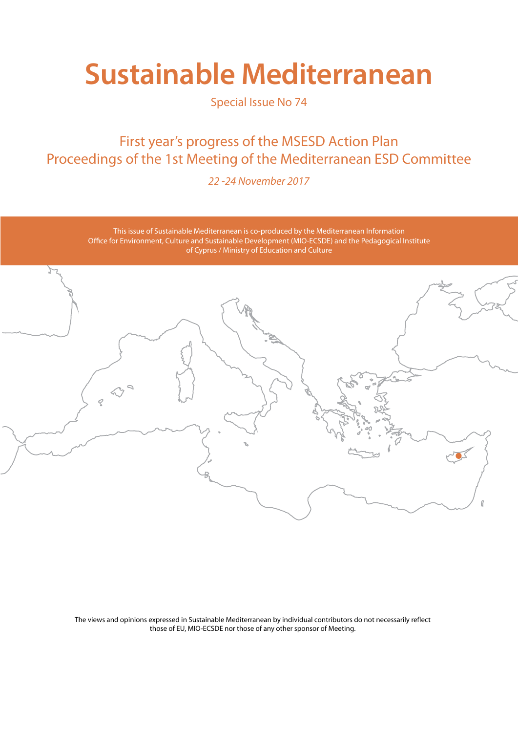# Sustainable Mediterranean

Special Issue No 74

## First year's progress of the MSESD Action Plan
## Proceedings of the 1st Meeting of the Mediterranean ESD Committee

*22 -24 November 2017*

This issue of Sustainable Mediterranean is co-produced by the Mediterranean Information Office for Environment, Culture and Sustainable Development (MIO-ECSDE) and the Pedagogical Institute of Cyprus / Ministry of Education and Culture

The views and opinions expressed in Sustainable Mediterranean by individual contributors do not necessarily reflect those of EU, MIO-ECSDE nor those of any other sponsor of Meeting.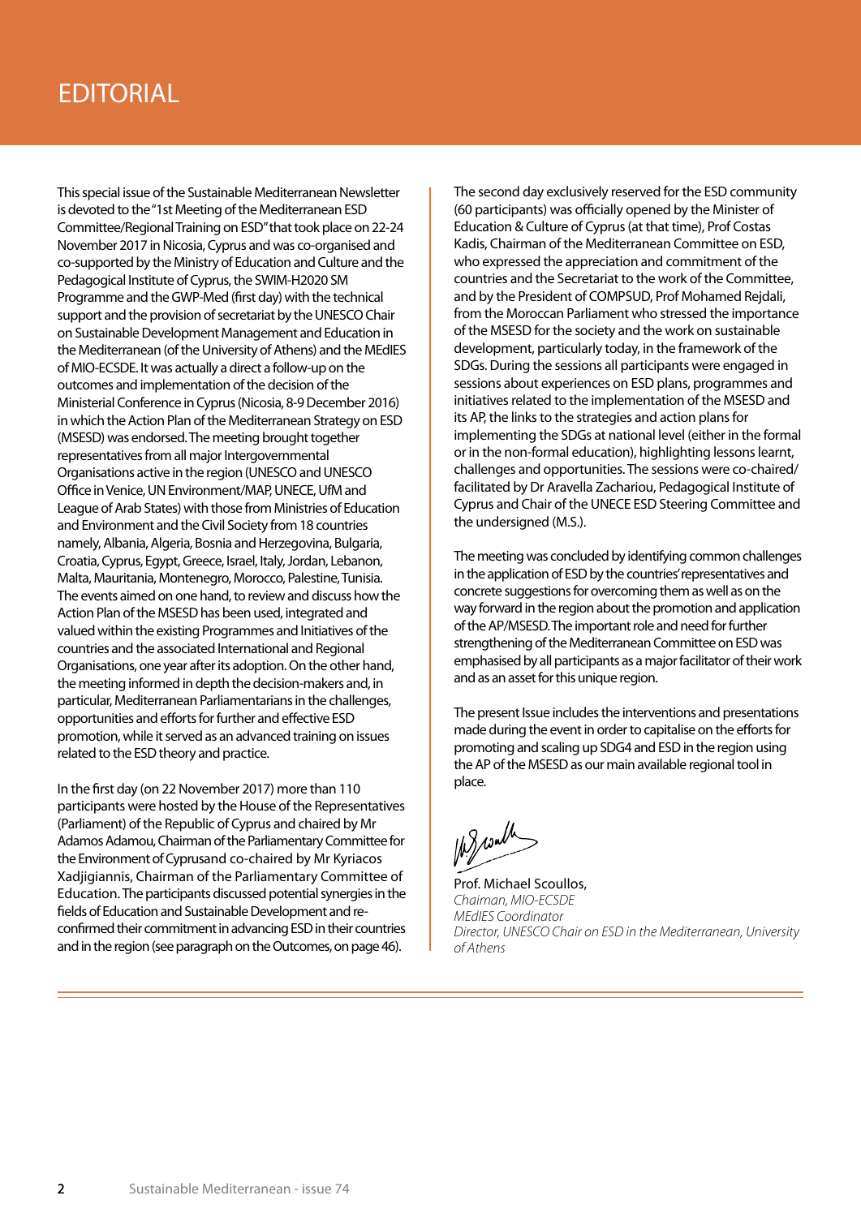# EDITORIAL

This special issue of the Sustainable Mediterranean Newsletter is devoted to the "1st Meeting of the Mediterranean ESD Committee/Regional Training on ESD" that took place on 22-24 November 2017 in Nicosia, Cyprus and was co-organised and co-supported by the Ministry of Education and Culture and the Pedagogical Institute of Cyprus, the SWIM-H2020 SM Programme and the GWP-Med (first day) with the technical support and the provision of secretariat by the UNESCO Chair on Sustainable Development Management and Education in the Mediterranean (of the University of Athens) and the MEdIES of MIO-ECSDE. It was actually a direct a follow-up on the outcomes and implementation of the decision of the Ministerial Conference in Cyprus (Nicosia, 8-9 December 2016) in which the Action Plan of the Mediterranean Strategy on ESD (MSESD) was endorsed. The meeting brought together representatives from all major Intergovernmental Organisations active in the region (UNESCO and UNESCO Office in Venice, UN Environment/MAP, UNECE, UfM and League of Arab States) with those from Ministries of Education and Environment and the Civil Society from 18 countries namely, Albania, Algeria, Bosnia and Herzegovina, Bulgaria, Croatia, Cyprus, Egypt, Greece, Israel, Italy, Jordan, Lebanon, Malta, Mauritania, Montenegro, Morocco, Palestine, Tunisia. The events aimed on one hand, to review and discuss how the Action Plan of the MSESD has been used, integrated and valued within the existing Programmes and Initiatives of the countries and the associated International and Regional Organisations, one year after its adoption. On the other hand, the meeting informed in depth the decision-makers and, in particular, Mediterranean Parliamentarians in the challenges, opportunities and efforts for further and effective ESD promotion, while it served as an advanced training on issues related to the ESD theory and practice.

In the first day (on 22 November 2017) more than 110 participants were hosted by the House of the Representatives (Parliament) of the Republic of Cyprus and chaired by Mr Adamos Adamou, Chairman of the Parliamentary Committee for the Environment of Cyprusand co-chaired by Mr Kyriacos Xadjigiannis, Chairman of the Parliamentary Committee of Education. The participants discussed potential synergies in the fields of Education and Sustainable Development and re-confirmed their commitment in advancing ESD in their countries and in the region (see paragraph on the Outcomes, on page 46).

The second day exclusively reserved for the ESD community (60 participants) was officially opened by the Minister of Education & Culture of Cyprus (at that time), Prof Costas Kadis, Chairman of the Mediterranean Committee on ESD, who expressed the appreciation and commitment of the countries and the Secretariat to the work of the Committee, and by the President of COMPSUD, Prof Mohamed Rejdali, from the Moroccan Parliament who stressed the importance of the MSESD for the society and the work on sustainable development, particularly today, in the framework of the SDGs. During the sessions all participants were engaged in sessions about experiences on ESD plans, programmes and initiatives related to the implementation of the MSESD and its AP, the links to the strategies and action plans for implementing the SDGs at national level (either in the formal or in the non-formal education), highlighting lessons learnt, challenges and opportunities. The sessions were co-chaired/ facilitated by Dr Aravella Zachariou, Pedagogical Institute of Cyprus and Chair of the UNECE ESD Steering Committee and the undersigned (M.S.).

The meeting was concluded by identifying common challenges in the application of ESD by the countries' representatives and concrete suggestions for overcoming them as well as on the way forward in the region about the promotion and application of the AP/MSESD. The important role and need for further strengthening of the Mediterranean Committee on ESD was emphasised by all participants as a major facilitator of their work and as an asset for this unique region.

The present Issue includes the interventions and presentations made during the event in order to capitalise on the efforts for promoting and scaling up SDG4 and ESD in the region using the AP of the MSESD as our main available regional tool in place.

Prof. Michael Scoullos,
*Chaiman, MIO-ECSDE*
*MEdIES Coordinator*
*Director, UNESCO Chair on ESD in the Mediterranean, University of Athens*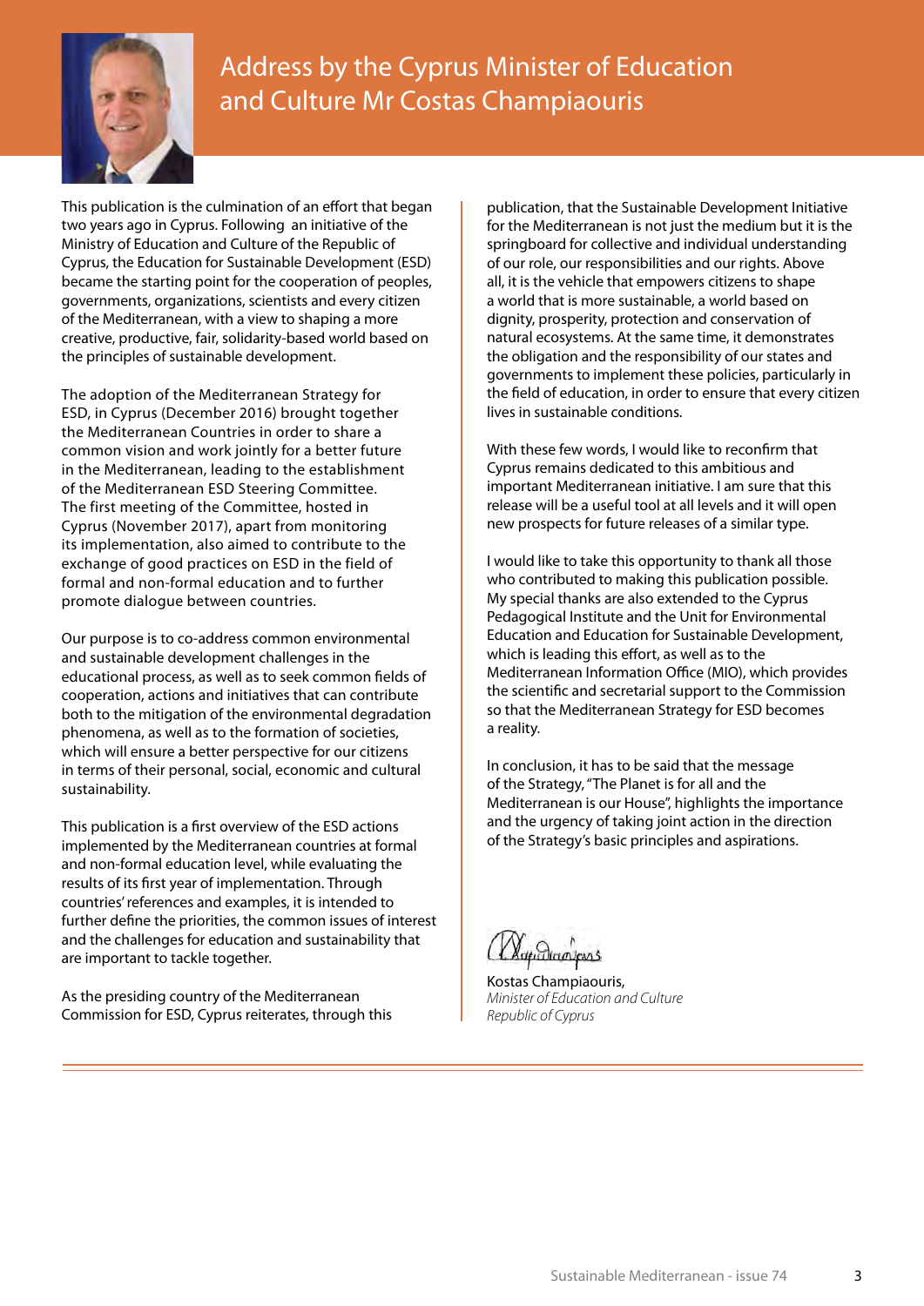# Address by the Cyprus Minister of Education and Culture Mr Costas Champiaouris

This publication is the culmination of an effort that began two years ago in Cyprus. Following an initiative of the Ministry of Education and Culture of the Republic of Cyprus, the Education for Sustainable Development (ESD) became the starting point for the cooperation of peoples, governments, organizations, scientists and every citizen of the Mediterranean, with a view to shaping a more creative, productive, fair, solidarity-based world based on the principles of sustainable development.

The adoption of the Mediterranean Strategy for ESD, in Cyprus (December 2016) brought together the Mediterranean Countries in order to share a common vision and work jointly for a better future in the Mediterranean, leading to the establishment of the Mediterranean ESD Steering Committee. The first meeting of the Committee, hosted in Cyprus (November 2017), apart from monitoring its implementation, also aimed to contribute to the exchange of good practices on ESD in the field of formal and non-formal education and to further promote dialogue between countries.

Our purpose is to co-address common environmental and sustainable development challenges in the educational process, as well as to seek common fields of cooperation, actions and initiatives that can contribute both to the mitigation of the environmental degradation phenomena, as well as to the formation of societies, which will ensure a better perspective for our citizens in terms of their personal, social, economic and cultural sustainability.

This publication is a first overview of the ESD actions implemented by the Mediterranean countries at formal and non-formal education level, while evaluating the results of its first year of implementation. Through countries' references and examples, it is intended to further define the priorities, the common issues of interest and the challenges for education and sustainability that are important to tackle together.

As the presiding country of the Mediterranean Commission for ESD, Cyprus reiterates, through this publication, that the Sustainable Development Initiative for the Mediterranean is not just the medium but it is the springboard for collective and individual understanding of our role, our responsibilities and our rights. Above all, it is the vehicle that empowers citizens to shape a world that is more sustainable, a world based on dignity, prosperity, protection and conservation of natural ecosystems. At the same time, it demonstrates the obligation and the responsibility of our states and governments to implement these policies, particularly in the field of education, in order to ensure that every citizen lives in sustainable conditions.

With these few words, I would like to reconfirm that Cyprus remains dedicated to this ambitious and important Mediterranean initiative. I am sure that this release will be a useful tool at all levels and it will open new prospects for future releases of a similar type.

I would like to take this opportunity to thank all those who contributed to making this publication possible. My special thanks are also extended to the Cyprus Pedagogical Institute and the Unit for Environmental Education and Education for Sustainable Development, which is leading this effort, as well as to the Mediterranean Information Office (MIO), which provides the scientific and secretarial support to the Commission so that the Mediterranean Strategy for ESD becomes a reality.

In conclusion, it has to be said that the message of the Strategy, "The Planet is for all and the Mediterranean is our House", highlights the importance and the urgency of taking joint action in the direction of the Strategy's basic principles and aspirations.

Kostas Champiaouris,
*Minister of Education and Culture*
*Republic of Cyprus*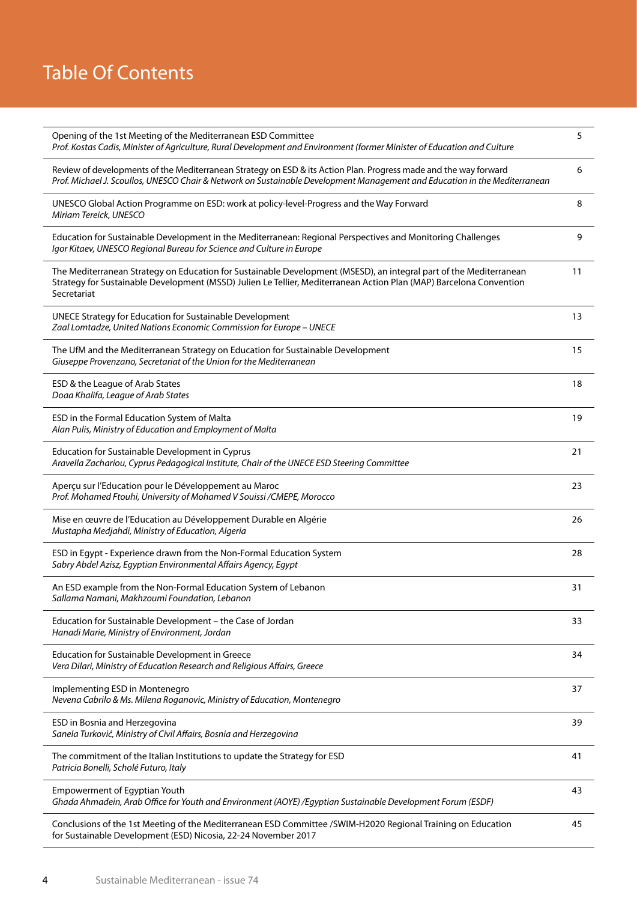# Table Of Contents

| | |
|---|---|
| Opening of the 1st Meeting of the Mediterranean ESD Committee<br>*Prof. Kostas Cadis, Minister of Agriculture, Rural Development and Environment (former Minister of Education and Culture* | 5 |
| Review of developments of the Mediterranean Strategy on ESD & its Action Plan. Progress made and the way forward<br>*Prof. Michael J. Scoullos, UNESCO Chair & Network on Sustainable Development Management and Education in the Mediterranean* | 6 |
| UNESCO Global Action Programme on ESD: work at policy-level-Progress and the Way Forward<br>*Miriam Tereick, UNESCO* | 8 |
| Education for Sustainable Development in the Mediterranean: Regional Perspectives and Monitoring Challenges<br>*Igor Kitaev, UNESCO Regional Bureau for Science and Culture in Europe* | 9 |
| The Mediterranean Strategy on Education for Sustainable Development (MSESD), an integral part of the Mediterranean Strategy for Sustainable Development (MSSD) Julien Le Tellier, Mediterranean Action Plan (MAP) Barcelona Convention Secretariat | 11 |
| UNECE Strategy for Education for Sustainable Development<br>*Zaal Lomtadze, United Nations Economic Commission for Europe – UNECE* | 13 |
| The UfM and the Mediterranean Strategy on Education for Sustainable Development<br>*Giuseppe Provenzano, Secretariat of the Union for the Mediterranean* | 15 |
| ESD & the League of Arab States<br>*Doaa Khalifa, League of Arab States* | 18 |
| ESD in the Formal Education System of Malta<br>*Alan Pulis, Ministry of Education and Employment of Malta* | 19 |
| Education for Sustainable Development in Cyprus<br>*Aravella Zachariou, Cyprus Pedagogical Institute, Chair of the UNECE ESD Steering Committee* | 21 |
| Aperçu sur l'Education pour le Développement au Maroc<br>*Prof. Mohamed Ftouhi, University of Mohamed V Souissi /CMEPE, Morocco* | 23 |
| Mise en œuvre de l'Education au Développement Durable en Algérie<br>*Mustapha Medjahdi, Ministry of Education, Algeria* | 26 |
| ESD in Egypt - Experience drawn from the Non-Formal Education System<br>*Sabry Abdel Azisz, Egyptian Environmental Affairs Agency, Egypt* | 28 |
| An ESD example from the Non-Formal Education System of Lebanon<br>*Sallama Namani, Makhzoumi Foundation, Lebanon* | 31 |
| Education for Sustainable Development – the Case of Jordan<br>*Hanadi Marie, Ministry of Environment, Jordan* | 33 |
| Education for Sustainable Development in Greece<br>*Vera Dilari, Ministry of Education Research and Religious Affairs, Greece* | 34 |
| Implementing ESD in Montenegro<br>*Nevena Cabrilo & Ms. Milena Roganovic, Ministry of Education, Montenegro* | 37 |
| ESD in Bosnia and Herzegovina<br>*Sanela Turković, Ministry of Civil Affairs, Bosnia and Herzegovina* | 39 |
| The commitment of the Italian Institutions to update the Strategy for ESD<br>*Patricia Bonelli, Scholé Futuro, Italy* | 41 |
| Empowerment of Egyptian Youth<br>*Ghada Ahmadein, Arab Office for Youth and Environment (AOYE) /Egyptian Sustainable Development Forum (ESDF)* | 43 |
| Conclusions of the 1st Meeting of the Mediterranean ESD Committee /SWIM-H2020 Regional Training on Education for Sustainable Development (ESD) Nicosia, 22-24 November 2017 | 45 |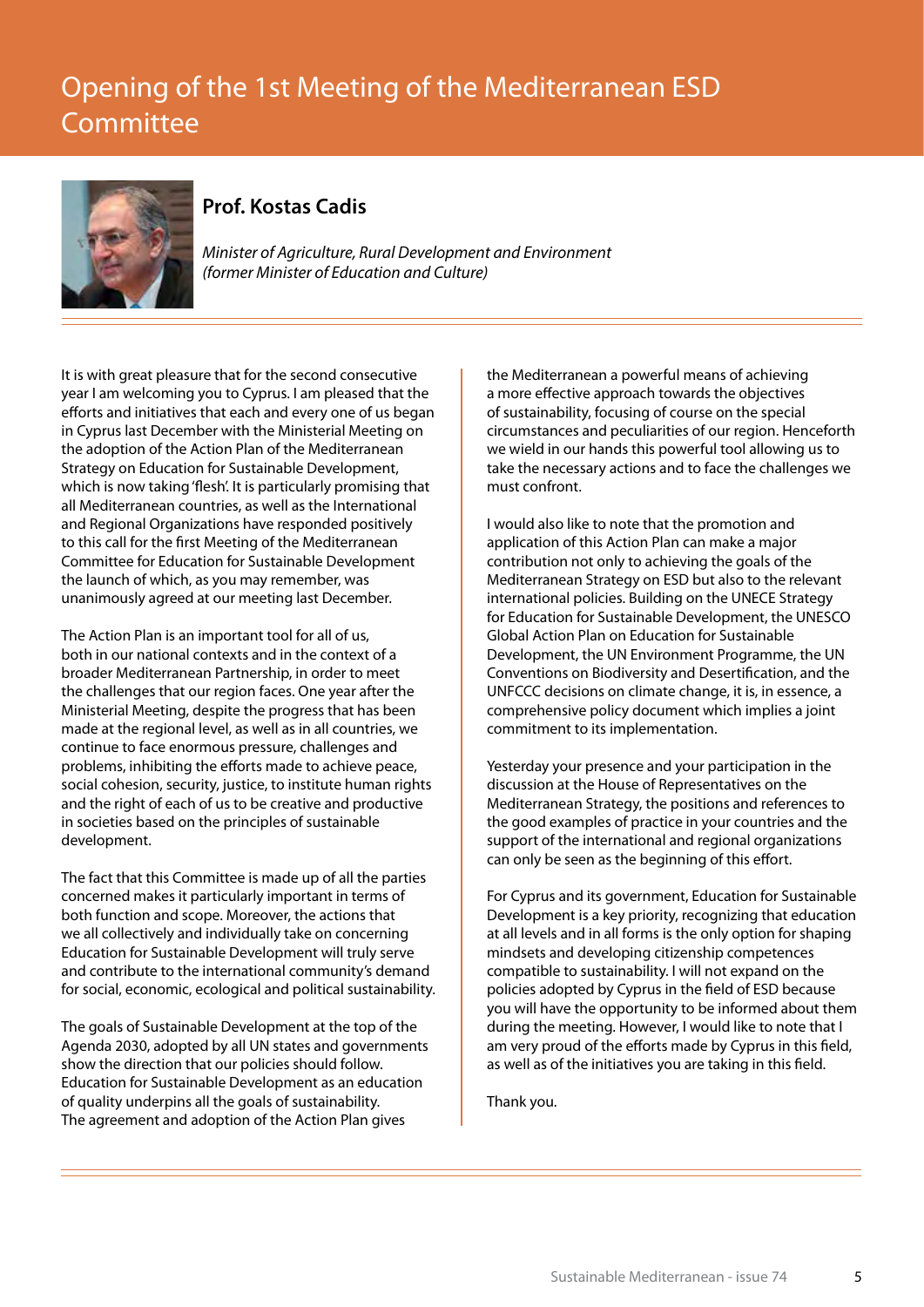# Opening of the 1st Meeting of the Mediterranean ESD Committee

## Prof. Kostas Cadis

*Minister of Agriculture, Rural Development and Environment (former Minister of Education and Culture)*

It is with great pleasure that for the second consecutive year I am welcoming you to Cyprus. I am pleased that the efforts and initiatives that each and every one of us began in Cyprus last December with the Ministerial Meeting on the adoption of the Action Plan of the Mediterranean Strategy on Education for Sustainable Development, which is now taking 'flesh'. It is particularly promising that all Mediterranean countries, as well as the International and Regional Organizations have responded positively to this call for the first Meeting of the Mediterranean Committee for Education for Sustainable Development the launch of which, as you may remember, was unanimously agreed at our meeting last December.

The Action Plan is an important tool for all of us, both in our national contexts and in the context of a broader Mediterranean Partnership, in order to meet the challenges that our region faces. One year after the Ministerial Meeting, despite the progress that has been made at the regional level, as well as in all countries, we continue to face enormous pressure, challenges and problems, inhibiting the efforts made to achieve peace, social cohesion, security, justice, to institute human rights and the right of each of us to be creative and productive in societies based on the principles of sustainable development.

The fact that this Committee is made up of all the parties concerned makes it particularly important in terms of both function and scope. Moreover, the actions that we all collectively and individually take on concerning Education for Sustainable Development will truly serve and contribute to the international community's demand for social, economic, ecological and political sustainability.

The goals of Sustainable Development at the top of the Agenda 2030, adopted by all UN states and governments show the direction that our policies should follow. Education for Sustainable Development as an education of quality underpins all the goals of sustainability. The agreement and adoption of the Action Plan gives the Mediterranean a powerful means of achieving a more effective approach towards the objectives of sustainability, focusing of course on the special circumstances and peculiarities of our region. Henceforth we wield in our hands this powerful tool allowing us to take the necessary actions and to face the challenges we must confront.

I would also like to note that the promotion and application of this Action Plan can make a major contribution not only to achieving the goals of the Mediterranean Strategy on ESD but also to the relevant international policies. Building on the UNECE Strategy for Education for Sustainable Development, the UNESCO Global Action Plan on Education for Sustainable Development, the UN Environment Programme, the UN Conventions on Biodiversity and Desertification, and the UNFCCC decisions on climate change, it is, in essence, a comprehensive policy document which implies a joint commitment to its implementation.

Yesterday your presence and your participation in the discussion at the House of Representatives on the Mediterranean Strategy, the positions and references to the good examples of practice in your countries and the support of the international and regional organizations can only be seen as the beginning of this effort.

For Cyprus and its government, Education for Sustainable Development is a key priority, recognizing that education at all levels and in all forms is the only option for shaping mindsets and developing citizenship competences compatible to sustainability. I will not expand on the policies adopted by Cyprus in the field of ESD because you will have the opportunity to be informed about them during the meeting. However, I would like to note that I am very proud of the efforts made by Cyprus in this field, as well as of the initiatives you are taking in this field.

Thank you.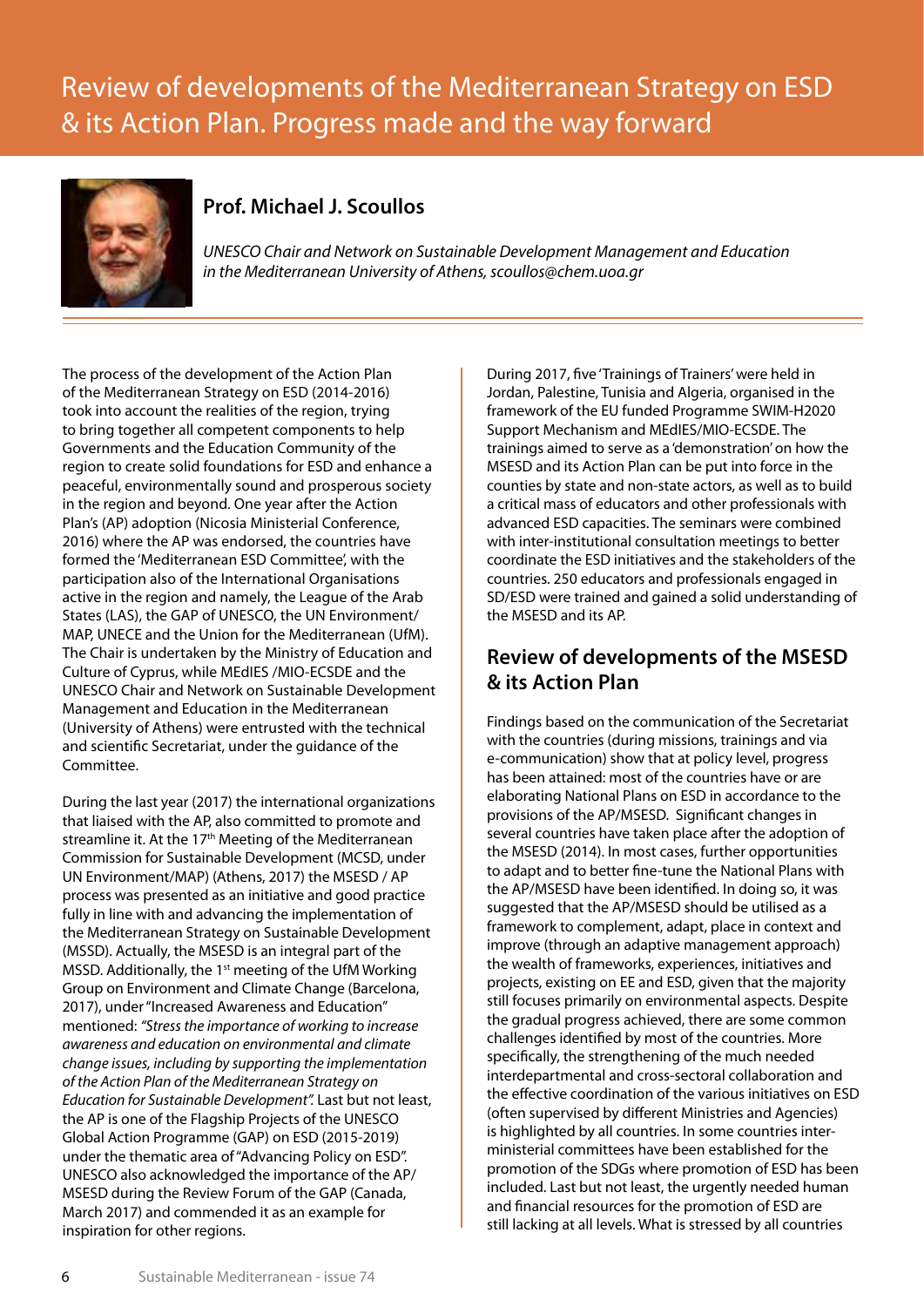# Review of developments of the Mediterranean Strategy on ESD & its Action Plan. Progress made and the way forward

**Prof. Michael J. Scoullos**

*UNESCO Chair and Network on Sustainable Development Management and Education in the Mediterranean University of Athens, scoullos@chem.uoa.gr*

The process of the development of the Action Plan of the Mediterranean Strategy on ESD (2014-2016) took into account the realities of the region, trying to bring together all competent components to help Governments and the Education Community of the region to create solid foundations for ESD and enhance a peaceful, environmentally sound and prosperous society in the region and beyond. One year after the Action Plan's (AP) adoption (Nicosia Ministerial Conference, 2016) where the AP was endorsed, the countries have formed the 'Mediterranean ESD Committee', with the participation also of the International Organisations active in the region and namely, the League of the Arab States (LAS), the GAP of UNESCO, the UN Environment/ MAP, UNECE and the Union for the Mediterranean (UfM). The Chair is undertaken by the Ministry of Education and Culture of Cyprus, while MEdIES /MIO-ECSDE and the UNESCO Chair and Network on Sustainable Development Management and Education in the Mediterranean (University of Athens) were entrusted with the technical and scientific Secretariat, under the guidance of the Committee.

During the last year (2017) the international organizations that liaised with the AP, also committed to promote and streamline it. At the 17th Meeting of the Mediterranean Commission for Sustainable Development (MCSD, under UN Environment/MAP) (Athens, 2017) the MSESD / AP process was presented as an initiative and good practice fully in line with and advancing the implementation of the Mediterranean Strategy on Sustainable Development (MSSD). Actually, the MSESD is an integral part of the MSSD. Additionally, the 1st meeting of the UfM Working Group on Environment and Climate Change (Barcelona, 2017), under "Increased Awareness and Education" mentioned: *"Stress the importance of working to increase awareness and education on environmental and climate change issues, including by supporting the implementation of the Action Plan of the Mediterranean Strategy on Education for Sustainable Development".* Last but not least, the AP is one of the Flagship Projects of the UNESCO Global Action Programme (GAP) on ESD (2015-2019) under the thematic area of "Advancing Policy on ESD". UNESCO also acknowledged the importance of the AP/ MSESD during the Review Forum of the GAP (Canada, March 2017) and commended it as an example for inspiration for other regions.

During 2017, five 'Trainings of Trainers' were held in Jordan, Palestine, Tunisia and Algeria, organised in the framework of the EU funded Programme SWIM-H2020 Support Mechanism and MEdIES/MIO-ECSDE. The trainings aimed to serve as a 'demonstration' on how the MSESD and its Action Plan can be put into force in the counties by state and non-state actors, as well as to build a critical mass of educators and other professionals with advanced ESD capacities. The seminars were combined with inter-institutional consultation meetings to better coordinate the ESD initiatives and the stakeholders of the countries. 250 educators and professionals engaged in SD/ESD were trained and gained a solid understanding of the MSESD and its AP.

## Review of developments of the MSESD & its Action Plan

Findings based on the communication of the Secretariat with the countries (during missions, trainings and via e-communication) show that at policy level, progress has been attained: most of the countries have or are elaborating National Plans on ESD in accordance to the provisions of the AP/MSESD. Significant changes in several countries have taken place after the adoption of the MSESD (2014). In most cases, further opportunities to adapt and to better fine-tune the National Plans with the AP/MSESD have been identified. In doing so, it was suggested that the AP/MSESD should be utilised as a framework to complement, adapt, place in context and improve (through an adaptive management approach) the wealth of frameworks, experiences, initiatives and projects, existing on EE and ESD, given that the majority still focuses primarily on environmental aspects. Despite the gradual progress achieved, there are some common challenges identified by most of the countries. More specifically, the strengthening of the much needed interdepartmental and cross-sectoral collaboration and the effective coordination of the various initiatives on ESD (often supervised by different Ministries and Agencies) is highlighted by all countries. In some countries inter-ministerial committees have been established for the promotion of the SDGs where promotion of ESD has been included. Last but not least, the urgently needed human and financial resources for the promotion of ESD are still lacking at all levels. What is stressed by all countries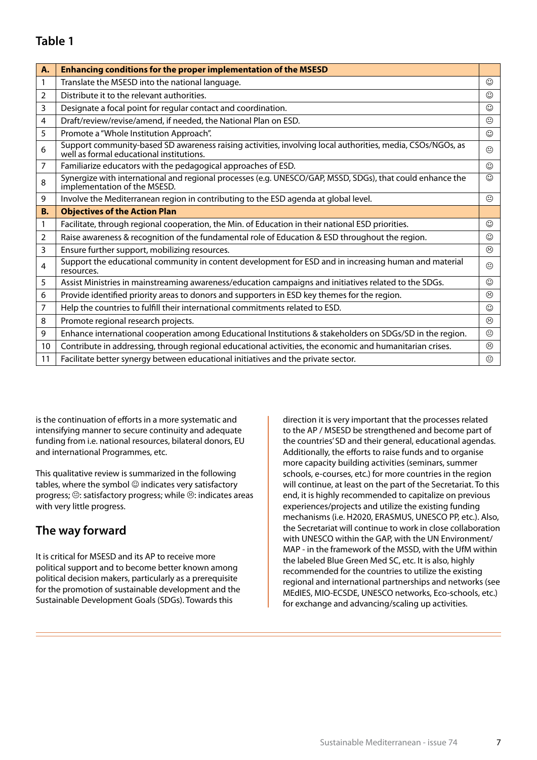## Table 1

| A. | Enhancing conditions for the proper implementation of the MSESD | |
|---|---|---|
| 1 | Translate the MSESD into the national language. | ☺ |
| 2 | Distribute it to the relevant authorities. | ☺ |
| 3 | Designate a focal point for regular contact and coordination. | ☺ |
| 4 | Draft/review/revise/amend, if needed, the National Plan on ESD. | 😐 |
| 5 | Promote a "Whole Institution Approach". | ☺ |
| 6 | Support community-based SD awareness raising activities, involving local authorities, media, CSOs/NGOs, as well as formal educational institutions. | 😐 |
| 7 | Familiarize educators with the pedagogical approaches of ESD. | ☺ |
| 8 | Synergize with international and regional processes (e.g. UNESCO/GAP, MSSD, SDGs), that could enhance the implementation of the MSESD. | ☺ |
| 9 | Involve the Mediterranean region in contributing to the ESD agenda at global level. | 😐 |
| **B.** | **Objectives of the Action Plan** | |
| 1 | Facilitate, through regional cooperation, the Min. of Education in their national ESD priorities. | ☺ |
| 2 | Raise awareness & recognition of the fundamental role of Education & ESD throughout the region. | ☺ |
| 3 | Ensure further support, mobilizing resources. | ☹ |
| 4 | Support the educational community in content development for ESD and in increasing human and material resources. | 😐 |
| 5 | Assist Ministries in mainstreaming awareness/education campaigns and initiatives related to the SDGs. | ☺ |
| 6 | Provide identified priority areas to donors and supporters in ESD key themes for the region. | ☹ |
| 7 | Help the countries to fulfill their international commitments related to ESD. | ☺ |
| 8 | Promote regional research projects. | ☹ |
| 9 | Enhance international cooperation among Educational Institutions & stakeholders on SDGs/SD in the region. | 😐 |
| 10 | Contribute in addressing, through regional educational activities, the economic and humanitarian crises. | ☹ |
| 11 | Facilitate better synergy between educational initiatives and the private sector. | 😐 |

is the continuation of efforts in a more systematic and intensifying manner to secure continuity and adequate funding from i.e. national resources, bilateral donors, EU and international Programmes, etc.

This qualitative review is summarized in the following tables, where the symbol ☺ indicates very satisfactory progress; 😐: satisfactory progress; while ☹: indicates areas with very little progress.

## The way forward

It is critical for MSESD and its AP to receive more political support and to become better known among political decision makers, particularly as a prerequisite for the promotion of sustainable development and the Sustainable Development Goals (SDGs). Towards this direction it is very important that the processes related to the AP / MSESD be strengthened and become part of the countries' SD and their general, educational agendas. Additionally, the efforts to raise funds and to organise more capacity building activities (seminars, summer schools, e-courses, etc.) for more countries in the region will continue, at least on the part of the Secretariat. To this end, it is highly recommended to capitalize on previous experiences/projects and utilize the existing funding mechanisms (i.e. H2020, ERASMUS, UNESCO PP, etc.). Also, the Secretariat will continue to work in close collaboration with UNESCO within the GAP, with the UN Environment/MAP - in the framework of the MSSD, with the UfM within the labeled Blue Green Med SC, etc. It is also, highly recommended for the countries to utilize the existing regional and international partnerships and networks (see MEdIES, MIO-ECSDE, UNESCO networks, Eco-schools, etc.) for exchange and advancing/scaling up activities.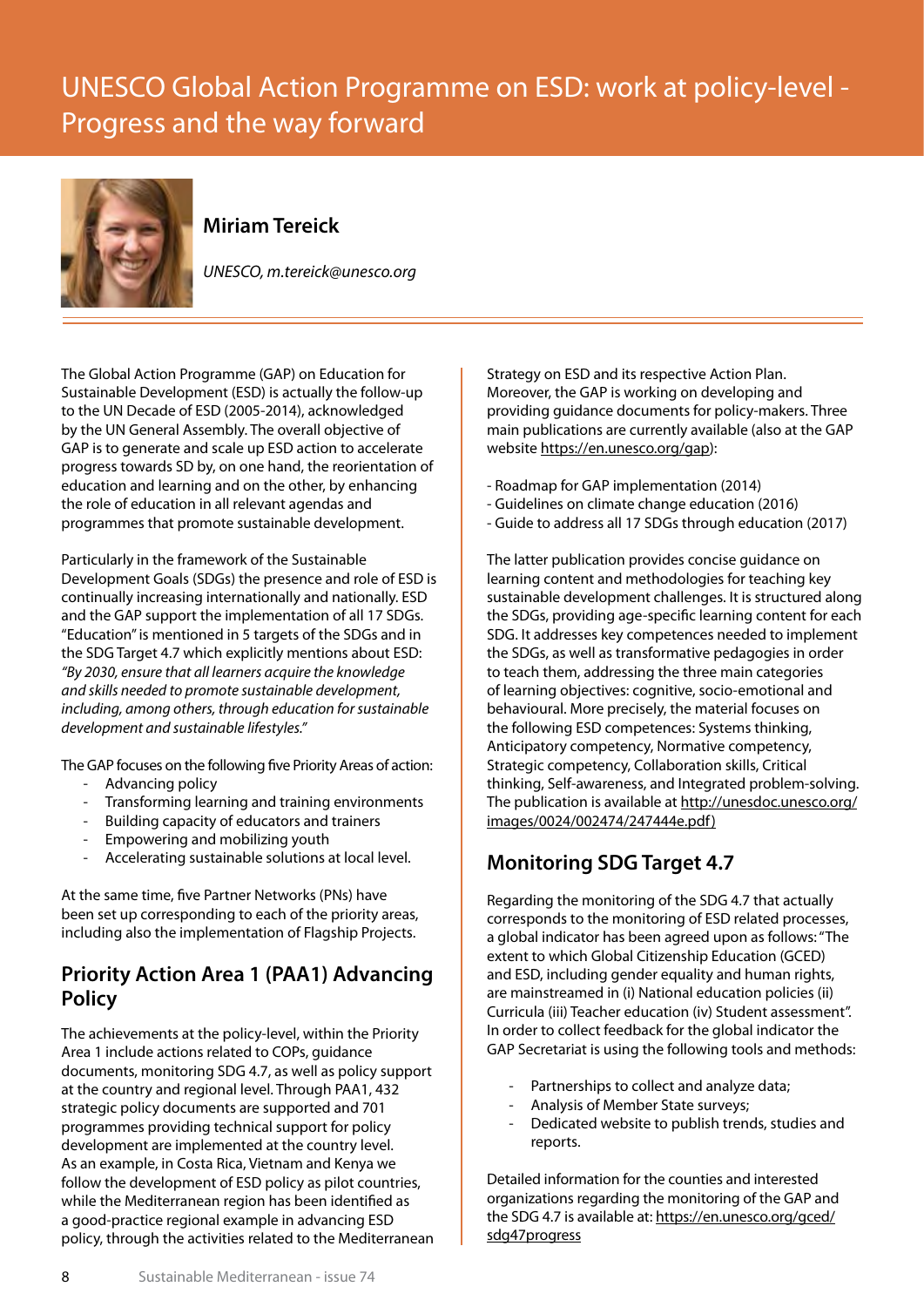# UNESCO Global Action Programme on ESD: work at policy-level - Progress and the way forward

**Miriam Tereick**

*UNESCO, m.tereick@unesco.org*

The Global Action Programme (GAP) on Education for Sustainable Development (ESD) is actually the follow-up to the UN Decade of ESD (2005-2014), acknowledged by the UN General Assembly. The overall objective of GAP is to generate and scale up ESD action to accelerate progress towards SD by, on one hand, the reorientation of education and learning and on the other, by enhancing the role of education in all relevant agendas and programmes that promote sustainable development.

Particularly in the framework of the Sustainable Development Goals (SDGs) the presence and role of ESD is continually increasing internationally and nationally. ESD and the GAP support the implementation of all 17 SDGs. "Education" is mentioned in 5 targets of the SDGs and in the SDG Target 4.7 which explicitly mentions about ESD: *"By 2030, ensure that all learners acquire the knowledge and skills needed to promote sustainable development, including, among others, through education for sustainable development and sustainable lifestyles."*

The GAP focuses on the following five Priority Areas of action:

- Advancing policy
- Transforming learning and training environments
- Building capacity of educators and trainers
- Empowering and mobilizing youth
- Accelerating sustainable solutions at local level.

At the same time, five Partner Networks (PNs) have been set up corresponding to each of the priority areas, including also the implementation of Flagship Projects.

## Priority Action Area 1 (PAA1) Advancing Policy

The achievements at the policy-level, within the Priority Area 1 include actions related to COPs, guidance documents, monitoring SDG 4.7, as well as policy support at the country and regional level. Through PAA1, 432 strategic policy documents are supported and 701 programmes providing technical support for policy development are implemented at the country level. As an example, in Costa Rica, Vietnam and Kenya we follow the development of ESD policy as pilot countries, while the Mediterranean region has been identified as a good-practice regional example in advancing ESD policy, through the activities related to the Mediterranean Strategy on ESD and its respective Action Plan. Moreover, the GAP is working on developing and providing guidance documents for policy-makers. Three main publications are currently available (also at the GAP website https://en.unesco.org/gap):

- Roadmap for GAP implementation (2014)
- Guidelines on climate change education (2016)
- Guide to address all 17 SDGs through education (2017)

The latter publication provides concise guidance on learning content and methodologies for teaching key sustainable development challenges. It is structured along the SDGs, providing age-specific learning content for each SDG. It addresses key competences needed to implement the SDGs, as well as transformative pedagogies in order to teach them, addressing the three main categories of learning objectives: cognitive, socio-emotional and behavioural. More precisely, the material focuses on the following ESD competences: Systems thinking, Anticipatory competency, Normative competency, Strategic competency, Collaboration skills, Critical thinking, Self-awareness, and Integrated problem-solving. The publication is available at http://unesdoc.unesco.org/images/0024/002474/247444e.pdf)

## Monitoring SDG Target 4.7

Regarding the monitoring of the SDG 4.7 that actually corresponds to the monitoring of ESD related processes, a global indicator has been agreed upon as follows: "The extent to which Global Citizenship Education (GCED) and ESD, including gender equality and human rights, are mainstreamed in (i) National education policies (ii) Curricula (iii) Teacher education (iv) Student assessment". In order to collect feedback for the global indicator the GAP Secretariat is using the following tools and methods:

- Partnerships to collect and analyze data;
- Analysis of Member State surveys;
- Dedicated website to publish trends, studies and reports.

Detailed information for the counties and interested organizations regarding the monitoring of the GAP and the SDG 4.7 is available at: https://en.unesco.org/gced/sdg47progress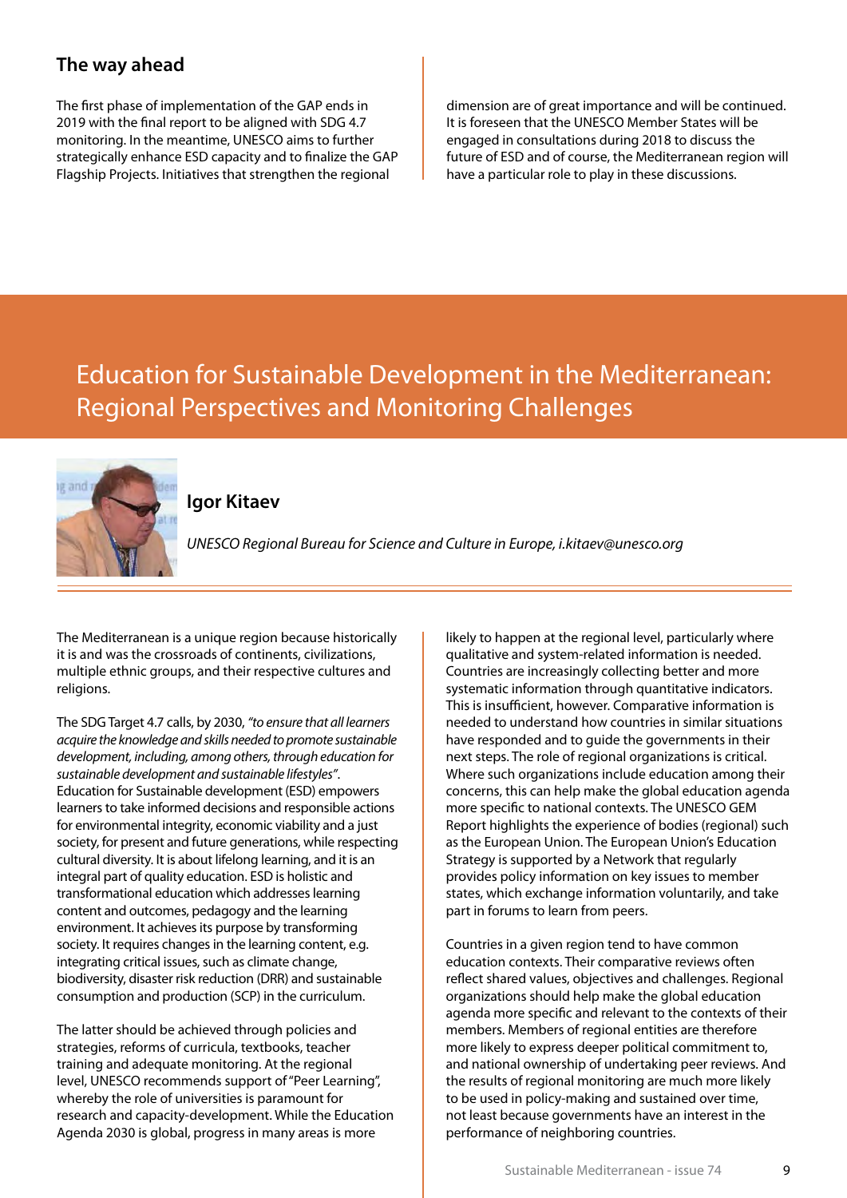## The way ahead

The first phase of implementation of the GAP ends in 2019 with the final report to be aligned with SDG 4.7 monitoring. In the meantime, UNESCO aims to further strategically enhance ESD capacity and to finalize the GAP Flagship Projects. Initiatives that strengthen the regional dimension are of great importance and will be continued. It is foreseen that the UNESCO Member States will be engaged in consultations during 2018 to discuss the future of ESD and of course, the Mediterranean region will have a particular role to play in these discussions.

# Education for Sustainable Development in the Mediterranean: Regional Perspectives and Monitoring Challenges

**Igor Kitaev**

*UNESCO Regional Bureau for Science and Culture in Europe, i.kitaev@unesco.org*

The Mediterranean is a unique region because historically it is and was the crossroads of continents, civilizations, multiple ethnic groups, and their respective cultures and religions.

The SDG Target 4.7 calls, by 2030, *"to ensure that all learners acquire the knowledge and skills needed to promote sustainable development, including, among others, through education for sustainable development and sustainable lifestyles"*. Education for Sustainable development (ESD) empowers learners to take informed decisions and responsible actions for environmental integrity, economic viability and a just society, for present and future generations, while respecting cultural diversity. It is about lifelong learning, and it is an integral part of quality education. ESD is holistic and transformational education which addresses learning content and outcomes, pedagogy and the learning environment. It achieves its purpose by transforming society. It requires changes in the learning content, e.g. integrating critical issues, such as climate change, biodiversity, disaster risk reduction (DRR) and sustainable consumption and production (SCP) in the curriculum.

The latter should be achieved through policies and strategies, reforms of curricula, textbooks, teacher training and adequate monitoring. At the regional level, UNESCO recommends support of "Peer Learning", whereby the role of universities is paramount for research and capacity-development. While the Education Agenda 2030 is global, progress in many areas is more likely to happen at the regional level, particularly where qualitative and system-related information is needed. Countries are increasingly collecting better and more systematic information through quantitative indicators. This is insufficient, however. Comparative information is needed to understand how countries in similar situations have responded and to guide the governments in their next steps. The role of regional organizations is critical. Where such organizations include education among their concerns, this can help make the global education agenda more specific to national contexts. The UNESCO GEM Report highlights the experience of bodies (regional) such as the European Union. The European Union's Education Strategy is supported by a Network that regularly provides policy information on key issues to member states, which exchange information voluntarily, and take part in forums to learn from peers.

Countries in a given region tend to have common education contexts. Their comparative reviews often reflect shared values, objectives and challenges. Regional organizations should help make the global education agenda more specific and relevant to the contexts of their members. Members of regional entities are therefore more likely to express deeper political commitment to, and national ownership of undertaking peer reviews. And the results of regional monitoring are much more likely to be used in policy-making and sustained over time, not least because governments have an interest in the performance of neighboring countries.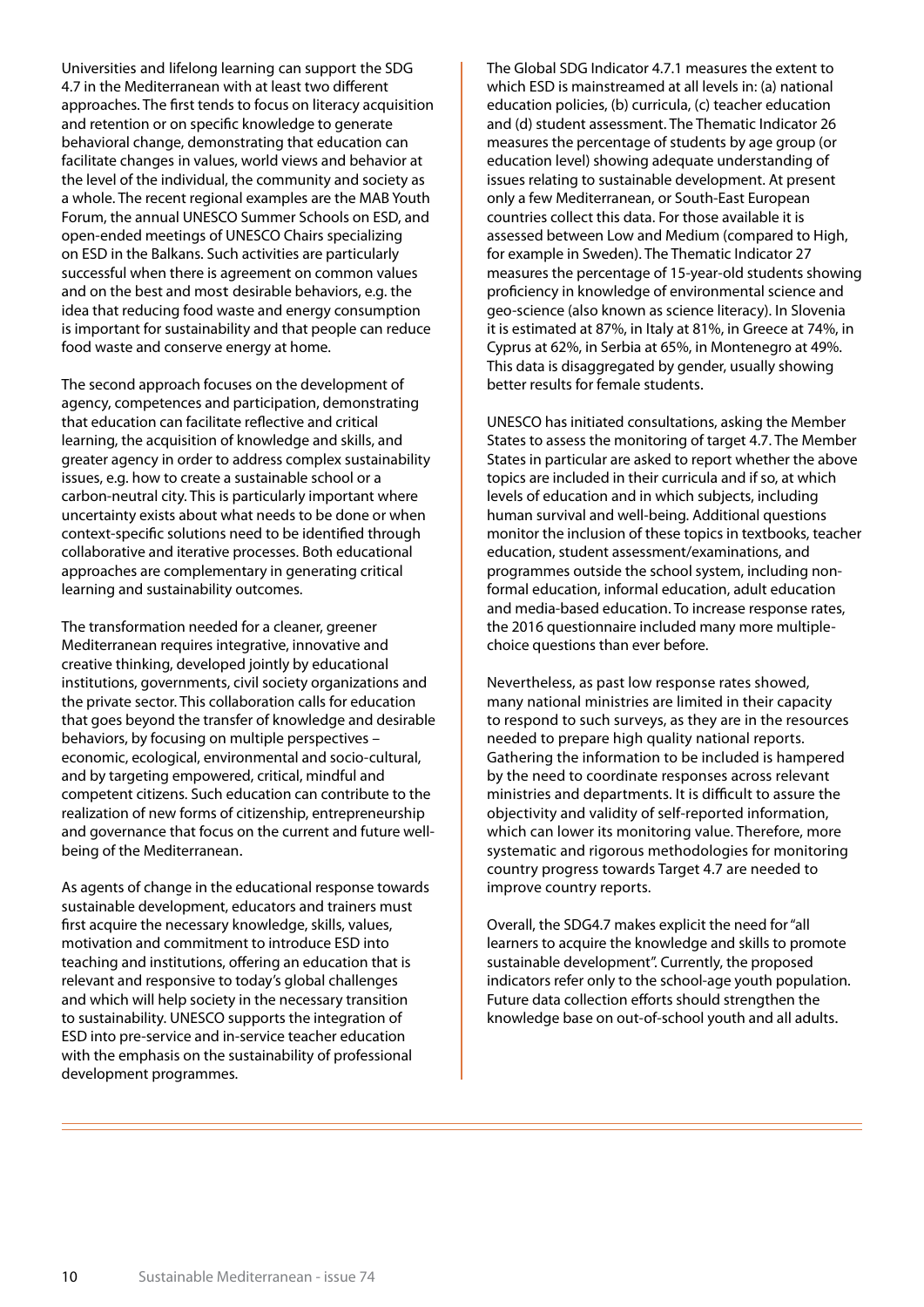Universities and lifelong learning can support the SDG 4.7 in the Mediterranean with at least two different approaches. The first tends to focus on literacy acquisition and retention or on specific knowledge to generate behavioral change, demonstrating that education can facilitate changes in values, world views and behavior at the level of the individual, the community and society as a whole. The recent regional examples are the MAB Youth Forum, the annual UNESCO Summer Schools on ESD, and open-ended meetings of UNESCO Chairs specializing on ESD in the Balkans. Such activities are particularly successful when there is agreement on common values and on the best and most desirable behaviors, e.g. the idea that reducing food waste and energy consumption is important for sustainability and that people can reduce food waste and conserve energy at home.

The second approach focuses on the development of agency, competences and participation, demonstrating that education can facilitate reflective and critical learning, the acquisition of knowledge and skills, and greater agency in order to address complex sustainability issues, e.g. how to create a sustainable school or a carbon-neutral city. This is particularly important where uncertainty exists about what needs to be done or when context-specific solutions need to be identified through collaborative and iterative processes. Both educational approaches are complementary in generating critical learning and sustainability outcomes.

The transformation needed for a cleaner, greener Mediterranean requires integrative, innovative and creative thinking, developed jointly by educational institutions, governments, civil society organizations and the private sector. This collaboration calls for education that goes beyond the transfer of knowledge and desirable behaviors, by focusing on multiple perspectives – economic, ecological, environmental and socio-cultural, and by targeting empowered, critical, mindful and competent citizens. Such education can contribute to the realization of new forms of citizenship, entrepreneurship and governance that focus on the current and future well-being of the Mediterranean.

As agents of change in the educational response towards sustainable development, educators and trainers must first acquire the necessary knowledge, skills, values, motivation and commitment to introduce ESD into teaching and institutions, offering an education that is relevant and responsive to today's global challenges and which will help society in the necessary transition to sustainability. UNESCO supports the integration of ESD into pre-service and in-service teacher education with the emphasis on the sustainability of professional development programmes.

The Global SDG Indicator 4.7.1 measures the extent to which ESD is mainstreamed at all levels in: (a) national education policies, (b) curricula, (c) teacher education and (d) student assessment. The Thematic Indicator 26 measures the percentage of students by age group (or education level) showing adequate understanding of issues relating to sustainable development. At present only a few Mediterranean, or South-East European countries collect this data. For those available it is assessed between Low and Medium (compared to High, for example in Sweden). The Thematic Indicator 27 measures the percentage of 15-year-old students showing proficiency in knowledge of environmental science and geo-science (also known as science literacy). In Slovenia it is estimated at 87%, in Italy at 81%, in Greece at 74%, in Cyprus at 62%, in Serbia at 65%, in Montenegro at 49%. This data is disaggregated by gender, usually showing better results for female students.

UNESCO has initiated consultations, asking the Member States to assess the monitoring of target 4.7. The Member States in particular are asked to report whether the above topics are included in their curricula and if so, at which levels of education and in which subjects, including human survival and well-being. Additional questions monitor the inclusion of these topics in textbooks, teacher education, student assessment/examinations, and programmes outside the school system, including non-formal education, informal education, adult education and media-based education. To increase response rates, the 2016 questionnaire included many more multiple-choice questions than ever before.

Nevertheless, as past low response rates showed, many national ministries are limited in their capacity to respond to such surveys, as they are in the resources needed to prepare high quality national reports. Gathering the information to be included is hampered by the need to coordinate responses across relevant ministries and departments. It is difficult to assure the objectivity and validity of self-reported information, which can lower its monitoring value. Therefore, more systematic and rigorous methodologies for monitoring country progress towards Target 4.7 are needed to improve country reports.

Overall, the SDG4.7 makes explicit the need for "all learners to acquire the knowledge and skills to promote sustainable development". Currently, the proposed indicators refer only to the school-age youth population. Future data collection efforts should strengthen the knowledge base on out-of-school youth and all adults.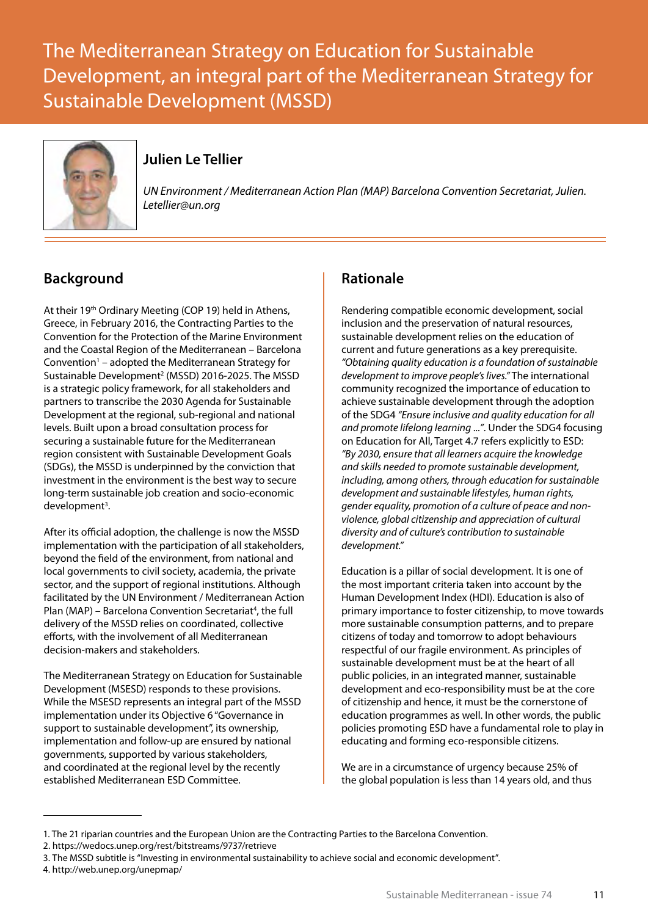# The Mediterranean Strategy on Education for Sustainable Development, an integral part of the Mediterranean Strategy for Sustainable Development (MSSD)

**Julien Le Tellier**

*UN Environment / Mediterranean Action Plan (MAP) Barcelona Convention Secretariat, Julien.Letellier@un.org*

## Background

At their 19th Ordinary Meeting (COP 19) held in Athens, Greece, in February 2016, the Contracting Parties to the Convention for the Protection of the Marine Environment and the Coastal Region of the Mediterranean – Barcelona Convention[1] – adopted the Mediterranean Strategy for Sustainable Development[2] (MSSD) 2016-2025. The MSSD is a strategic policy framework, for all stakeholders and partners to transcribe the 2030 Agenda for Sustainable Development at the regional, sub-regional and national levels. Built upon a broad consultation process for securing a sustainable future for the Mediterranean region consistent with Sustainable Development Goals (SDGs), the MSSD is underpinned by the conviction that investment in the environment is the best way to secure long-term sustainable job creation and socio-economic development[3].

After its official adoption, the challenge is now the MSSD implementation with the participation of all stakeholders, beyond the field of the environment, from national and local governments to civil society, academia, the private sector, and the support of regional institutions. Although facilitated by the UN Environment / Mediterranean Action Plan (MAP) – Barcelona Convention Secretariat[4], the full delivery of the MSSD relies on coordinated, collective efforts, with the involvement of all Mediterranean decision-makers and stakeholders.

The Mediterranean Strategy on Education for Sustainable Development (MSESD) responds to these provisions. While the MSESD represents an integral part of the MSSD implementation under its Objective 6 "Governance in support to sustainable development", its ownership, implementation and follow-up are ensured by national governments, supported by various stakeholders, and coordinated at the regional level by the recently established Mediterranean ESD Committee.

## Rationale

Rendering compatible economic development, social inclusion and the preservation of natural resources, sustainable development relies on the education of current and future generations as a key prerequisite. *"Obtaining quality education is a foundation of sustainable development to improve people's lives."* The international community recognized the importance of education to achieve sustainable development through the adoption of the SDG4 *"Ensure inclusive and quality education for all and promote lifelong learning ..."*. Under the SDG4 focusing on Education for All, Target 4.7 refers explicitly to ESD: *"By 2030, ensure that all learners acquire the knowledge and skills needed to promote sustainable development, including, among others, through education for sustainable development and sustainable lifestyles, human rights, gender equality, promotion of a culture of peace and non-violence, global citizenship and appreciation of cultural diversity and of culture's contribution to sustainable development."*

Education is a pillar of social development. It is one of the most important criteria taken into account by the Human Development Index (HDI). Education is also of primary importance to foster citizenship, to move towards more sustainable consumption patterns, and to prepare citizens of today and tomorrow to adopt behaviours respectful of our fragile environment. As principles of sustainable development must be at the heart of all public policies, in an integrated manner, sustainable development and eco-responsibility must be at the core of citizenship and hence, it must be the cornerstone of education programmes as well. In other words, the public policies promoting ESD have a fundamental role to play in educating and forming eco-responsible citizens.

We are in a circumstance of urgency because 25% of the global population is less than 14 years old, and thus

---

1. The 21 riparian countries and the European Union are the Contracting Parties to the Barcelona Convention.
2. https://wedocs.unep.org/rest/bitstreams/9737/retrieve
3. The MSSD subtitle is "Investing in environmental sustainability to achieve social and economic development".
4. http://web.unep.org/unepmap/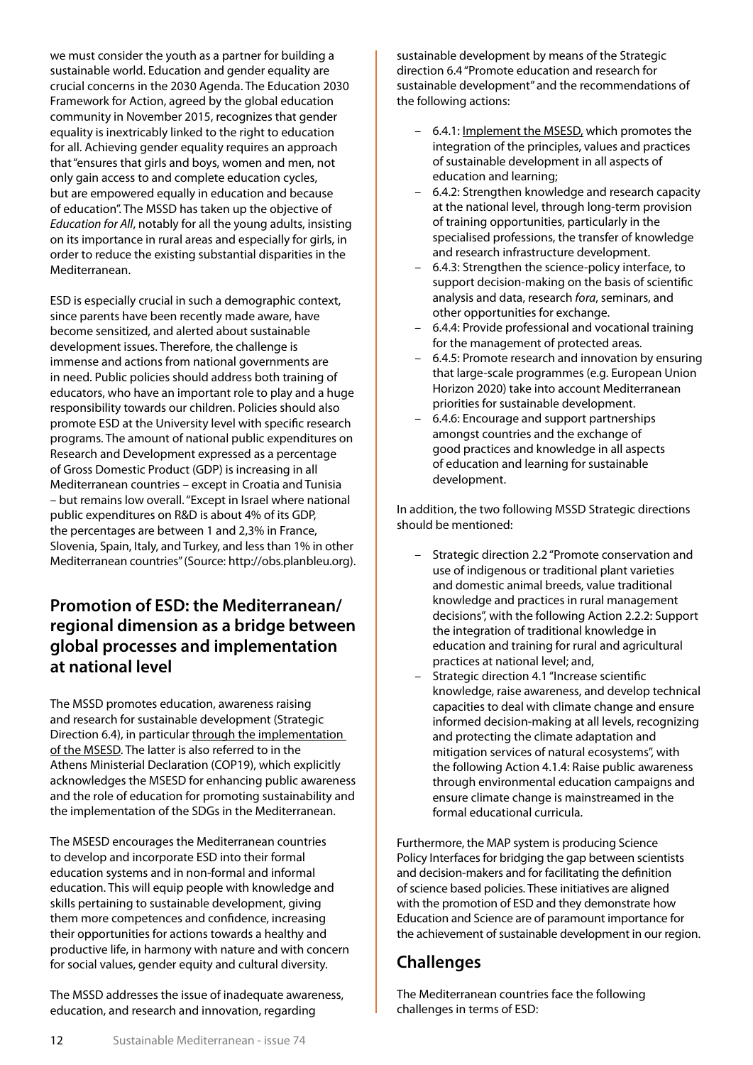we must consider the youth as a partner for building a sustainable world. Education and gender equality are crucial concerns in the 2030 Agenda. The Education 2030 Framework for Action, agreed by the global education community in November 2015, recognizes that gender equality is inextricably linked to the right to education for all. Achieving gender equality requires an approach that "ensures that girls and boys, women and men, not only gain access to and complete education cycles, but are empowered equally in education and because of education". The MSSD has taken up the objective of *Education for All*, notably for all the young adults, insisting on its importance in rural areas and especially for girls, in order to reduce the existing substantial disparities in the Mediterranean.

ESD is especially crucial in such a demographic context, since parents have been recently made aware, have become sensitized, and alerted about sustainable development issues. Therefore, the challenge is immense and actions from national governments are in need. Public policies should address both training of educators, who have an important role to play and a huge responsibility towards our children. Policies should also promote ESD at the University level with specific research programs. The amount of national public expenditures on Research and Development expressed as a percentage of Gross Domestic Product (GDP) is increasing in all Mediterranean countries – except in Croatia and Tunisia – but remains low overall. "Except in Israel where national public expenditures on R&D is about 4% of its GDP, the percentages are between 1 and 2,3% in France, Slovenia, Spain, Italy, and Turkey, and less than 1% in other Mediterranean countries" (Source: http://obs.planbleu.org).

## Promotion of ESD: the Mediterranean/regional dimension as a bridge between global processes and implementation at national level

The MSSD promotes education, awareness raising and research for sustainable development (Strategic Direction 6.4), in particular through the implementation of the MSESD. The latter is also referred to in the Athens Ministerial Declaration (COP19), which explicitly acknowledges the MSESD for enhancing public awareness and the role of education for promoting sustainability and the implementation of the SDGs in the Mediterranean.

The MSESD encourages the Mediterranean countries to develop and incorporate ESD into their formal education systems and in non-formal and informal education. This will equip people with knowledge and skills pertaining to sustainable development, giving them more competences and confidence, increasing their opportunities for actions towards a healthy and productive life, in harmony with nature and with concern for social values, gender equity and cultural diversity.

The MSSD addresses the issue of inadequate awareness, education, and research and innovation, regarding sustainable development by means of the Strategic direction 6.4 "Promote education and research for sustainable development" and the recommendations of the following actions:

- 6.4.1: Implement the MSESD, which promotes the integration of the principles, values and practices of sustainable development in all aspects of education and learning;
- 6.4.2: Strengthen knowledge and research capacity at the national level, through long-term provision of training opportunities, particularly in the specialised professions, the transfer of knowledge and research infrastructure development.
- 6.4.3: Strengthen the science-policy interface, to support decision-making on the basis of scientific analysis and data, research *fora*, seminars, and other opportunities for exchange.
- 6.4.4: Provide professional and vocational training for the management of protected areas.
- 6.4.5: Promote research and innovation by ensuring that large-scale programmes (e.g. European Union Horizon 2020) take into account Mediterranean priorities for sustainable development.
- 6.4.6: Encourage and support partnerships amongst countries and the exchange of good practices and knowledge in all aspects of education and learning for sustainable development.

In addition, the two following MSSD Strategic directions should be mentioned:

- Strategic direction 2.2 "Promote conservation and use of indigenous or traditional plant varieties and domestic animal breeds, value traditional knowledge and practices in rural management decisions", with the following Action 2.2.2: Support the integration of traditional knowledge in education and training for rural and agricultural practices at national level; and,
- Strategic direction 4.1 "Increase scientific knowledge, raise awareness, and develop technical capacities to deal with climate change and ensure informed decision-making at all levels, recognizing and protecting the climate adaptation and mitigation services of natural ecosystems", with the following Action 4.1.4: Raise public awareness through environmental education campaigns and ensure climate change is mainstreamed in the formal educational curricula.

Furthermore, the MAP system is producing Science Policy Interfaces for bridging the gap between scientists and decision-makers and for facilitating the definition of science based policies. These initiatives are aligned with the promotion of ESD and they demonstrate how Education and Science are of paramount importance for the achievement of sustainable development in our region.

## Challenges

The Mediterranean countries face the following challenges in terms of ESD: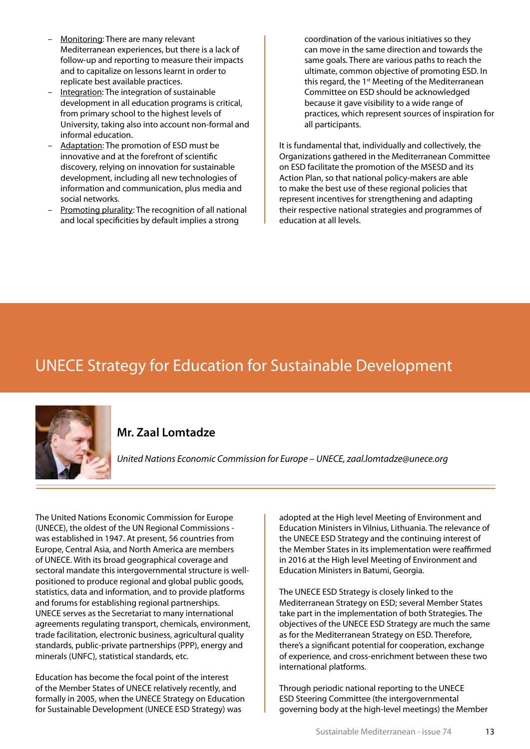- Monitoring: There are many relevant Mediterranean experiences, but there is a lack of follow-up and reporting to measure their impacts and to capitalize on lessons learnt in order to replicate best available practices.
- Integration: The integration of sustainable development in all education programs is critical, from primary school to the highest levels of University, taking also into account non-formal and informal education.
- Adaptation: The promotion of ESD must be innovative and at the forefront of scientific discovery, relying on innovation for sustainable development, including all new technologies of information and communication, plus media and social networks.
- Promoting plurality: The recognition of all national and local specificities by default implies a strong coordination of the various initiatives so they can move in the same direction and towards the same goals. There are various paths to reach the ultimate, common objective of promoting ESD. In this regard, the 1st Meeting of the Mediterranean Committee on ESD should be acknowledged because it gave visibility to a wide range of practices, which represent sources of inspiration for all participants.

It is fundamental that, individually and collectively, the Organizations gathered in the Mediterranean Committee on ESD facilitate the promotion of the MSESD and its Action Plan, so that national policy-makers are able to make the best use of these regional policies that represent incentives for strengthening and adapting their respective national strategies and programmes of education at all levels.

# UNECE Strategy for Education for Sustainable Development

## Mr. Zaal Lomtadze

*United Nations Economic Commission for Europe – UNECE, zaal.lomtadze@unece.org*

The United Nations Economic Commission for Europe (UNECE), the oldest of the UN Regional Commissions - was established in 1947. At present, 56 countries from Europe, Central Asia, and North America are members of UNECE. With its broad geographical coverage and sectoral mandate this intergovernmental structure is well-positioned to produce regional and global public goods, statistics, data and information, and to provide platforms and forums for establishing regional partnerships. UNECE serves as the Secretariat to many international agreements regulating transport, chemicals, environment, trade facilitation, electronic business, agricultural quality standards, public-private partnerships (PPP), energy and minerals (UNFC), statistical standards, etc.

Education has become the focal point of the interest of the Member States of UNECE relatively recently, and formally in 2005, when the UNECE Strategy on Education for Sustainable Development (UNECE ESD Strategy) was adopted at the High level Meeting of Environment and Education Ministers in Vilnius, Lithuania. The relevance of the UNECE ESD Strategy and the continuing interest of the Member States in its implementation were reaffirmed in 2016 at the High level Meeting of Environment and Education Ministers in Batumi, Georgia.

The UNECE ESD Strategy is closely linked to the Mediterranean Strategy on ESD; several Member States take part in the implementation of both Strategies. The objectives of the UNECE ESD Strategy are much the same as for the Mediterranean Strategy on ESD. Therefore, there's a significant potential for cooperation, exchange of experience, and cross-enrichment between these two international platforms.

Through periodic national reporting to the UNECE ESD Steering Committee (the intergovernmental governing body at the high-level meetings) the Member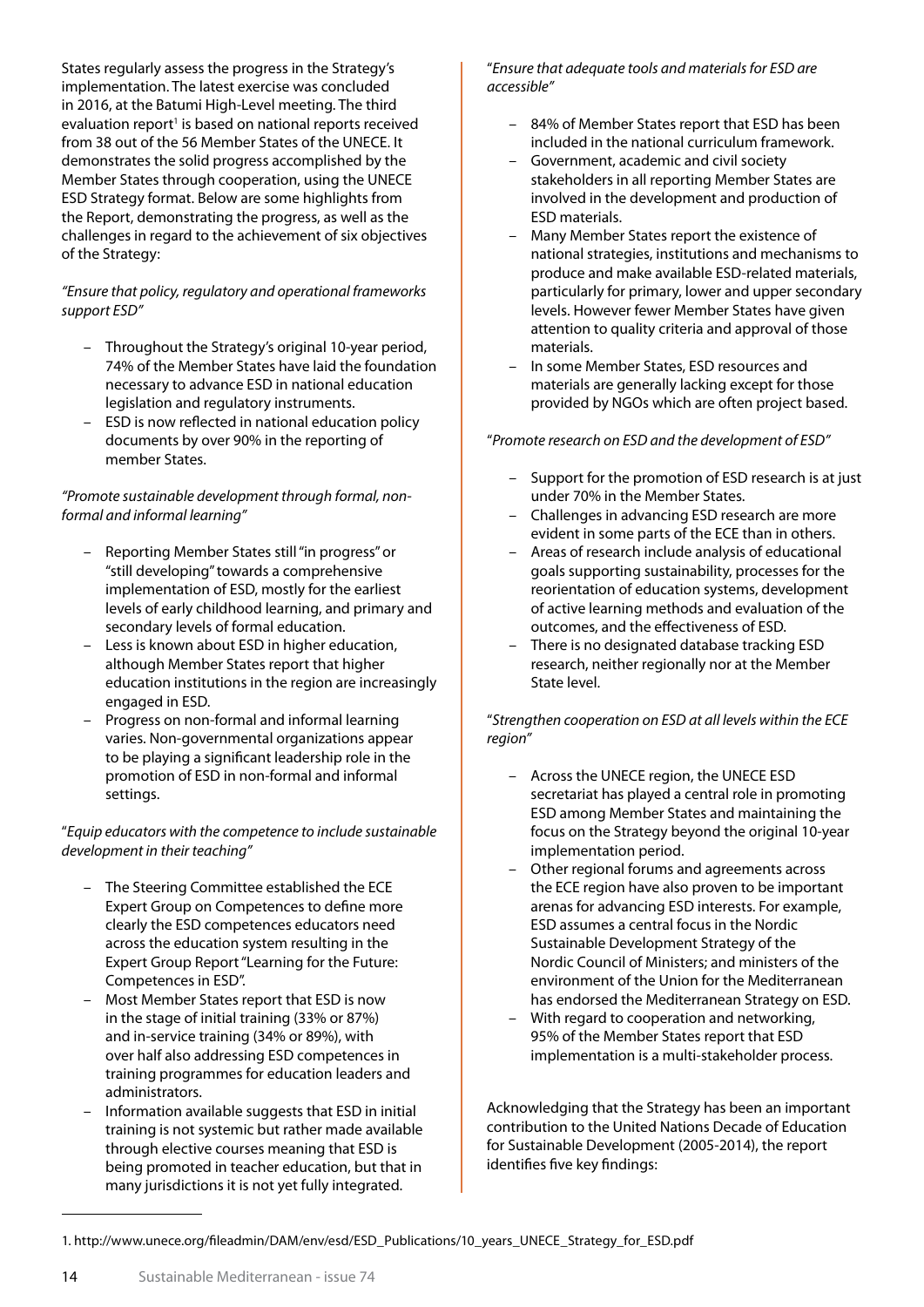States regularly assess the progress in the Strategy's implementation. The latest exercise was concluded in 2016, at the Batumi High-Level meeting. The third evaluation report[1] is based on national reports received from 38 out of the 56 Member States of the UNECE. It demonstrates the solid progress accomplished by the Member States through cooperation, using the UNECE ESD Strategy format. Below are some highlights from the Report, demonstrating the progress, as well as the challenges in regard to the achievement of six objectives of the Strategy:

*"Ensure that policy, regulatory and operational frameworks support ESD"*

- Throughout the Strategy's original 10-year period, 74% of the Member States have laid the foundation necessary to advance ESD in national education legislation and regulatory instruments.
- ESD is now reflected in national education policy documents by over 90% in the reporting of member States.

*"Promote sustainable development through formal, non-formal and informal learning"*

- Reporting Member States still "in progress" or "still developing" towards a comprehensive implementation of ESD, mostly for the earliest levels of early childhood learning, and primary and secondary levels of formal education.
- Less is known about ESD in higher education, although Member States report that higher education institutions in the region are increasingly engaged in ESD.
- Progress on non-formal and informal learning varies. Non-governmental organizations appear to be playing a significant leadership role in the promotion of ESD in non-formal and informal settings.

"*Equip educators with the competence to include sustainable development in their teaching"*

- The Steering Committee established the ECE Expert Group on Competences to define more clearly the ESD competences educators need across the education system resulting in the Expert Group Report "Learning for the Future: Competences in ESD".
- Most Member States report that ESD is now in the stage of initial training (33% or 87%) and in-service training (34% or 89%), with over half also addressing ESD competences in training programmes for education leaders and administrators.
- Information available suggests that ESD in initial training is not systemic but rather made available through elective courses meaning that ESD is being promoted in teacher education, but that in many jurisdictions it is not yet fully integrated.

"*Ensure that adequate tools and materials for ESD are accessible"*

- 84% of Member States report that ESD has been included in the national curriculum framework.
- Government, academic and civil society stakeholders in all reporting Member States are involved in the development and production of ESD materials.
- Many Member States report the existence of national strategies, institutions and mechanisms to produce and make available ESD-related materials, particularly for primary, lower and upper secondary levels. However fewer Member States have given attention to quality criteria and approval of those materials.
- In some Member States, ESD resources and materials are generally lacking except for those provided by NGOs which are often project based.

"*Promote research on ESD and the development of ESD"*

- Support for the promotion of ESD research is at just under 70% in the Member States.
- Challenges in advancing ESD research are more evident in some parts of the ECE than in others.
- Areas of research include analysis of educational goals supporting sustainability, processes for the reorientation of education systems, development of active learning methods and evaluation of the outcomes, and the effectiveness of ESD.
- There is no designated database tracking ESD research, neither regionally nor at the Member State level.

"*Strengthen cooperation on ESD at all levels within the ECE region"*

- Across the UNECE region, the UNECE ESD secretariat has played a central role in promoting ESD among Member States and maintaining the focus on the Strategy beyond the original 10-year implementation period.
- Other regional forums and agreements across the ECE region have also proven to be important arenas for advancing ESD interests. For example, ESD assumes a central focus in the Nordic Sustainable Development Strategy of the Nordic Council of Ministers; and ministers of the environment of the Union for the Mediterranean has endorsed the Mediterranean Strategy on ESD.
- With regard to cooperation and networking, 95% of the Member States report that ESD implementation is a multi-stakeholder process.

Acknowledging that the Strategy has been an important contribution to the United Nations Decade of Education for Sustainable Development (2005-2014), the report identifies five key findings:

1. http://www.unece.org/fileadmin/DAM/env/esd/ESD_Publications/10_years_UNECE_Strategy_for_ESD.pdf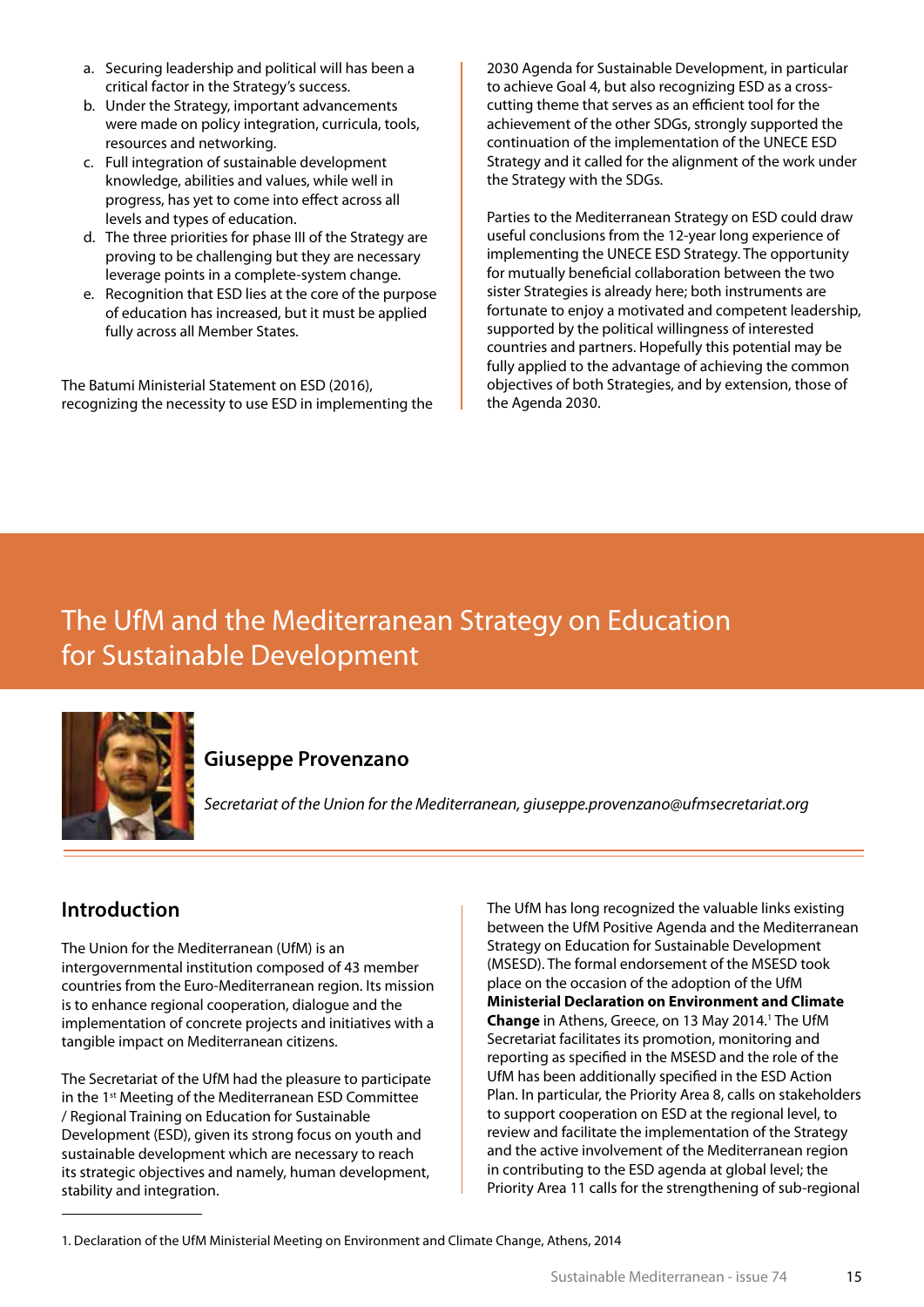a. Securing leadership and political will has been a critical factor in the Strategy's success.
b. Under the Strategy, important advancements were made on policy integration, curricula, tools, resources and networking.
c. Full integration of sustainable development knowledge, abilities and values, while well in progress, has yet to come into effect across all levels and types of education.
d. The three priorities for phase III of the Strategy are proving to be challenging but they are necessary leverage points in a complete-system change.
e. Recognition that ESD lies at the core of the purpose of education has increased, but it must be applied fully across all Member States.

The Batumi Ministerial Statement on ESD (2016), recognizing the necessity to use ESD in implementing the 2030 Agenda for Sustainable Development, in particular to achieve Goal 4, but also recognizing ESD as a cross-cutting theme that serves as an efficient tool for the achievement of the other SDGs, strongly supported the continuation of the implementation of the UNECE ESD Strategy and it called for the alignment of the work under the Strategy with the SDGs.

Parties to the Mediterranean Strategy on ESD could draw useful conclusions from the 12-year long experience of implementing the UNECE ESD Strategy. The opportunity for mutually beneficial collaboration between the two sister Strategies is already here; both instruments are fortunate to enjoy a motivated and competent leadership, supported by the political willingness of interested countries and partners. Hopefully this potential may be fully applied to the advantage of achieving the common objectives of both Strategies, and by extension, those of the Agenda 2030.

# The UfM and the Mediterranean Strategy on Education for Sustainable Development

### Giuseppe Provenzano

*Secretariat of the Union for the Mediterranean, giuseppe.provenzano@ufmsecretariat.org*

## Introduction

The Union for the Mediterranean (UfM) is an intergovernmental institution composed of 43 member countries from the Euro-Mediterranean region. Its mission is to enhance regional cooperation, dialogue and the implementation of concrete projects and initiatives with a tangible impact on Mediterranean citizens.

The Secretariat of the UfM had the pleasure to participate in the 1st Meeting of the Mediterranean ESD Committee / Regional Training on Education for Sustainable Development (ESD), given its strong focus on youth and sustainable development which are necessary to reach its strategic objectives and namely, human development, stability and integration.

The UfM has long recognized the valuable links existing between the UfM Positive Agenda and the Mediterranean Strategy on Education for Sustainable Development (MSESD). The formal endorsement of the MSESD took place on the occasion of the adoption of the UfM **Ministerial Declaration on Environment and Climate Change** in Athens, Greece, on 13 May 2014.[1] The UfM Secretariat facilitates its promotion, monitoring and reporting as specified in the MSESD and the role of the UfM has been additionally specified in the ESD Action Plan. In particular, the Priority Area 8, calls on stakeholders to support cooperation on ESD at the regional level, to review and facilitate the implementation of the Strategy and the active involvement of the Mediterranean region in contributing to the ESD agenda at global level; the Priority Area 11 calls for the strengthening of sub-regional

1. Declaration of the UfM Ministerial Meeting on Environment and Climate Change, Athens, 2014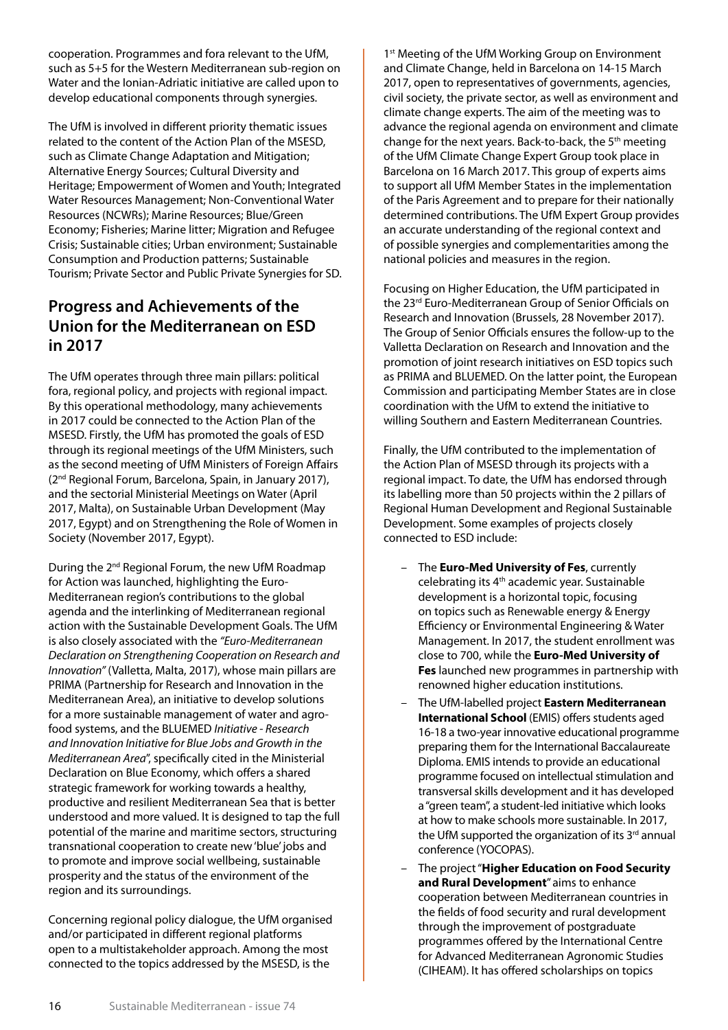cooperation. Programmes and fora relevant to the UfM, such as 5+5 for the Western Mediterranean sub-region on Water and the Ionian-Adriatic initiative are called upon to develop educational components through synergies.

The UfM is involved in different priority thematic issues related to the content of the Action Plan of the MSESD, such as Climate Change Adaptation and Mitigation; Alternative Energy Sources; Cultural Diversity and Heritage; Empowerment of Women and Youth; Integrated Water Resources Management; Non-Conventional Water Resources (NCWRs); Marine Resources; Blue/Green Economy; Fisheries; Marine litter; Migration and Refugee Crisis; Sustainable cities; Urban environment; Sustainable Consumption and Production patterns; Sustainable Tourism; Private Sector and Public Private Synergies for SD.

## Progress and Achievements of the Union for the Mediterranean on ESD in 2017

The UfM operates through three main pillars: political fora, regional policy, and projects with regional impact. By this operational methodology, many achievements in 2017 could be connected to the Action Plan of the MSESD. Firstly, the UfM has promoted the goals of ESD through its regional meetings of the UfM Ministers, such as the second meeting of UfM Ministers of Foreign Affairs (2nd Regional Forum, Barcelona, Spain, in January 2017), and the sectorial Ministerial Meetings on Water (April 2017, Malta), on Sustainable Urban Development (May 2017, Egypt) and on Strengthening the Role of Women in Society (November 2017, Egypt).

During the 2nd Regional Forum, the new UfM Roadmap for Action was launched, highlighting the Euro-Mediterranean region's contributions to the global agenda and the interlinking of Mediterranean regional action with the Sustainable Development Goals. The UfM is also closely associated with the *"Euro-Mediterranean Declaration on Strengthening Cooperation on Research and Innovation"* (Valletta, Malta, 2017), whose main pillars are PRIMA (Partnership for Research and Innovation in the Mediterranean Area), an initiative to develop solutions for a more sustainable management of water and agro-food systems, and the BLUEMED *Initiative - Research and Innovation Initiative for Blue Jobs and Growth in the Mediterranean Area"*, specifically cited in the Ministerial Declaration on Blue Economy, which offers a shared strategic framework for working towards a healthy, productive and resilient Mediterranean Sea that is better understood and more valued. It is designed to tap the full potential of the marine and maritime sectors, structuring transnational cooperation to create new 'blue' jobs and to promote and improve social wellbeing, sustainable prosperity and the status of the environment of the region and its surroundings.

Concerning regional policy dialogue, the UfM organised and/or participated in different regional platforms open to a multistakeholder approach. Among the most connected to the topics addressed by the MSESD, is the 1st Meeting of the UfM Working Group on Environment and Climate Change, held in Barcelona on 14-15 March 2017, open to representatives of governments, agencies, civil society, the private sector, as well as environment and climate change experts. The aim of the meeting was to advance the regional agenda on environment and climate change for the next years. Back-to-back, the 5th meeting of the UfM Climate Change Expert Group took place in Barcelona on 16 March 2017. This group of experts aims to support all UfM Member States in the implementation of the Paris Agreement and to prepare for their nationally determined contributions. The UfM Expert Group provides an accurate understanding of the regional context and of possible synergies and complementarities among the national policies and measures in the region.

Focusing on Higher Education, the UfM participated in the 23rd Euro-Mediterranean Group of Senior Officials on Research and Innovation (Brussels, 28 November 2017). The Group of Senior Officials ensures the follow-up to the Valletta Declaration on Research and Innovation and the promotion of joint research initiatives on ESD topics such as PRIMA and BLUEMED. On the latter point, the European Commission and participating Member States are in close coordination with the UfM to extend the initiative to willing Southern and Eastern Mediterranean Countries.

Finally, the UfM contributed to the implementation of the Action Plan of MSESD through its projects with a regional impact. To date, the UfM has endorsed through its labelling more than 50 projects within the 2 pillars of Regional Human Development and Regional Sustainable Development. Some examples of projects closely connected to ESD include:

- The **Euro-Med University of Fes**, currently celebrating its 4th academic year. Sustainable development is a horizontal topic, focusing on topics such as Renewable energy & Energy Efficiency or Environmental Engineering & Water Management. In 2017, the student enrollment was close to 700, while the **Euro-Med University of Fes** launched new programmes in partnership with renowned higher education institutions.
- The UfM-labelled project **Eastern Mediterranean International School** (EMIS) offers students aged 16-18 a two-year innovative educational programme preparing them for the International Baccalaureate Diploma. EMIS intends to provide an educational programme focused on intellectual stimulation and transversal skills development and it has developed a "green team", a student-led initiative which looks at how to make schools more sustainable. In 2017, the UfM supported the organization of its 3rd annual conference (YOCOPAS).
- The project "**Higher Education on Food Security and Rural Development**" aims to enhance cooperation between Mediterranean countries in the fields of food security and rural development through the improvement of postgraduate programmes offered by the International Centre for Advanced Mediterranean Agronomic Studies (CIHEAM). It has offered scholarships on topics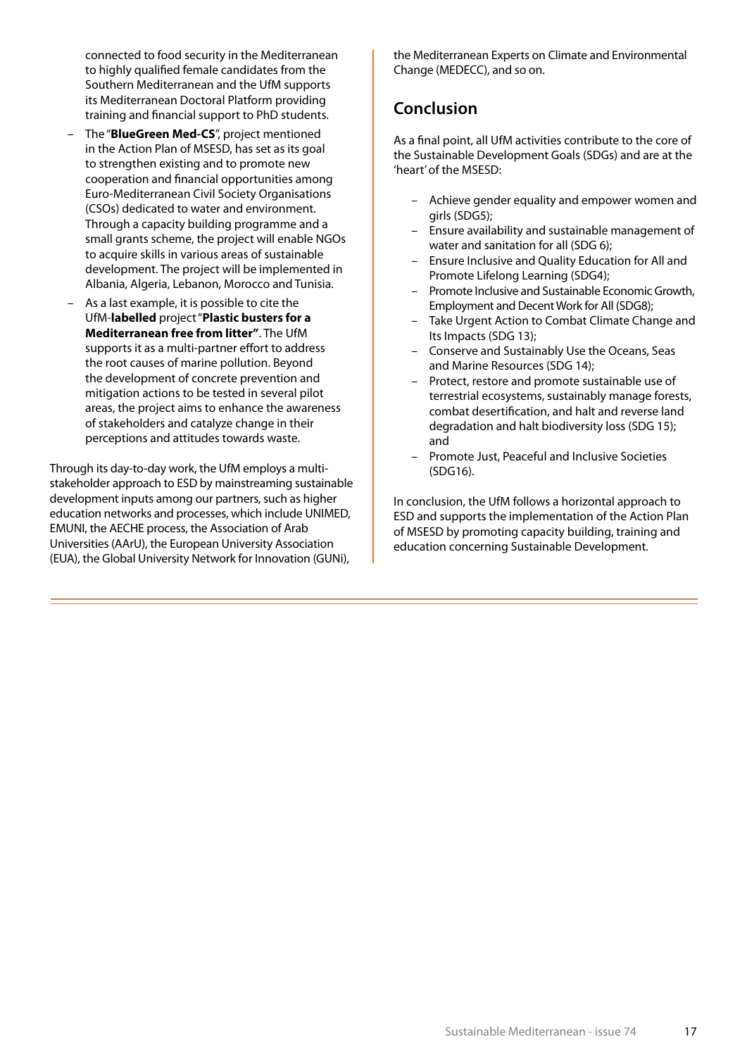connected to food security in the Mediterranean to highly qualified female candidates from the Southern Mediterranean and the UfM supports its Mediterranean Doctoral Platform providing training and financial support to PhD students.

- The "**BlueGreen Med-CS**", project mentioned in the Action Plan of MSESD, has set as its goal to strengthen existing and to promote new cooperation and financial opportunities among Euro-Mediterranean Civil Society Organisations (CSOs) dedicated to water and environment. Through a capacity building programme and a small grants scheme, the project will enable NGOs to acquire skills in various areas of sustainable development. The project will be implemented in Albania, Algeria, Lebanon, Morocco and Tunisia.
- As a last example, it is possible to cite the UfM-**labelled** project "**Plastic busters for a Mediterranean free from litter"**. The UfM supports it as a multi-partner effort to address the root causes of marine pollution. Beyond the development of concrete prevention and mitigation actions to be tested in several pilot areas, the project aims to enhance the awareness of stakeholders and catalyze change in their perceptions and attitudes towards waste.

Through its day-to-day work, the UfM employs a multi-stakeholder approach to ESD by mainstreaming sustainable development inputs among our partners, such as higher education networks and processes, which include UNIMED, EMUNI, the AECHE process, the Association of Arab Universities (AArU), the European University Association (EUA), the Global University Network for Innovation (GUNi), the Mediterranean Experts on Climate and Environmental Change (MEDECC), and so on.

## Conclusion

As a final point, all UfM activities contribute to the core of the Sustainable Development Goals (SDGs) and are at the 'heart' of the MSESD:

- Achieve gender equality and empower women and girls (SDG5);
- Ensure availability and sustainable management of water and sanitation for all (SDG 6);
- Ensure Inclusive and Quality Education for All and Promote Lifelong Learning (SDG4);
- Promote Inclusive and Sustainable Economic Growth, Employment and Decent Work for All (SDG8);
- Take Urgent Action to Combat Climate Change and Its Impacts (SDG 13);
- Conserve and Sustainably Use the Oceans, Seas and Marine Resources (SDG 14);
- Protect, restore and promote sustainable use of terrestrial ecosystems, sustainably manage forests, combat desertification, and halt and reverse land degradation and halt biodiversity loss (SDG 15); and
- Promote Just, Peaceful and Inclusive Societies (SDG16).

In conclusion, the UfM follows a horizontal approach to ESD and supports the implementation of the Action Plan of MSESD by promoting capacity building, training and education concerning Sustainable Development.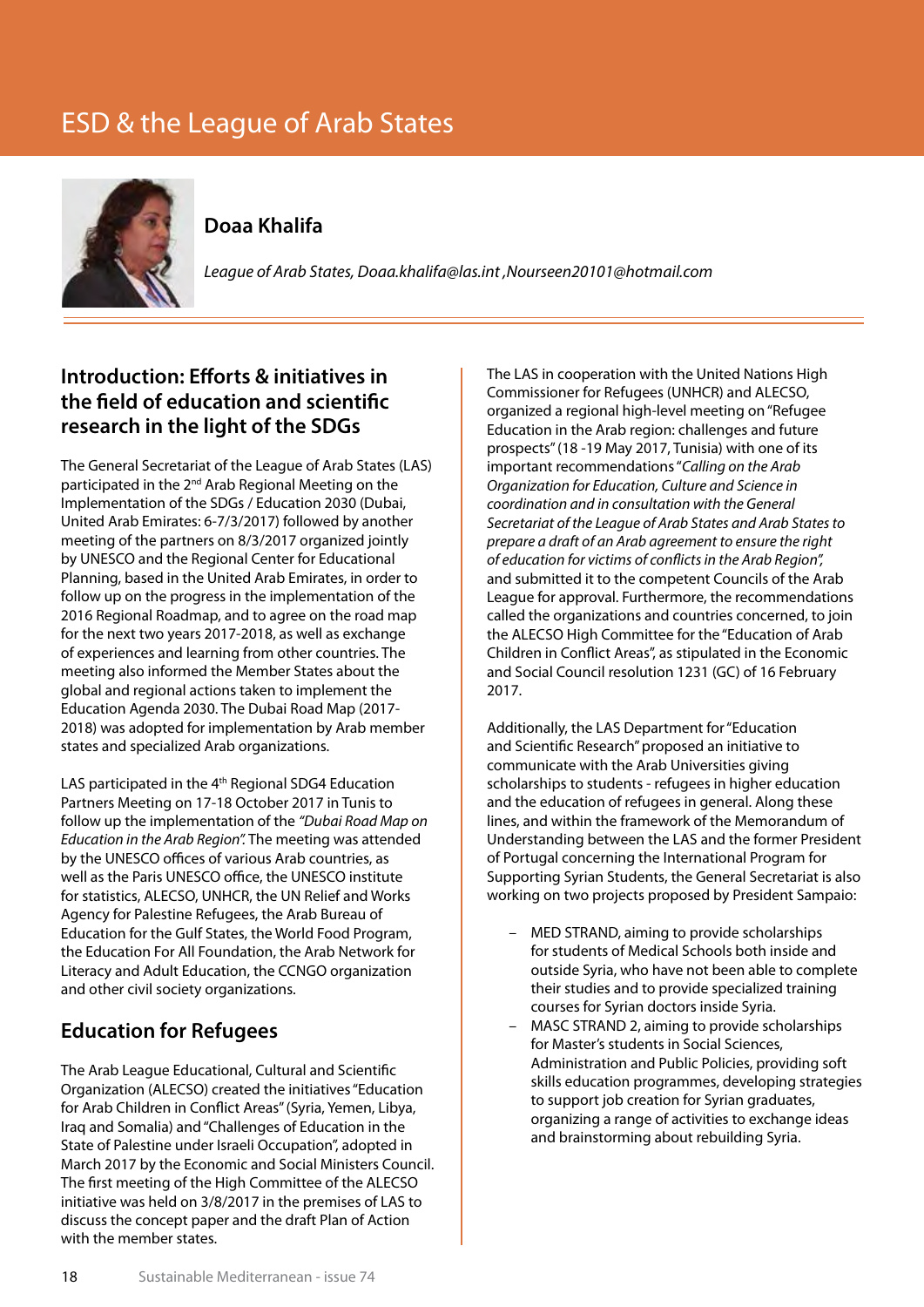# ESD & the League of Arab States

## Doaa Khalifa

*League of Arab States, Doaa.khalifa@las.int ,Nourseen20101@hotmail.com*

## Introduction: Efforts & initiatives in the field of education and scientific research in the light of the SDGs

The General Secretariat of the League of Arab States (LAS) participated in the 2[nd] Arab Regional Meeting on the Implementation of the SDGs / Education 2030 (Dubai, United Arab Emirates: 6-7/3/2017) followed by another meeting of the partners on 8/3/2017 organized jointly by UNESCO and the Regional Center for Educational Planning, based in the United Arab Emirates, in order to follow up on the progress in the implementation of the 2016 Regional Roadmap, and to agree on the road map for the next two years 2017-2018, as well as exchange of experiences and learning from other countries. The meeting also informed the Member States about the global and regional actions taken to implement the Education Agenda 2030. The Dubai Road Map (2017-2018) was adopted for implementation by Arab member states and specialized Arab organizations.

LAS participated in the 4[th] Regional SDG4 Education Partners Meeting on 17-18 October 2017 in Tunis to follow up the implementation of the *"Dubai Road Map on Education in the Arab Region".* The meeting was attended by the UNESCO offices of various Arab countries, as well as the Paris UNESCO office, the UNESCO institute for statistics, ALECSO, UNHCR, the UN Relief and Works Agency for Palestine Refugees, the Arab Bureau of Education for the Gulf States, the World Food Program, the Education For All Foundation, the Arab Network for Literacy and Adult Education, the CCNGO organization and other civil society organizations.

## Education for Refugees

The Arab League Educational, Cultural and Scientific Organization (ALECSO) created the initiatives "Education for Arab Children in Conflict Areas" (Syria, Yemen, Libya, Iraq and Somalia) and "Challenges of Education in the State of Palestine under Israeli Occupation", adopted in March 2017 by the Economic and Social Ministers Council. The first meeting of the High Committee of the ALECSO initiative was held on 3/8/2017 in the premises of LAS to discuss the concept paper and the draft Plan of Action with the member states.

The LAS in cooperation with the United Nations High Commissioner for Refugees (UNHCR) and ALECSO, organized a regional high-level meeting on "Refugee Education in the Arab region: challenges and future prospects" (18 -19 May 2017, Tunisia) with one of its important recommendations "*Calling on the Arab Organization for Education, Culture and Science in coordination and in consultation with the General Secretariat of the League of Arab States and Arab States to prepare a draft of an Arab agreement to ensure the right of education for victims of conflicts in the Arab Region",* and submitted it to the competent Councils of the Arab League for approval. Furthermore, the recommendations called the organizations and countries concerned, to join the ALECSO High Committee for the "Education of Arab Children in Conflict Areas", as stipulated in the Economic and Social Council resolution 1231 (GC) of 16 February 2017.

Additionally, the LAS Department for "Education and Scientific Research" proposed an initiative to communicate with the Arab Universities giving scholarships to students - refugees in higher education and the education of refugees in general. Along these lines, and within the framework of the Memorandum of Understanding between the LAS and the former President of Portugal concerning the International Program for Supporting Syrian Students, the General Secretariat is also working on two projects proposed by President Sampaio:

- MED STRAND, aiming to provide scholarships for students of Medical Schools both inside and outside Syria, who have not been able to complete their studies and to provide specialized training courses for Syrian doctors inside Syria.
- MASC STRAND 2, aiming to provide scholarships for Master's students in Social Sciences, Administration and Public Policies, providing soft skills education programmes, developing strategies to support job creation for Syrian graduates, organizing a range of activities to exchange ideas and brainstorming about rebuilding Syria.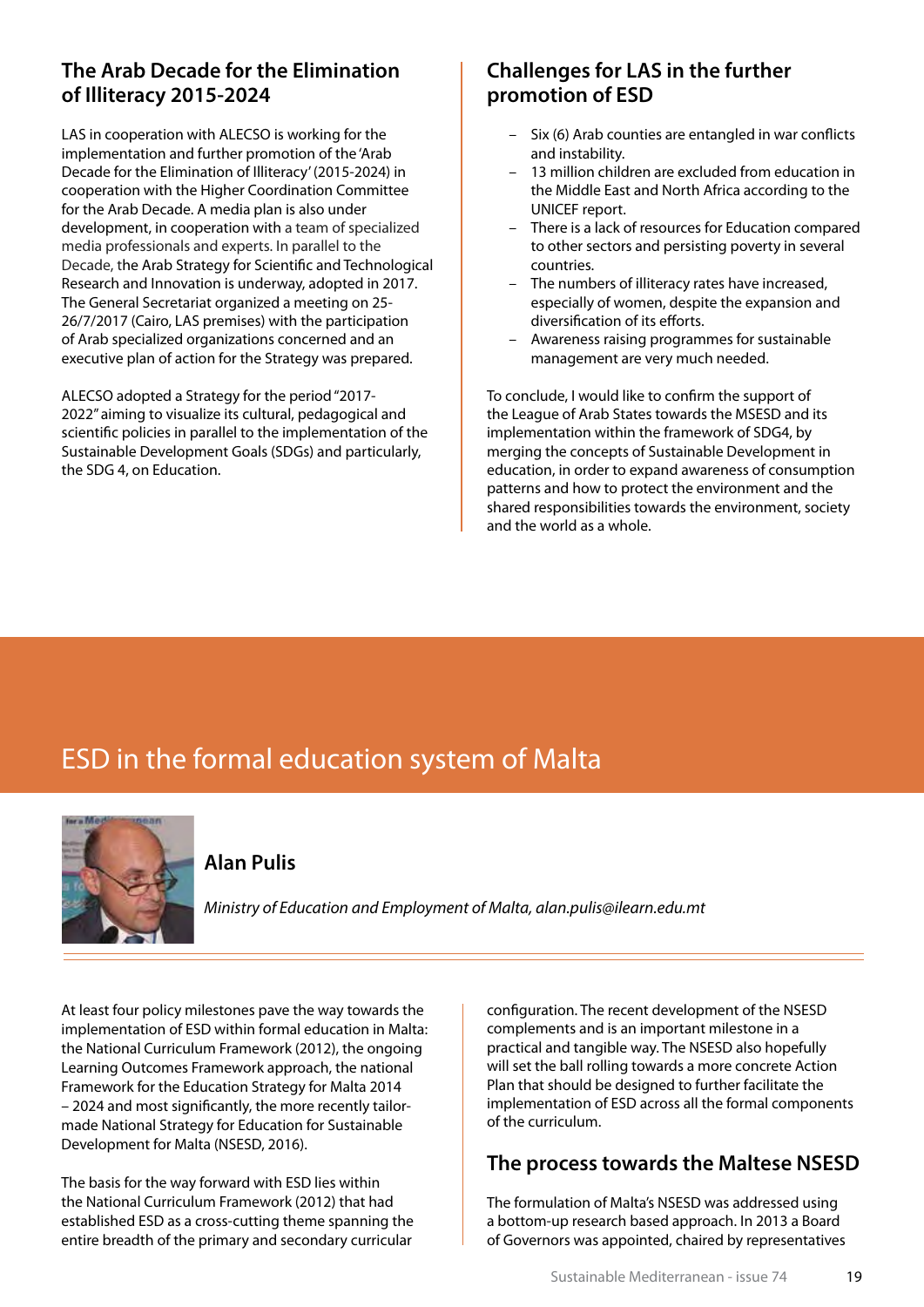## The Arab Decade for the Elimination of Illiteracy 2015-2024

LAS in cooperation with ALECSO is working for the implementation and further promotion of the 'Arab Decade for the Elimination of Illiteracy' (2015-2024) in cooperation with the Higher Coordination Committee for the Arab Decade. A media plan is also under development, in cooperation with a team of specialized media professionals and experts. In parallel to the Decade, the Arab Strategy for Scientific and Technological Research and Innovation is underway, adopted in 2017. The General Secretariat organized a meeting on 25-26/7/2017 (Cairo, LAS premises) with the participation of Arab specialized organizations concerned and an executive plan of action for the Strategy was prepared.

ALECSO adopted a Strategy for the period "2017-2022" aiming to visualize its cultural, pedagogical and scientific policies in parallel to the implementation of the Sustainable Development Goals (SDGs) and particularly, the SDG 4, on Education.

## Challenges for LAS in the further promotion of ESD

- Six (6) Arab counties are entangled in war conflicts and instability.
- 13 million children are excluded from education in the Middle East and North Africa according to the UNICEF report.
- There is a lack of resources for Education compared to other sectors and persisting poverty in several countries.
- The numbers of illiteracy rates have increased, especially of women, despite the expansion and diversification of its efforts.
- Awareness raising programmes for sustainable management are very much needed.

To conclude, I would like to confirm the support of the League of Arab States towards the MSESD and its implementation within the framework of SDG4, by merging the concepts of Sustainable Development in education, in order to expand awareness of consumption patterns and how to protect the environment and the shared responsibilities towards the environment, society and the world as a whole.

# ESD in the formal education system of Malta

**Alan Pulis**

*Ministry of Education and Employment of Malta, alan.pulis@ilearn.edu.mt*

At least four policy milestones pave the way towards the implementation of ESD within formal education in Malta: the National Curriculum Framework (2012), the ongoing Learning Outcomes Framework approach, the national Framework for the Education Strategy for Malta 2014 – 2024 and most significantly, the more recently tailor-made National Strategy for Education for Sustainable Development for Malta (NSESD, 2016).

The basis for the way forward with ESD lies within the National Curriculum Framework (2012) that had established ESD as a cross-cutting theme spanning the entire breadth of the primary and secondary curricular configuration. The recent development of the NSESD complements and is an important milestone in a practical and tangible way. The NSESD also hopefully will set the ball rolling towards a more concrete Action Plan that should be designed to further facilitate the implementation of ESD across all the formal components of the curriculum.

## The process towards the Maltese NSESD

The formulation of Malta's NSESD was addressed using a bottom-up research based approach. In 2013 a Board of Governors was appointed, chaired by representatives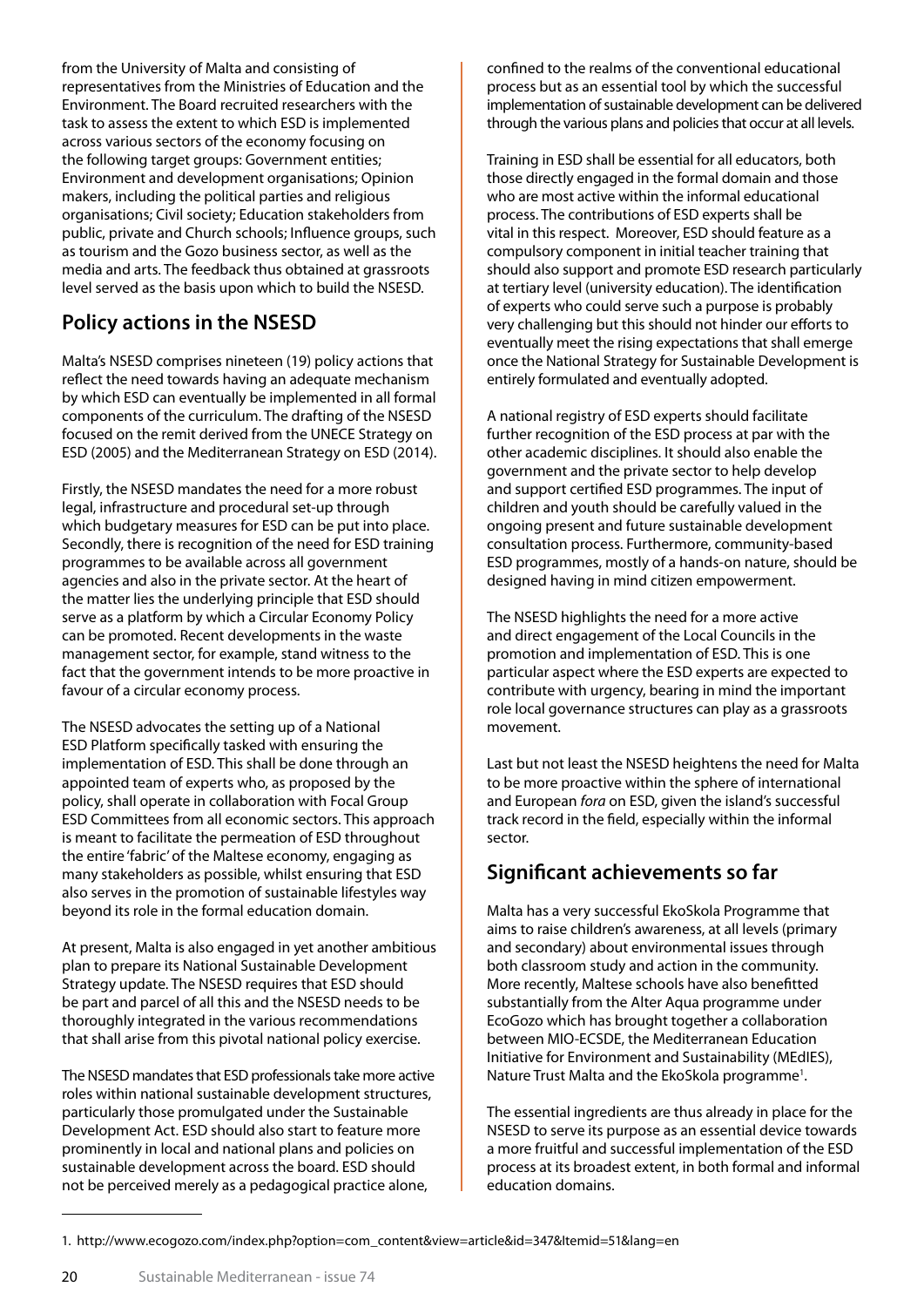from the University of Malta and consisting of representatives from the Ministries of Education and the Environment. The Board recruited researchers with the task to assess the extent to which ESD is implemented across various sectors of the economy focusing on the following target groups: Government entities; Environment and development organisations; Opinion makers, including the political parties and religious organisations; Civil society; Education stakeholders from public, private and Church schools; Influence groups, such as tourism and the Gozo business sector, as well as the media and arts. The feedback thus obtained at grassroots level served as the basis upon which to build the NSESD.

## Policy actions in the NSESD

Malta's NSESD comprises nineteen (19) policy actions that reflect the need towards having an adequate mechanism by which ESD can eventually be implemented in all formal components of the curriculum. The drafting of the NSESD focused on the remit derived from the UNECE Strategy on ESD (2005) and the Mediterranean Strategy on ESD (2014).

Firstly, the NSESD mandates the need for a more robust legal, infrastructure and procedural set-up through which budgetary measures for ESD can be put into place. Secondly, there is recognition of the need for ESD training programmes to be available across all government agencies and also in the private sector. At the heart of the matter lies the underlying principle that ESD should serve as a platform by which a Circular Economy Policy can be promoted. Recent developments in the waste management sector, for example, stand witness to the fact that the government intends to be more proactive in favour of a circular economy process.

The NSESD advocates the setting up of a National ESD Platform specifically tasked with ensuring the implementation of ESD. This shall be done through an appointed team of experts who, as proposed by the policy, shall operate in collaboration with Focal Group ESD Committees from all economic sectors. This approach is meant to facilitate the permeation of ESD throughout the entire 'fabric' of the Maltese economy, engaging as many stakeholders as possible, whilst ensuring that ESD also serves in the promotion of sustainable lifestyles way beyond its role in the formal education domain.

At present, Malta is also engaged in yet another ambitious plan to prepare its National Sustainable Development Strategy update. The NSESD requires that ESD should be part and parcel of all this and the NSESD needs to be thoroughly integrated in the various recommendations that shall arise from this pivotal national policy exercise.

The NSESD mandates that ESD professionals take more active roles within national sustainable development structures, particularly those promulgated under the Sustainable Development Act. ESD should also start to feature more prominently in local and national plans and policies on sustainable development across the board. ESD should not be perceived merely as a pedagogical practice alone, confined to the realms of the conventional educational process but as an essential tool by which the successful implementation of sustainable development can be delivered through the various plans and policies that occur at all levels.

Training in ESD shall be essential for all educators, both those directly engaged in the formal domain and those who are most active within the informal educational process. The contributions of ESD experts shall be vital in this respect. Moreover, ESD should feature as a compulsory component in initial teacher training that should also support and promote ESD research particularly at tertiary level (university education). The identification of experts who could serve such a purpose is probably very challenging but this should not hinder our efforts to eventually meet the rising expectations that shall emerge once the National Strategy for Sustainable Development is entirely formulated and eventually adopted.

A national registry of ESD experts should facilitate further recognition of the ESD process at par with the other academic disciplines. It should also enable the government and the private sector to help develop and support certified ESD programmes. The input of children and youth should be carefully valued in the ongoing present and future sustainable development consultation process. Furthermore, community-based ESD programmes, mostly of a hands-on nature, should be designed having in mind citizen empowerment.

The NSESD highlights the need for a more active and direct engagement of the Local Councils in the promotion and implementation of ESD. This is one particular aspect where the ESD experts are expected to contribute with urgency, bearing in mind the important role local governance structures can play as a grassroots movement.

Last but not least the NSESD heightens the need for Malta to be more proactive within the sphere of international and European *fora* on ESD, given the island's successful track record in the field, especially within the informal sector.

## Significant achievements so far

Malta has a very successful EkoSkola Programme that aims to raise children's awareness, at all levels (primary and secondary) about environmental issues through both classroom study and action in the community. More recently, Maltese schools have also benefitted substantially from the Alter Aqua programme under EcoGozo which has brought together a collaboration between MIO-ECSDE, the Mediterranean Education Initiative for Environment and Sustainability (MEdIES), Nature Trust Malta and the EkoSkola programme[1].

The essential ingredients are thus already in place for the NSESD to serve its purpose as an essential device towards a more fruitful and successful implementation of the ESD process at its broadest extent, in both formal and informal education domains.

1. http://www.ecogozo.com/index.php?option=com_content&view=article&id=347&Itemid=51&lang=en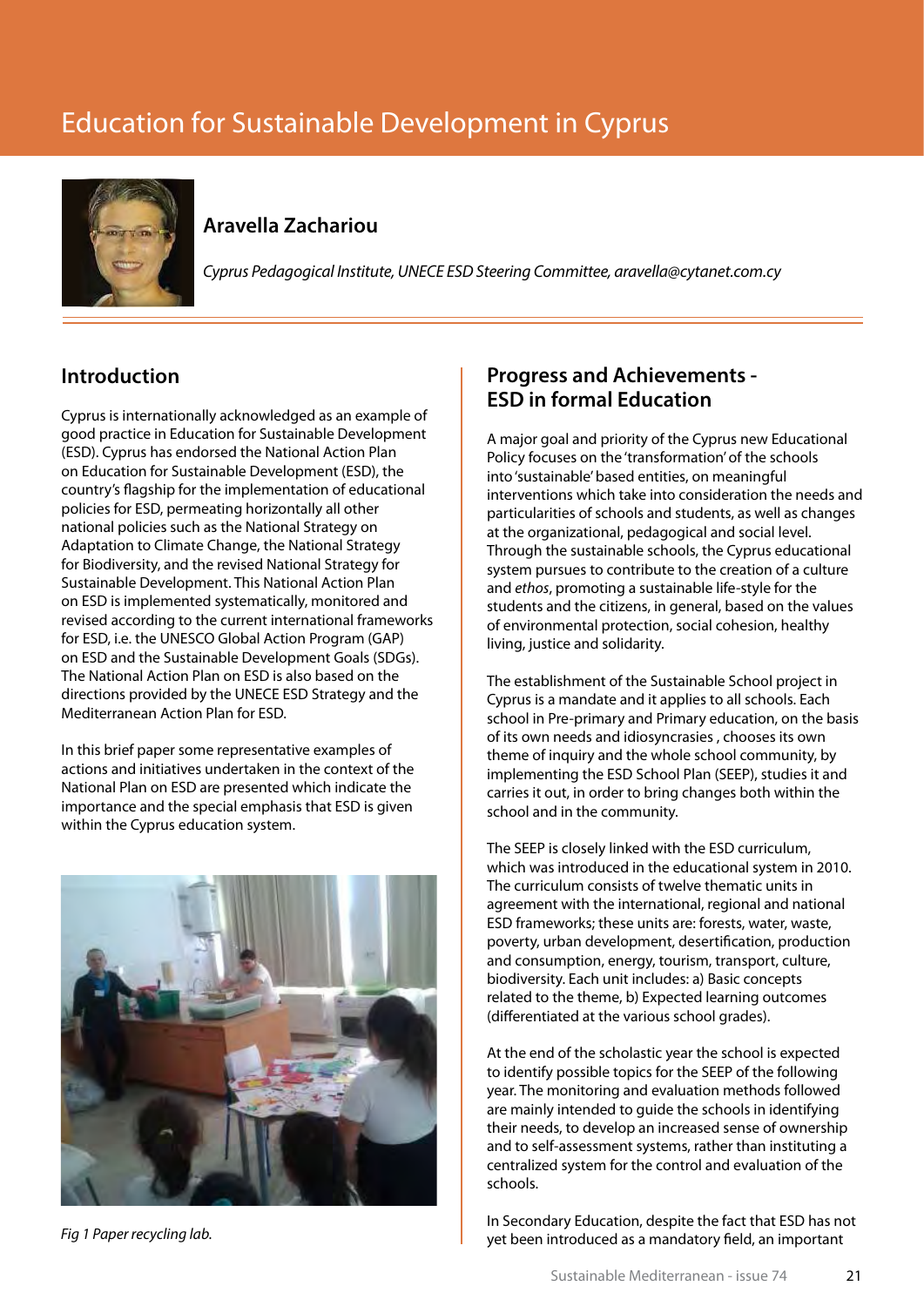# Education for Sustainable Development in Cyprus

## Aravella Zachariou

*Cyprus Pedagogical Institute, UNECE ESD Steering Committee, aravella@cytanet.com.cy*

## Introduction

Cyprus is internationally acknowledged as an example of good practice in Education for Sustainable Development (ESD). Cyprus has endorsed the National Action Plan on Education for Sustainable Development (ESD), the country's flagship for the implementation of educational policies for ESD, permeating horizontally all other national policies such as the National Strategy on Adaptation to Climate Change, the National Strategy for Biodiversity, and the revised National Strategy for Sustainable Development. This National Action Plan on ESD is implemented systematically, monitored and revised according to the current international frameworks for ESD, i.e. the UNESCO Global Action Program (GAP) on ESD and the Sustainable Development Goals (SDGs). The National Action Plan on ESD is also based on the directions provided by the UNECE ESD Strategy and the Mediterranean Action Plan for ESD.

In this brief paper some representative examples of actions and initiatives undertaken in the context of the National Plan on ESD are presented which indicate the importance and the special emphasis that ESD is given within the Cyprus education system.

*Fig 1 Paper recycling lab.*

## Progress and Achievements - ESD in formal Education

A major goal and priority of the Cyprus new Educational Policy focuses on the 'transformation' of the schools into 'sustainable' based entities, on meaningful interventions which take into consideration the needs and particularities of schools and students, as well as changes at the organizational, pedagogical and social level. Through the sustainable schools, the Cyprus educational system pursues to contribute to the creation of a culture and *ethos*, promoting a sustainable life-style for the students and the citizens, in general, based on the values of environmental protection, social cohesion, healthy living, justice and solidarity.

The establishment of the Sustainable School project in Cyprus is a mandate and it applies to all schools. Each school in Pre-primary and Primary education, on the basis of its own needs and idiosyncrasies , chooses its own theme of inquiry and the whole school community, by implementing the ESD School Plan (SEEP), studies it and carries it out, in order to bring changes both within the school and in the community.

The SEEP is closely linked with the ESD curriculum, which was introduced in the educational system in 2010. The curriculum consists of twelve thematic units in agreement with the international, regional and national ESD frameworks; these units are: forests, water, waste, poverty, urban development, desertification, production and consumption, energy, tourism, transport, culture, biodiversity. Each unit includes: a) Basic concepts related to the theme, b) Expected learning outcomes (differentiated at the various school grades).

At the end of the scholastic year the school is expected to identify possible topics for the SEEP of the following year. The monitoring and evaluation methods followed are mainly intended to guide the schools in identifying their needs, to develop an increased sense of ownership and to self-assessment systems, rather than instituting a centralized system for the control and evaluation of the schools.

In Secondary Education, despite the fact that ESD has not yet been introduced as a mandatory field, an important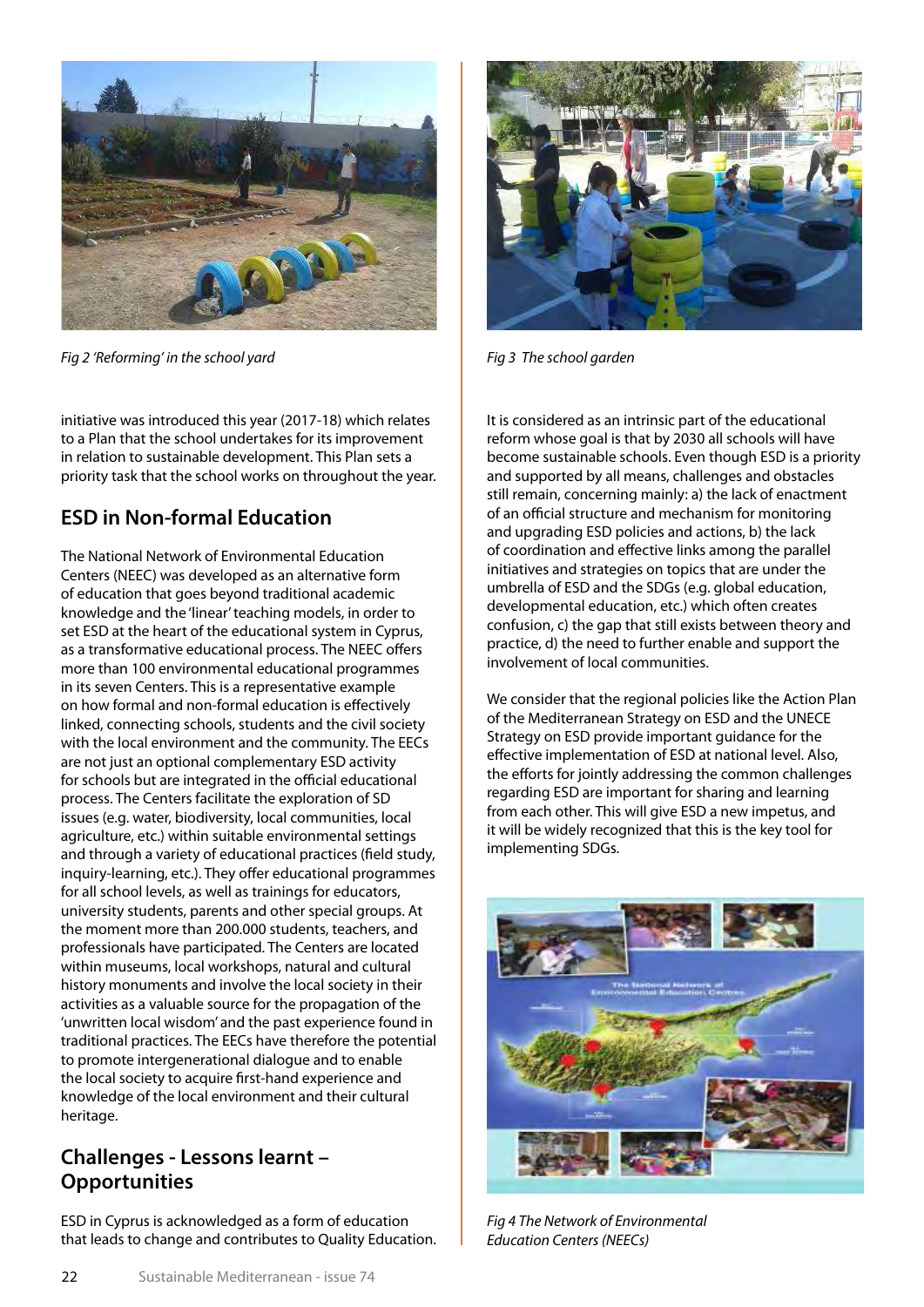Fig 2 'Reforming' in the school yard

Fig 3 The school garden

initiative was introduced this year (2017-18) which relates to a Plan that the school undertakes for its improvement in relation to sustainable development. This Plan sets a priority task that the school works on throughout the year.

## ESD in Non-formal Education

The National Network of Environmental Education Centers (NEEC) was developed as an alternative form of education that goes beyond traditional academic knowledge and the 'linear' teaching models, in order to set ESD at the heart of the educational system in Cyprus, as a transformative educational process. The NEEC offers more than 100 environmental educational programmes in its seven Centers. This is a representative example on how formal and non-formal education is effectively linked, connecting schools, students and the civil society with the local environment and the community. The EECs are not just an optional complementary ESD activity for schools but are integrated in the official educational process. The Centers facilitate the exploration of SD issues (e.g. water, biodiversity, local communities, local agriculture, etc.) within suitable environmental settings and through a variety of educational practices (field study, inquiry-learning, etc.). They offer educational programmes for all school levels, as well as trainings for educators, university students, parents and other special groups. At the moment more than 200.000 students, teachers, and professionals have participated. The Centers are located within museums, local workshops, natural and cultural history monuments and involve the local society in their activities as a valuable source for the propagation of the 'unwritten local wisdom' and the past experience found in traditional practices. The EECs have therefore the potential to promote intergenerational dialogue and to enable the local society to acquire first-hand experience and knowledge of the local environment and their cultural heritage.

## Challenges - Lessons learnt – Opportunities

ESD in Cyprus is acknowledged as a form of education that leads to change and contributes to Quality Education. It is considered as an intrinsic part of the educational reform whose goal is that by 2030 all schools will have become sustainable schools. Even though ESD is a priority and supported by all means, challenges and obstacles still remain, concerning mainly: a) the lack of enactment of an official structure and mechanism for monitoring and upgrading ESD policies and actions, b) the lack of coordination and effective links among the parallel initiatives and strategies on topics that are under the umbrella of ESD and the SDGs (e.g. global education, developmental education, etc.) which often creates confusion, c) the gap that still exists between theory and practice, d) the need to further enable and support the involvement of local communities.

We consider that the regional policies like the Action Plan of the Mediterranean Strategy on ESD and the UNECE Strategy on ESD provide important guidance for the effective implementation of ESD at national level. Also, the efforts for jointly addressing the common challenges regarding ESD are important for sharing and learning from each other. This will give ESD a new impetus, and it will be widely recognized that this is the key tool for implementing SDGs.

Fig 4 The Network of Environmental Education Centers (NEECs)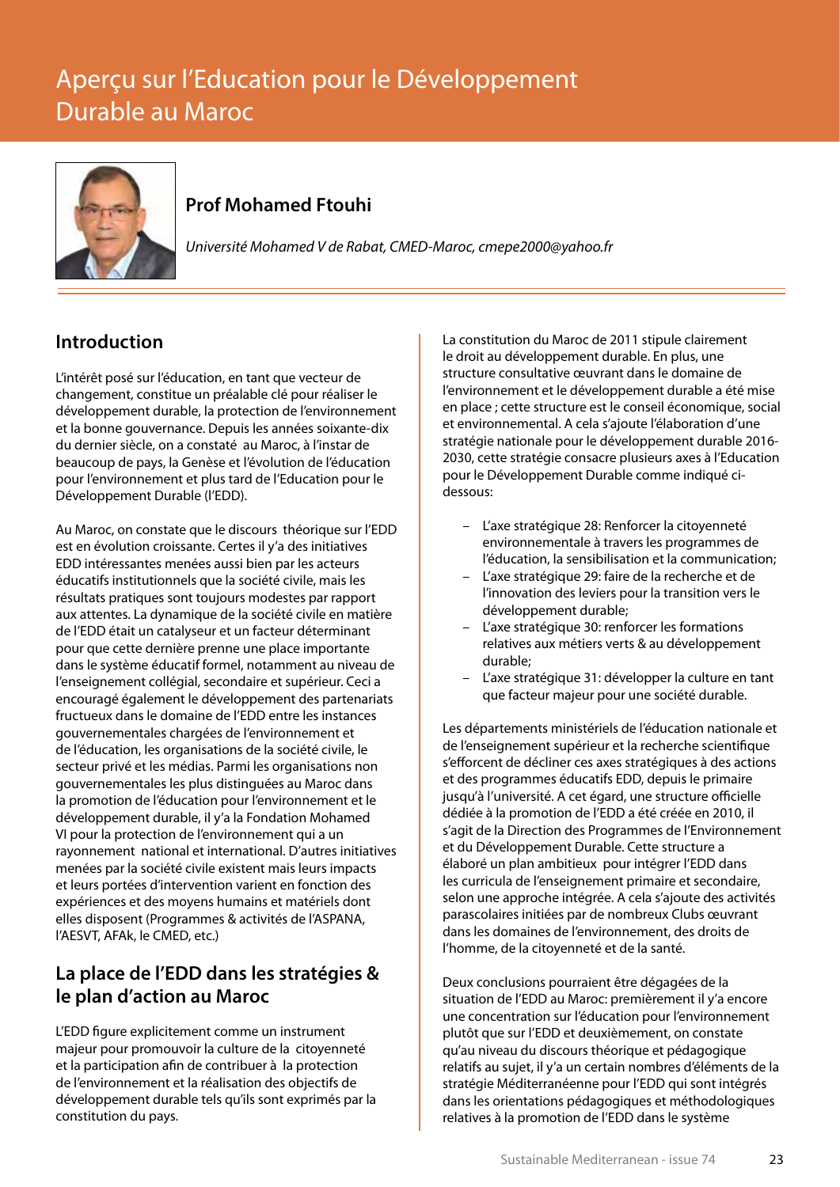# Aperçu sur l'Education pour le Développement Durable au Maroc

**Prof Mohamed Ftouhi**

*Université Mohamed V de Rabat, CMED-Maroc, cmepe2000@yahoo.fr*

## Introduction

L'intérêt posé sur l'éducation, en tant que vecteur de changement, constitue un préalable clé pour réaliser le développement durable, la protection de l'environnement et la bonne gouvernance. Depuis les années soixante-dix du dernier siècle, on a constaté au Maroc, à l'instar de beaucoup de pays, la Genèse et l'évolution de l'éducation pour l'environnement et plus tard de l'Education pour le Développement Durable (l'EDD).

Au Maroc, on constate que le discours théorique sur l'EDD est en évolution croissante. Certes il y'a des initiatives EDD intéressantes menées aussi bien par les acteurs éducatifs institutionnels que la société civile, mais les résultats pratiques sont toujours modestes par rapport aux attentes. La dynamique de la société civile en matière de l'EDD était un catalyseur et un facteur déterminant pour que cette dernière prenne une place importante dans le système éducatif formel, notamment au niveau de l'enseignement collégial, secondaire et supérieur. Ceci a encouragé également le développement des partenariats fructueux dans le domaine de l'EDD entre les instances gouvernementales chargées de l'environnement et de l'éducation, les organisations de la société civile, le secteur privé et les médias. Parmi les organisations non gouvernementales les plus distinguées au Maroc dans la promotion de l'éducation pour l'environnement et le développement durable, il y'a la Fondation Mohamed VI pour la protection de l'environnement qui a un rayonnement national et international. D'autres initiatives menées par la société civile existent mais leurs impacts et leurs portées d'intervention varient en fonction des expériences et des moyens humains et matériels dont elles disposent (Programmes & activités de l'ASPANA, l'AESVT, AFAk, le CMED, etc.)

## La place de l'EDD dans les stratégies & le plan d'action au Maroc

L'EDD figure explicitement comme un instrument majeur pour promouvoir la culture de la citoyenneté et la participation afin de contribuer à la protection de l'environnement et la réalisation des objectifs de développement durable tels qu'ils sont exprimés par la constitution du pays.

La constitution du Maroc de 2011 stipule clairement le droit au développement durable. En plus, une structure consultative œuvrant dans le domaine de l'environnement et le développement durable a été mise en place ; cette structure est le conseil économique, social et environnemental. A cela s'ajoute l'élaboration d'une stratégie nationale pour le développement durable 2016-2030, cette stratégie consacre plusieurs axes à l'Education pour le Développement Durable comme indiqué ci-dessous:

- L'axe stratégique 28: Renforcer la citoyenneté environnementale à travers les programmes de l'éducation, la sensibilisation et la communication;
- L'axe stratégique 29: faire de la recherche et de l'innovation des leviers pour la transition vers le développement durable;
- L'axe stratégique 30: renforcer les formations relatives aux métiers verts & au développement durable;
- L'axe stratégique 31: développer la culture en tant que facteur majeur pour une société durable.

Les départements ministériels de l'éducation nationale et de l'enseignement supérieur et la recherche scientifique s'efforcent de décliner ces axes stratégiques à des actions et des programmes éducatifs EDD, depuis le primaire jusqu'à l'université. A cet égard, une structure officielle dédiée à la promotion de l'EDD a été créée en 2010, il s'agit de la Direction des Programmes de l'Environnement et du Développement Durable. Cette structure a élaboré un plan ambitieux pour intégrer l'EDD dans les curricula de l'enseignement primaire et secondaire, selon une approche intégrée. A cela s'ajoute des activités parascolaires initiées par de nombreux Clubs œuvrant dans les domaines de l'environnement, des droits de l'homme, de la citoyenneté et de la santé.

Deux conclusions pourraient être dégagées de la situation de l'EDD au Maroc: premièrement il y'a encore une concentration sur l'éducation pour l'environnement plutôt que sur l'EDD et deuxièmement, on constate qu'au niveau du discours théorique et pédagogique relatifs au sujet, il y'a un certain nombres d'éléments de la stratégie Méditerranéenne pour l'EDD qui sont intégrés dans les orientations pédagogiques et méthodologiques relatives à la promotion de l'EDD dans le système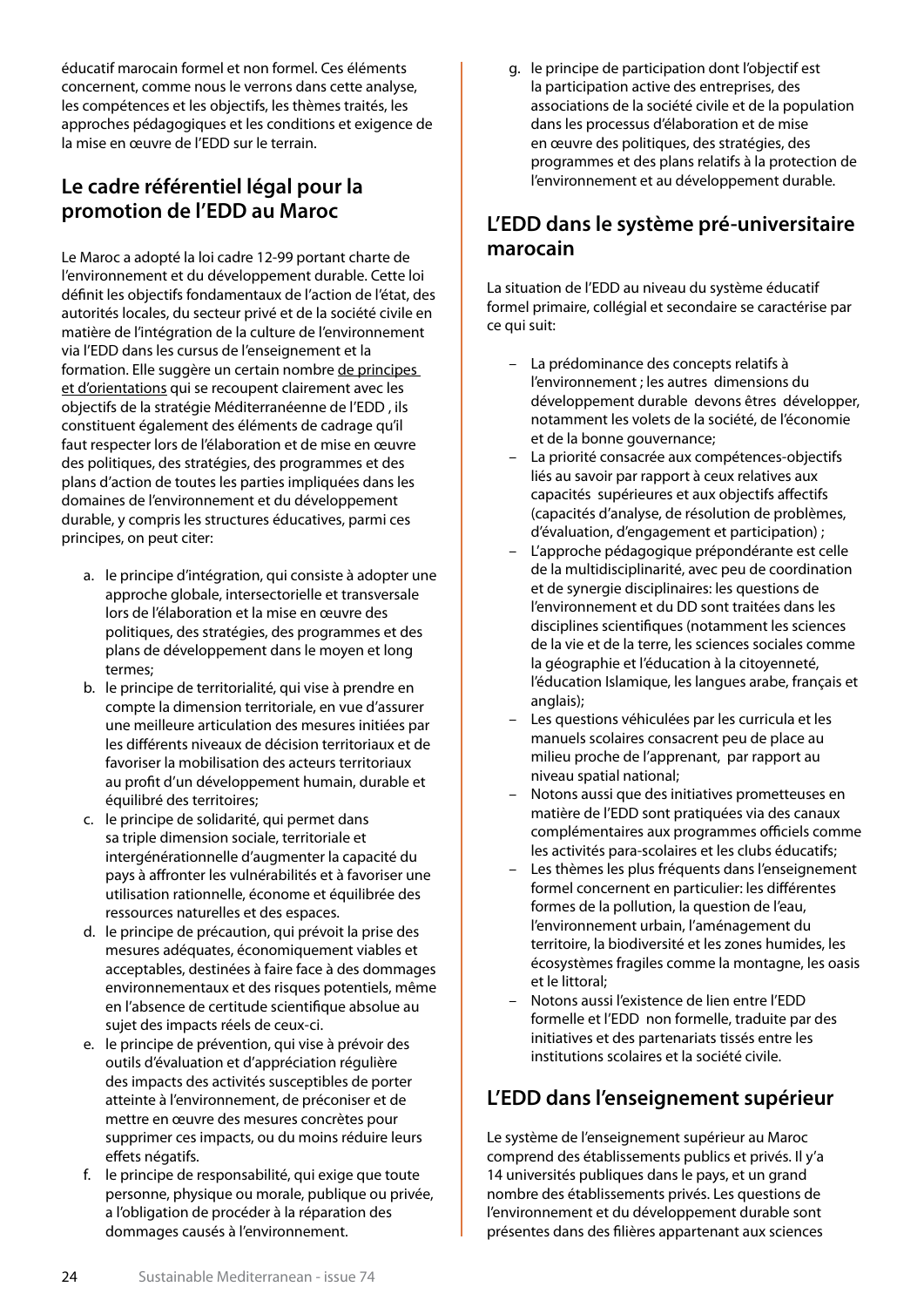éducatif marocain formel et non formel. Ces éléments concernent, comme nous le verrons dans cette analyse, les compétences et les objectifs, les thèmes traités, les approches pédagogiques et les conditions et exigence de la mise en œuvre de l'EDD sur le terrain.

## Le cadre référentiel légal pour la promotion de l'EDD au Maroc

Le Maroc a adopté la loi cadre 12-99 portant charte de l'environnement et du développement durable. Cette loi définit les objectifs fondamentaux de l'action de l'état, des autorités locales, du secteur privé et de la société civile en matière de l'intégration de la culture de l'environnement via l'EDD dans les cursus de l'enseignement et la formation. Elle suggère un certain nombre de principes et d'orientations qui se recoupent clairement avec les objectifs de la stratégie Méditerranéenne de l'EDD , ils constituent également des éléments de cadrage qu'il faut respecter lors de l'élaboration et de mise en œuvre des politiques, des stratégies, des programmes et des plans d'action de toutes les parties impliquées dans les domaines de l'environnement et du développement durable, y compris les structures éducatives, parmi ces principes, on peut citer:

a. le principe d'intégration, qui consiste à adopter une approche globale, intersectorielle et transversale lors de l'élaboration et la mise en œuvre des politiques, des stratégies, des programmes et des plans de développement dans le moyen et long termes;
b. le principe de territorialité, qui vise à prendre en compte la dimension territoriale, en vue d'assurer une meilleure articulation des mesures initiées par les différents niveaux de décision territoriaux et de favoriser la mobilisation des acteurs territoriaux au profit d'un développement humain, durable et équilibré des territoires;
c. le principe de solidarité, qui permet dans sa triple dimension sociale, territoriale et intergénérationnelle d'augmenter la capacité du pays à affronter les vulnérabilités et à favoriser une utilisation rationnelle, économe et équilibrée des ressources naturelles et des espaces.
d. le principe de précaution, qui prévoit la prise des mesures adéquates, économiquement viables et acceptables, destinées à faire face à des dommages environnementaux et des risques potentiels, même en l'absence de certitude scientifique absolue au sujet des impacts réels de ceux-ci.
e. le principe de prévention, qui vise à prévoir des outils d'évaluation et d'appréciation régulière des impacts des activités susceptibles de porter atteinte à l'environnement, de préconiser et de mettre en œuvre des mesures concrètes pour supprimer ces impacts, ou du moins réduire leurs effets négatifs.
f. le principe de responsabilité, qui exige que toute personne, physique ou morale, publique ou privée, a l'obligation de procéder à la réparation des dommages causés à l'environnement.
g. le principe de participation dont l'objectif est la participation active des entreprises, des associations de la société civile et de la population dans les processus d'élaboration et de mise en œuvre des politiques, des stratégies, des programmes et des plans relatifs à la protection de l'environnement et au développement durable.

## L'EDD dans le système pré-universitaire marocain

La situation de l'EDD au niveau du système éducatif formel primaire, collégial et secondaire se caractérise par ce qui suit:

- La prédominance des concepts relatifs à l'environnement ; les autres dimensions du développement durable devons êtres développer, notamment les volets de la société, de l'économie et de la bonne gouvernance;
- La priorité consacrée aux compétences-objectifs liés au savoir par rapport à ceux relatives aux capacités supérieures et aux objectifs affectifs (capacités d'analyse, de résolution de problèmes, d'évaluation, d'engagement et participation) ;
- L'approche pédagogique prépondérante est celle de la multidisciplinarité, avec peu de coordination et de synergie disciplinaires: les questions de l'environnement et du DD sont traitées dans les disciplines scientifiques (notamment les sciences de la vie et de la terre, les sciences sociales comme la géographie et l'éducation à la citoyenneté, l'éducation Islamique, les langues arabe, français et anglais);
- Les questions véhiculées par les curricula et les manuels scolaires consacrent peu de place au milieu proche de l'apprenant, par rapport au niveau spatial national;
- Notons aussi que des initiatives prometteuses en matière de l'EDD sont pratiquées via des canaux complémentaires aux programmes officiels comme les activités para-scolaires et les clubs éducatifs;
- Les thèmes les plus fréquents dans l'enseignement formel concernent en particulier: les différentes formes de la pollution, la question de l'eau, l'environnement urbain, l'aménagement du territoire, la biodiversité et les zones humides, les écosystèmes fragiles comme la montagne, les oasis et le littoral;
- Notons aussi l'existence de lien entre l'EDD formelle et l'EDD non formelle, traduite par des initiatives et des partenariats tissés entre les institutions scolaires et la société civile.

## L'EDD dans l'enseignement supérieur

Le système de l'enseignement supérieur au Maroc comprend des établissements publics et privés. Il y'a 14 universités publiques dans le pays, et un grand nombre des établissements privés. Les questions de l'environnement et du développement durable sont présentes dans des filières appartenant aux sciences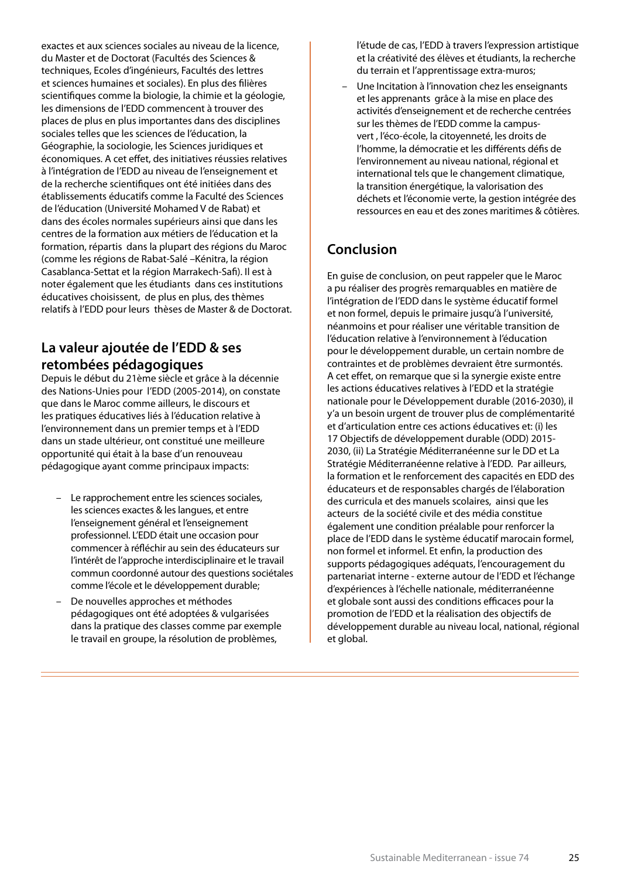exactes et aux sciences sociales au niveau de la licence, du Master et de Doctorat (Facultés des Sciences & techniques, Ecoles d'ingénieurs, Facultés des lettres et sciences humaines et sociales). En plus des filières scientifiques comme la biologie, la chimie et la géologie, les dimensions de l'EDD commencent à trouver des places de plus en plus importantes dans des disciplines sociales telles que les sciences de l'éducation, la Géographie, la sociologie, les Sciences juridiques et économiques. A cet effet, des initiatives réussies relatives à l'intégration de l'EDD au niveau de l'enseignement et de la recherche scientifiques ont été initiées dans des établissements éducatifs comme la Faculté des Sciences de l'éducation (Université Mohamed V de Rabat) et dans des écoles normales supérieurs ainsi que dans les centres de la formation aux métiers de l'éducation et la formation, répartis dans la plupart des régions du Maroc (comme les régions de Rabat-Salé –Kénitra, la région Casablanca-Settat et la région Marrakech-Safi). Il est à noter également que les étudiants dans ces institutions éducatives choisissent, de plus en plus, des thèmes relatifs à l'EDD pour leurs thèses de Master & de Doctorat.

## La valeur ajoutée de l'EDD & ses retombées pédagogiques

Depuis le début du 21ème siècle et grâce à la décennie des Nations-Unies pour l'EDD (2005-2014), on constate que dans le Maroc comme ailleurs, le discours et les pratiques éducatives liés à l'éducation relative à l'environnement dans un premier temps et à l'EDD dans un stade ultérieur, ont constitué une meilleure opportunité qui était à la base d'un renouveau pédagogique ayant comme principaux impacts:

- Le rapprochement entre les sciences sociales, les sciences exactes & les langues, et entre l'enseignement général et l'enseignement professionnel. L'EDD était une occasion pour commencer à réfléchir au sein des éducateurs sur l'intérêt de l'approche interdisciplinaire et le travail commun coordonné autour des questions sociétales comme l'école et le développement durable;
- De nouvelles approches et méthodes pédagogiques ont été adoptées & vulgarisées dans la pratique des classes comme par exemple le travail en groupe, la résolution de problèmes, l'étude de cas, l'EDD à travers l'expression artistique et la créativité des élèves et étudiants, la recherche du terrain et l'apprentissage extra-muros;
- Une Incitation à l'innovation chez les enseignants et les apprenants grâce à la mise en place des activités d'enseignement et de recherche centrées sur les thèmes de l'EDD comme la campus-vert , l'éco-école, la citoyenneté, les droits de l'homme, la démocratie et les différents défis de l'environnement au niveau national, régional et international tels que le changement climatique, la transition énergétique, la valorisation des déchets et l'économie verte, la gestion intégrée des ressources en eau et des zones maritimes & côtières.

## Conclusion

En guise de conclusion, on peut rappeler que le Maroc a pu réaliser des progrès remarquables en matière de l'intégration de l'EDD dans le système éducatif formel et non formel, depuis le primaire jusqu'à l'université, néanmoins et pour réaliser une véritable transition de l'éducation relative à l'environnement à l'éducation pour le développement durable, un certain nombre de contraintes et de problèmes devraient être surmontés. A cet effet, on remarque que si la synergie existe entre les actions éducatives relatives à l'EDD et la stratégie nationale pour le Développement durable (2016-2030), il y'a un besoin urgent de trouver plus de complémentarité et d'articulation entre ces actions éducatives et: (i) les 17 Objectifs de développement durable (ODD) 2015-2030, (ii) La Stratégie Méditerranéenne sur le DD et La Stratégie Méditerranéenne relative à l'EDD. Par ailleurs, la formation et le renforcement des capacités en EDD des éducateurs et de responsables chargés de l'élaboration des curricula et des manuels scolaires, ainsi que les acteurs de la société civile et des média constitue également une condition préalable pour renforcer la place de l'EDD dans le système éducatif marocain formel, non formel et informel. Et enfin, la production des supports pédagogiques adéquats, l'encouragement du partenariat interne - externe autour de l'EDD et l'échange d'expériences à l'échelle nationale, méditerranéenne et globale sont aussi des conditions efficaces pour la promotion de l'EDD et la réalisation des objectifs de développement durable au niveau local, national, régional et global.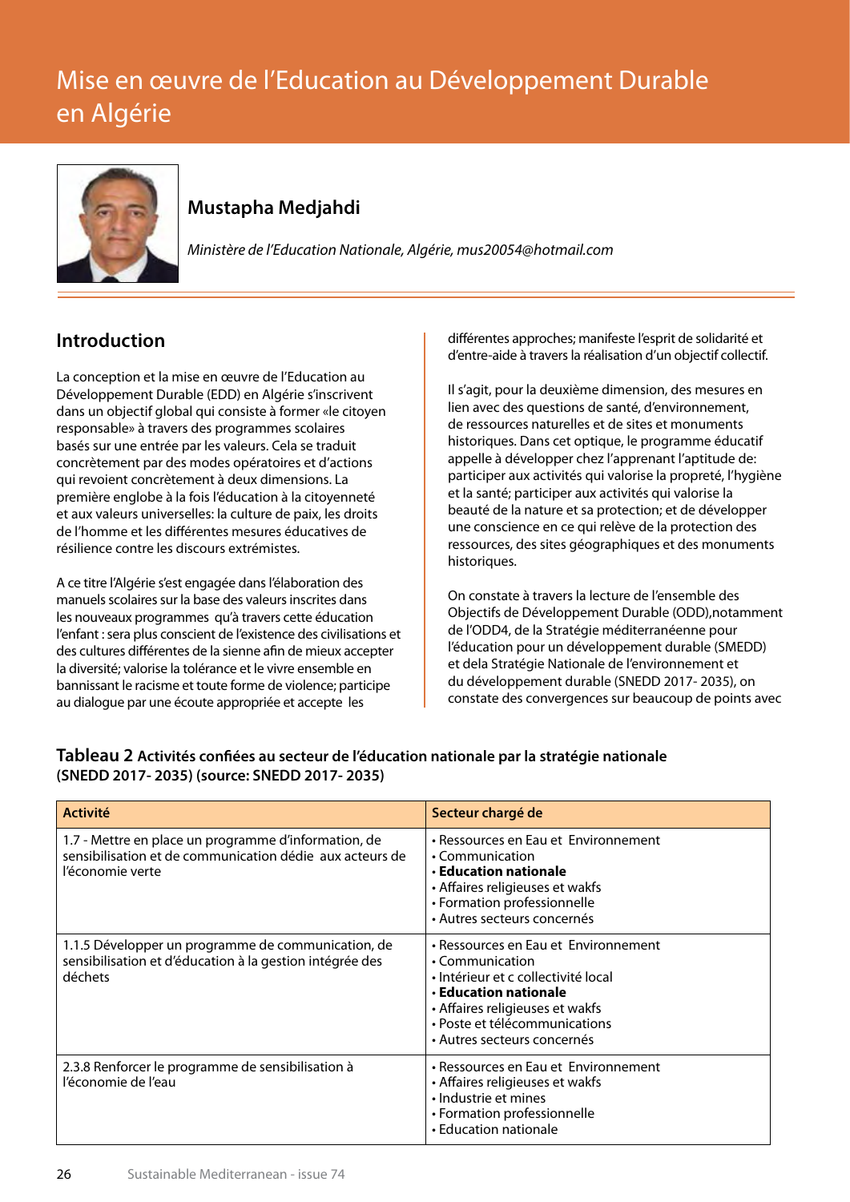# Mise en œuvre de l'Education au Développement Durable en Algérie

**Mustapha Medjahdi**

*Ministère de l'Education Nationale, Algérie, mus20054@hotmail.com*

## Introduction

La conception et la mise en œuvre de l'Education au Développement Durable (EDD) en Algérie s'inscrivent dans un objectif global qui consiste à former «le citoyen responsable» à travers des programmes scolaires basés sur une entrée par les valeurs. Cela se traduit concrètement par des modes opératoires et d'actions qui revoient concrètement à deux dimensions. La première englobe à la fois l'éducation à la citoyenneté et aux valeurs universelles: la culture de paix, les droits de l'homme et les différentes mesures éducatives de résilience contre les discours extrémistes.

A ce titre l'Algérie s'est engagée dans l'élaboration des manuels scolaires sur la base des valeurs inscrites dans les nouveaux programmes qu'à travers cette éducation l'enfant : sera plus conscient de l'existence des civilisations et des cultures différentes de la sienne afin de mieux accepter la diversité; valorise la tolérance et le vivre ensemble en bannissant le racisme et toute forme de violence; participe au dialogue par une écoute appropriée et accepte les différentes approches; manifeste l'esprit de solidarité et d'entre-aide à travers la réalisation d'un objectif collectif.

Il s'agit, pour la deuxième dimension, des mesures en lien avec des questions de santé, d'environnement, de ressources naturelles et de sites et monuments historiques. Dans cet optique, le programme éducatif appelle à développer chez l'apprenant l'aptitude de: participer aux activités qui valorise la propreté, l'hygiène et la santé; participer aux activités qui valorise la beauté de la nature et sa protection; et de développer une conscience en ce qui relève de la protection des ressources, des sites géographiques et des monuments historiques.

On constate à travers la lecture de l'ensemble des Objectifs de Développement Durable (ODD),notamment de l'ODD4, de la Stratégie méditerranéenne pour l'éducation pour un développement durable (SMEDD) et dela Stratégie Nationale de l'environnement et du développement durable (SNEDD 2017- 2035), on constate des convergences sur beaucoup de points avec

**Tableau 2 Activités confiées au secteur de l'éducation nationale par la stratégie nationale (SNEDD 2017- 2035) (source: SNEDD 2017- 2035)**

| Activité | Secteur chargé de |
|---|---|
| 1.7 - Mettre en place un programme d'information, de sensibilisation et de communication dédie aux acteurs de l'économie verte | • Ressources en Eau et Environnement<br>• Communication<br>• **Education nationale**<br>• Affaires religieuses et wakfs<br>• Formation professionnelle<br>• Autres secteurs concernés |
| 1.1.5 Développer un programme de communication, de sensibilisation et d'éducation à la gestion intégrée des déchets | • Ressources en Eau et Environnement<br>• Communication<br>• Intérieur et c collectivité local<br>• **Education nationale**<br>• Affaires religieuses et wakfs<br>• Poste et télécommunications<br>• Autres secteurs concernés |
| 2.3.8 Renforcer le programme de sensibilisation à l'économie de l'eau | • Ressources en Eau et Environnement<br>• Affaires religieuses et wakfs<br>• Industrie et mines<br>• Formation professionnelle<br>• Education nationale |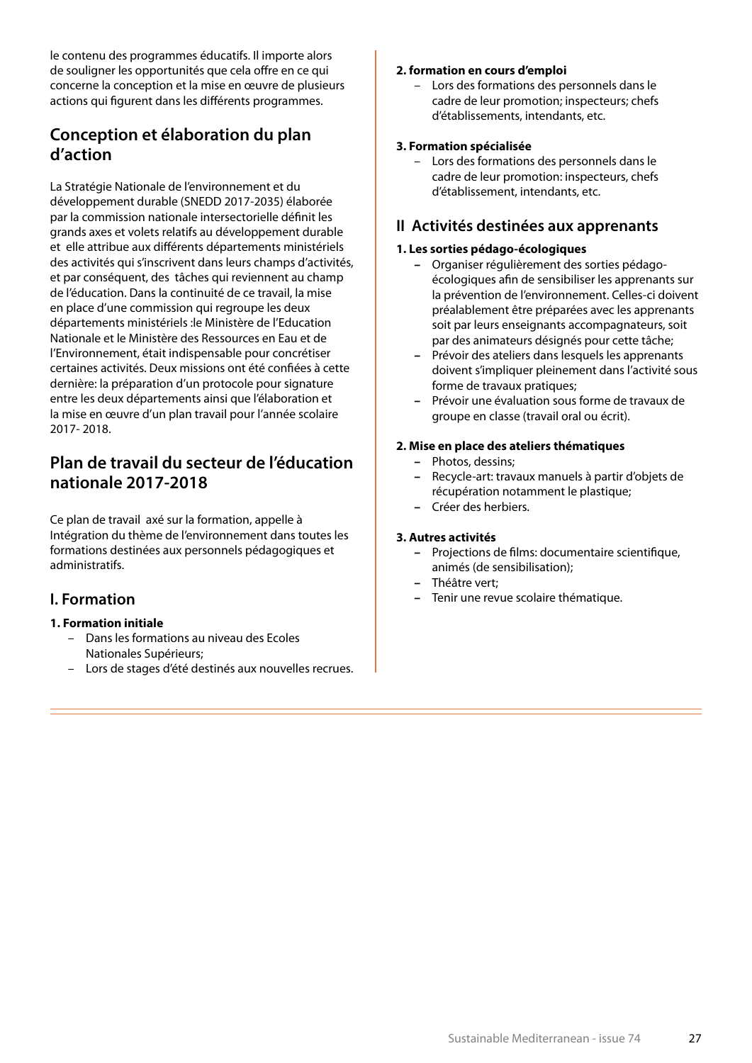le contenu des programmes éducatifs. Il importe alors de souligner les opportunités que cela offre en ce qui concerne la conception et la mise en œuvre de plusieurs actions qui figurent dans les différents programmes.

## Conception et élaboration du plan d'action

La Stratégie Nationale de l'environnement et du développement durable (SNEDD 2017-2035) élaborée par la commission nationale intersectorielle définit les grands axes et volets relatifs au développement durable et elle attribue aux différents départements ministériels des activités qui s'inscrivent dans leurs champs d'activités, et par conséquent, des tâches qui reviennent au champ de l'éducation. Dans la continuité de ce travail, la mise en place d'une commission qui regroupe les deux départements ministériels :le Ministère de l'Education Nationale et le Ministère des Ressources en Eau et de l'Environnement, était indispensable pour concrétiser certaines activités. Deux missions ont été confiées à cette dernière: la préparation d'un protocole pour signature entre les deux départements ainsi que l'élaboration et la mise en œuvre d'un plan travail pour l'année scolaire 2017- 2018.

## Plan de travail du secteur de l'éducation nationale 2017-2018

Ce plan de travail axé sur la formation, appelle à Intégration du thème de l'environnement dans toutes les formations destinées aux personnels pédagogiques et administratifs.

## I. Formation

**1. Formation initiale**

- Dans les formations au niveau des Ecoles Nationales Supérieurs;
- Lors de stages d'été destinés aux nouvelles recrues.

**2. formation en cours d'emploi**

- Lors des formations des personnels dans le cadre de leur promotion; inspecteurs; chefs d'établissements, intendants, etc.

**3. Formation spécialisée**

- Lors des formations des personnels dans le cadre de leur promotion: inspecteurs, chefs d'établissement, intendants, etc.

## II Activités destinées aux apprenants

**1. Les sorties pédago-écologiques**

- Organiser régulièrement des sorties pédago-écologiques afin de sensibiliser les apprenants sur la prévention de l'environnement. Celles-ci doivent préalablement être préparées avec les apprenants soit par leurs enseignants accompagnateurs, soit par des animateurs désignés pour cette tâche;
- Prévoir des ateliers dans lesquels les apprenants doivent s'impliquer pleinement dans l'activité sous forme de travaux pratiques;
- Prévoir une évaluation sous forme de travaux de groupe en classe (travail oral ou écrit).

**2. Mise en place des ateliers thématiques**

- Photos, dessins;
- Recycle-art: travaux manuels à partir d'objets de récupération notamment le plastique;
- Créer des herbiers.

**3. Autres activités**

- Projections de films: documentaire scientifique, animés (de sensibilisation);
- Théâtre vert;
- Tenir une revue scolaire thématique.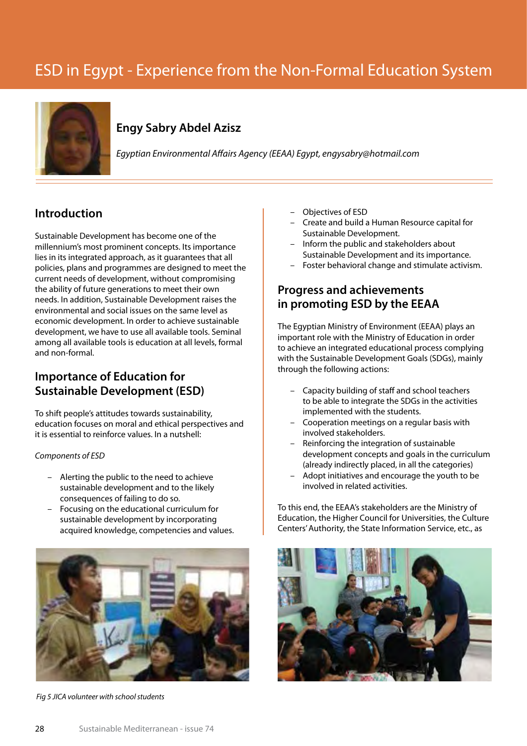# ESD in Egypt - Experience from the Non-Formal Education System

## Engy Sabry Abdel Azisz

*Egyptian Environmental Affairs Agency (EEAA) Egypt, engysabry@hotmail.com*

## Introduction

Sustainable Development has become one of the millennium's most prominent concepts. Its importance lies in its integrated approach, as it guarantees that all policies, plans and programmes are designed to meet the current needs of development, without compromising the ability of future generations to meet their own needs. In addition, Sustainable Development raises the environmental and social issues on the same level as economic development. In order to achieve sustainable development, we have to use all available tools. Seminal among all available tools is education at all levels, formal and non-formal.

## Importance of Education for Sustainable Development (ESD)

To shift people's attitudes towards sustainability, education focuses on moral and ethical perspectives and it is essential to reinforce values. In a nutshell:

*Components of ESD*

- Alerting the public to the need to achieve sustainable development and to the likely consequences of failing to do so.
- Focusing on the educational curriculum for sustainable development by incorporating acquired knowledge, competencies and values.
- Objectives of ESD
- Create and build a Human Resource capital for Sustainable Development.
- Inform the public and stakeholders about Sustainable Development and its importance.
- Foster behavioral change and stimulate activism.

## Progress and achievements in promoting ESD by the EEAA

The Egyptian Ministry of Environment (EEAA) plays an important role with the Ministry of Education in order to achieve an integrated educational process complying with the Sustainable Development Goals (SDGs), mainly through the following actions:

- Capacity building of staff and school teachers to be able to integrate the SDGs in the activities implemented with the students.
- Cooperation meetings on a regular basis with involved stakeholders.
- Reinforcing the integration of sustainable development concepts and goals in the curriculum (already indirectly placed, in all the categories)
- Adopt initiatives and encourage the youth to be involved in related activities.

To this end, the EEAA's stakeholders are the Ministry of Education, the Higher Council for Universities, the Culture Centers' Authority, the State Information Service, etc., as

*Fig 5 JICA volunteer with school students*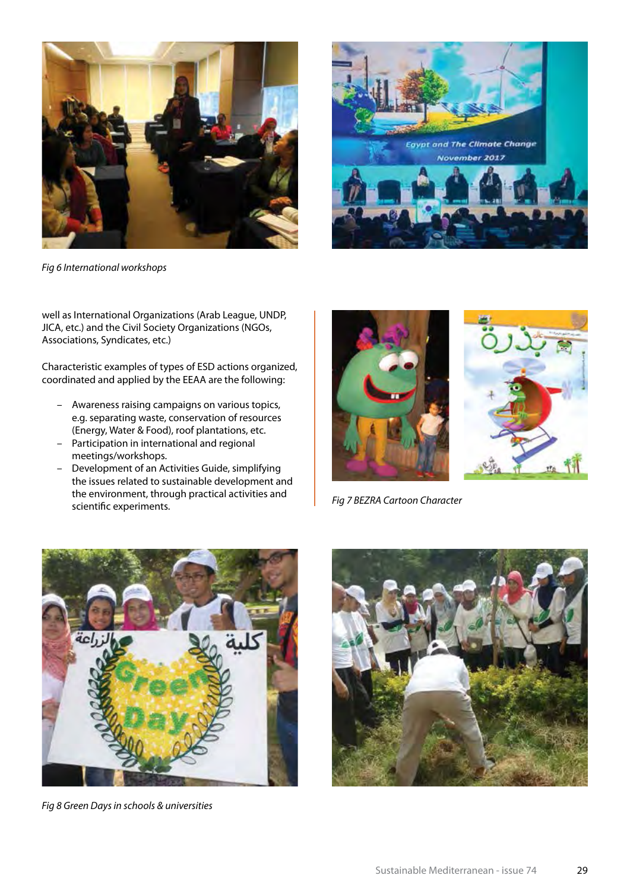*Fig 6 International workshops*

well as International Organizations (Arab League, UNDP, JICA, etc.) and the Civil Society Organizations (NGOs, Associations, Syndicates, etc.)

Characteristic examples of types of ESD actions organized, coordinated and applied by the EEAA are the following:

- Awareness raising campaigns on various topics, e.g. separating waste, conservation of resources (Energy, Water & Food), roof plantations, etc.
- Participation in international and regional meetings/workshops.
- Development of an Activities Guide, simplifying the issues related to sustainable development and the environment, through practical activities and scientific experiments.

*Fig 7 BEZRA Cartoon Character*

*Fig 8 Green Days in schools & universities*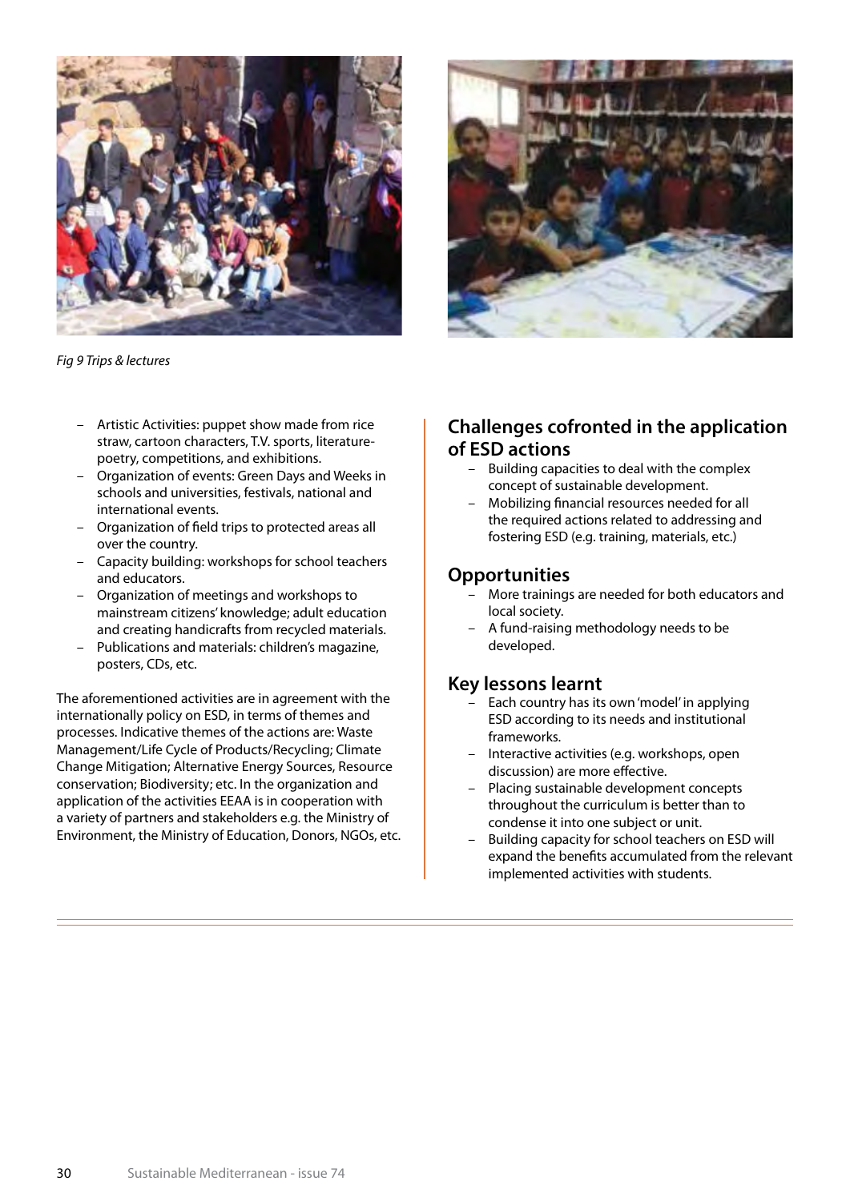*Fig 9 Trips & lectures*

- Artistic Activities: puppet show made from rice straw, cartoon characters, T.V. sports, literature-poetry, competitions, and exhibitions.
- Organization of events: Green Days and Weeks in schools and universities, festivals, national and international events.
- Organization of field trips to protected areas all over the country.
- Capacity building: workshops for school teachers and educators.
- Organization of meetings and workshops to mainstream citizens' knowledge; adult education and creating handicrafts from recycled materials.
- Publications and materials: children's magazine, posters, CDs, etc.

The aforementioned activities are in agreement with the internationally policy on ESD, in terms of themes and processes. Indicative themes of the actions are: Waste Management/Life Cycle of Products/Recycling; Climate Change Mitigation; Alternative Energy Sources, Resource conservation; Biodiversity; etc. In the organization and application of the activities EEAA is in cooperation with a variety of partners and stakeholders e.g. the Ministry of Environment, the Ministry of Education, Donors, NGOs, etc.

## Challenges cofronted in the application of ESD actions

- Building capacities to deal with the complex concept of sustainable development.
- Mobilizing financial resources needed for all the required actions related to addressing and fostering ESD (e.g. training, materials, etc.)

## Opportunities

- More trainings are needed for both educators and local society.
- A fund-raising methodology needs to be developed.

## Key lessons learnt

- Each country has its own 'model' in applying ESD according to its needs and institutional frameworks.
- Interactive activities (e.g. workshops, open discussion) are more effective.
- Placing sustainable development concepts throughout the curriculum is better than to condense it into one subject or unit.
- Building capacity for school teachers on ESD will expand the benefits accumulated from the relevant implemented activities with students.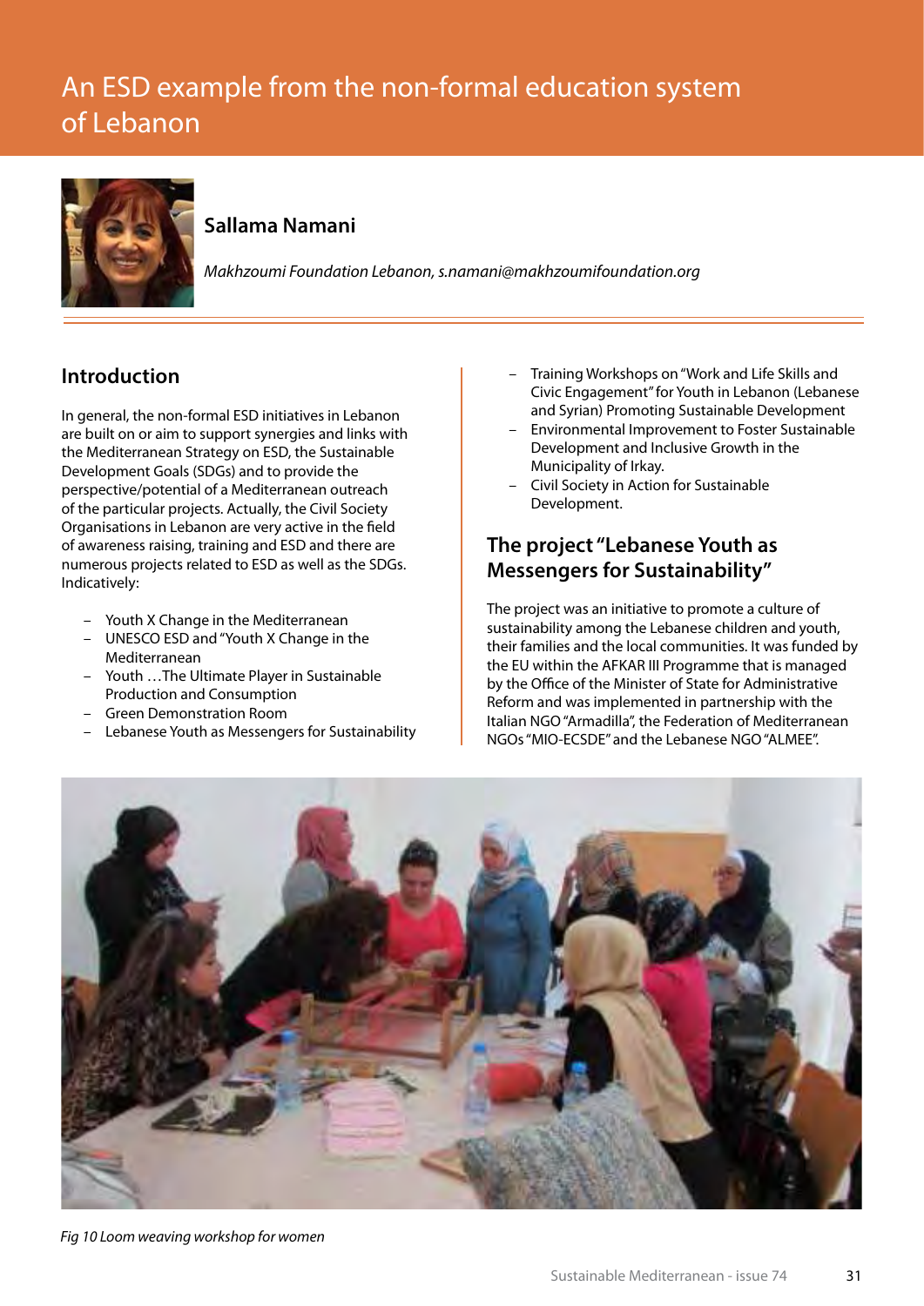# An ESD example from the non-formal education system of Lebanon

## Sallama Namani

*Makhzoumi Foundation Lebanon, s.namani@makhzoumifoundation.org*

## Introduction

In general, the non-formal ESD initiatives in Lebanon are built on or aim to support synergies and links with the Mediterranean Strategy on ESD, the Sustainable Development Goals (SDGs) and to provide the perspective/potential of a Mediterranean outreach of the particular projects. Actually, the Civil Society Organisations in Lebanon are very active in the field of awareness raising, training and ESD and there are numerous projects related to ESD as well as the SDGs. Indicatively:

- Youth X Change in the Mediterranean
- UNESCO ESD and "Youth X Change in the Mediterranean
- Youth …The Ultimate Player in Sustainable Production and Consumption
- Green Demonstration Room
- Lebanese Youth as Messengers for Sustainability
- Training Workshops on "Work and Life Skills and Civic Engagement" for Youth in Lebanon (Lebanese and Syrian) Promoting Sustainable Development
- Environmental Improvement to Foster Sustainable Development and Inclusive Growth in the Municipality of Irkay.
- Civil Society in Action for Sustainable Development.

## The project "Lebanese Youth as Messengers for Sustainability"

The project was an initiative to promote a culture of sustainability among the Lebanese children and youth, their families and the local communities. It was funded by the EU within the AFKAR III Programme that is managed by the Office of the Minister of State for Administrative Reform and was implemented in partnership with the Italian NGO "Armadilla", the Federation of Mediterranean NGOs "MIO-ECSDE" and the Lebanese NGO "ALMEE".

*Fig 10 Loom weaving workshop for women*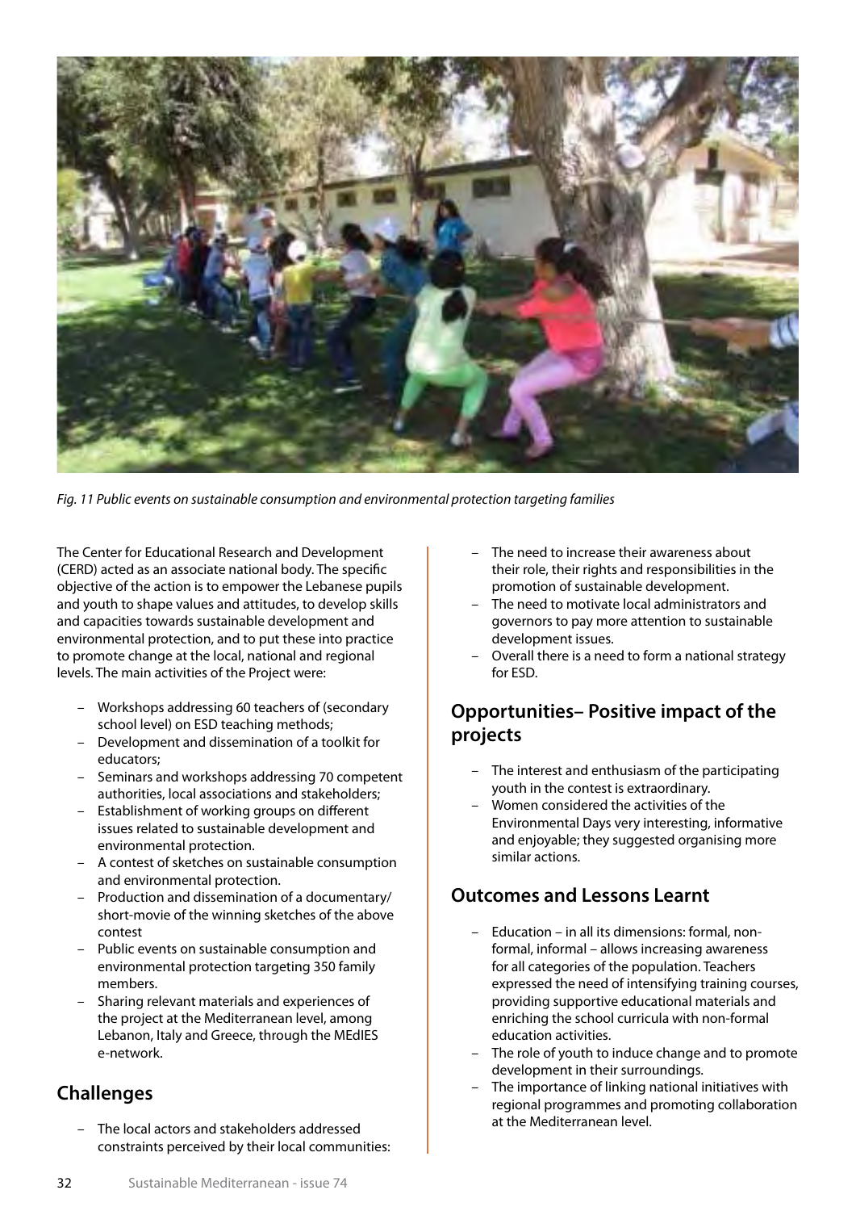*Fig. 11 Public events on sustainable consumption and environmental protection targeting families*

The Center for Educational Research and Development (CERD) acted as an associate national body. The specific objective of the action is to empower the Lebanese pupils and youth to shape values and attitudes, to develop skills and capacities towards sustainable development and environmental protection, and to put these into practice to promote change at the local, national and regional levels. The main activities of the Project were:

- Workshops addressing 60 teachers of (secondary school level) on ESD teaching methods;
- Development and dissemination of a toolkit for educators;
- Seminars and workshops addressing 70 competent authorities, local associations and stakeholders;
- Establishment of working groups on different issues related to sustainable development and environmental protection.
- A contest of sketches on sustainable consumption and environmental protection.
- Production and dissemination of a documentary/ short-movie of the winning sketches of the above contest
- Public events on sustainable consumption and environmental protection targeting 350 family members.
- Sharing relevant materials and experiences of the project at the Mediterranean level, among Lebanon, Italy and Greece, through the MEdIES e-network.

## Challenges

- The local actors and stakeholders addressed constraints perceived by their local communities:
- The need to increase their awareness about their role, their rights and responsibilities in the promotion of sustainable development.
- The need to motivate local administrators and governors to pay more attention to sustainable development issues.
- Overall there is a need to form a national strategy for ESD.

## Opportunities– Positive impact of the projects

- The interest and enthusiasm of the participating youth in the contest is extraordinary.
- Women considered the activities of the Environmental Days very interesting, informative and enjoyable; they suggested organising more similar actions.

## Outcomes and Lessons Learnt

- Education – in all its dimensions: formal, non-formal, informal – allows increasing awareness for all categories of the population. Teachers expressed the need of intensifying training courses, providing supportive educational materials and enriching the school curricula with non-formal education activities.
- The role of youth to induce change and to promote development in their surroundings.
- The importance of linking national initiatives with regional programmes and promoting collaboration at the Mediterranean level.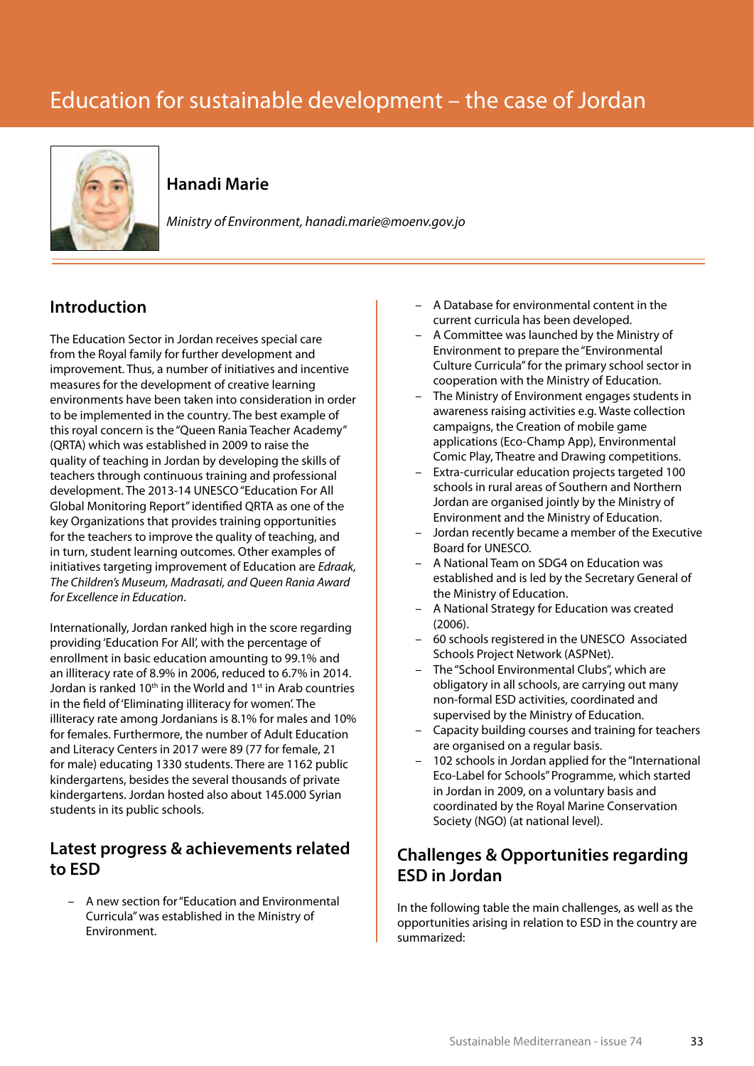# Education for sustainable development – the case of Jordan

**Hanadi Marie**

*Ministry of Environment, hanadi.marie@moenv.gov.jo*

## Introduction

The Education Sector in Jordan receives special care from the Royal family for further development and improvement. Thus, a number of initiatives and incentive measures for the development of creative learning environments have been taken into consideration in order to be implemented in the country. The best example of this royal concern is the "Queen Rania Teacher Academy" (QRTA) which was established in 2009 to raise the quality of teaching in Jordan by developing the skills of teachers through continuous training and professional development. The 2013-14 UNESCO "Education For All Global Monitoring Report" identified QRTA as one of the key Organizations that provides training opportunities for the teachers to improve the quality of teaching, and in turn, student learning outcomes. Other examples of initiatives targeting improvement of Education are *Edraak, The Children's Museum, Madrasati, and Queen Rania Award for Excellence in Education*.

Internationally, Jordan ranked high in the score regarding providing 'Education For All', with the percentage of enrollment in basic education amounting to 99.1% and an illiteracy rate of 8.9% in 2006, reduced to 6.7% in 2014. Jordan is ranked 10th in the World and 1st in Arab countries in the field of 'Eliminating illiteracy for women'. The illiteracy rate among Jordanians is 8.1% for males and 10% for females. Furthermore, the number of Adult Education and Literacy Centers in 2017 were 89 (77 for female, 21 for male) educating 1330 students. There are 1162 public kindergartens, besides the several thousands of private kindergartens. Jordan hosted also about 145.000 Syrian students in its public schools.

## Latest progress & achievements related to ESD

- A new section for "Education and Environmental Curricula" was established in the Ministry of Environment.
- A Database for environmental content in the current curricula has been developed.
- A Committee was launched by the Ministry of Environment to prepare the "Environmental Culture Curricula" for the primary school sector in cooperation with the Ministry of Education.
- The Ministry of Environment engages students in awareness raising activities e.g. Waste collection campaigns, the Creation of mobile game applications (Eco-Champ App), Environmental Comic Play, Theatre and Drawing competitions.
- Extra-curricular education projects targeted 100 schools in rural areas of Southern and Northern Jordan are organised jointly by the Ministry of Environment and the Ministry of Education.
- Jordan recently became a member of the Executive Board for UNESCO.
- A National Team on SDG4 on Education was established and is led by the Secretary General of the Ministry of Education.
- A National Strategy for Education was created (2006).
- 60 schools registered in the UNESCO Associated Schools Project Network (ASPNet).
- The "School Environmental Clubs", which are obligatory in all schools, are carrying out many non-formal ESD activities, coordinated and supervised by the Ministry of Education.
- Capacity building courses and training for teachers are organised on a regular basis.
- 102 schools in Jordan applied for the "International Eco-Label for Schools" Programme, which started in Jordan in 2009, on a voluntary basis and coordinated by the Royal Marine Conservation Society (NGO) (at national level).

## Challenges & Opportunities regarding ESD in Jordan

In the following table the main challenges, as well as the opportunities arising in relation to ESD in the country are summarized: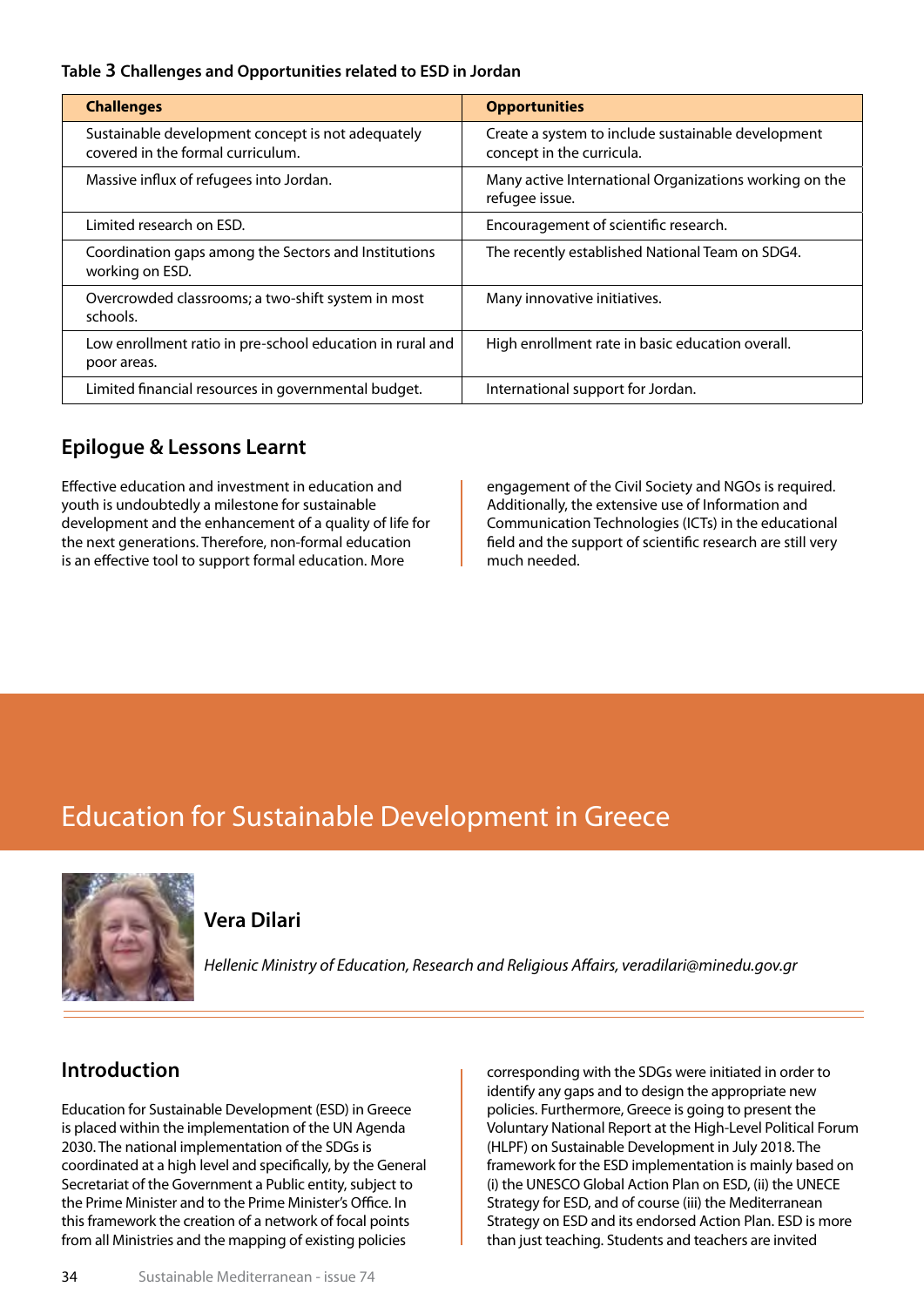**Table 3 Challenges and Opportunities related to ESD in Jordan**

| Challenges | Opportunities |
| --- | --- |
| Sustainable development concept is not adequately covered in the formal curriculum. | Create a system to include sustainable development concept in the curricula. |
| Massive influx of refugees into Jordan. | Many active International Organizations working on the refugee issue. |
| Limited research on ESD. | Encouragement of scientific research. |
| Coordination gaps among the Sectors and Institutions working on ESD. | The recently established National Team on SDG4. |
| Overcrowded classrooms; a two-shift system in most schools. | Many innovative initiatives. |
| Low enrollment ratio in pre-school education in rural and poor areas. | High enrollment rate in basic education overall. |
| Limited financial resources in governmental budget. | International support for Jordan. |

## Epilogue & Lessons Learnt

Effective education and investment in education and youth is undoubtedly a milestone for sustainable development and the enhancement of a quality of life for the next generations. Therefore, non-formal education is an effective tool to support formal education. More engagement of the Civil Society and NGOs is required. Additionally, the extensive use of Information and Communication Technologies (ICTs) in the educational field and the support of scientific research are still very much needed.

# Education for Sustainable Development in Greece

**Vera Dilari**

*Hellenic Ministry of Education, Research and Religious Affairs, veradilari@minedu.gov.gr*

## Introduction

Education for Sustainable Development (ESD) in Greece is placed within the implementation of the UN Agenda 2030. The national implementation of the SDGs is coordinated at a high level and specifically, by the General Secretariat of the Government a Public entity, subject to the Prime Minister and to the Prime Minister's Office. In this framework the creation of a network of focal points from all Ministries and the mapping of existing policies corresponding with the SDGs were initiated in order to identify any gaps and to design the appropriate new policies. Furthermore, Greece is going to present the Voluntary National Report at the High-Level Political Forum (HLPF) on Sustainable Development in July 2018. The framework for the ESD implementation is mainly based on (i) the UNESCO Global Action Plan on ESD, (ii) the UNECE Strategy for ESD, and of course (iii) the Mediterranean Strategy on ESD and its endorsed Action Plan. ESD is more than just teaching. Students and teachers are invited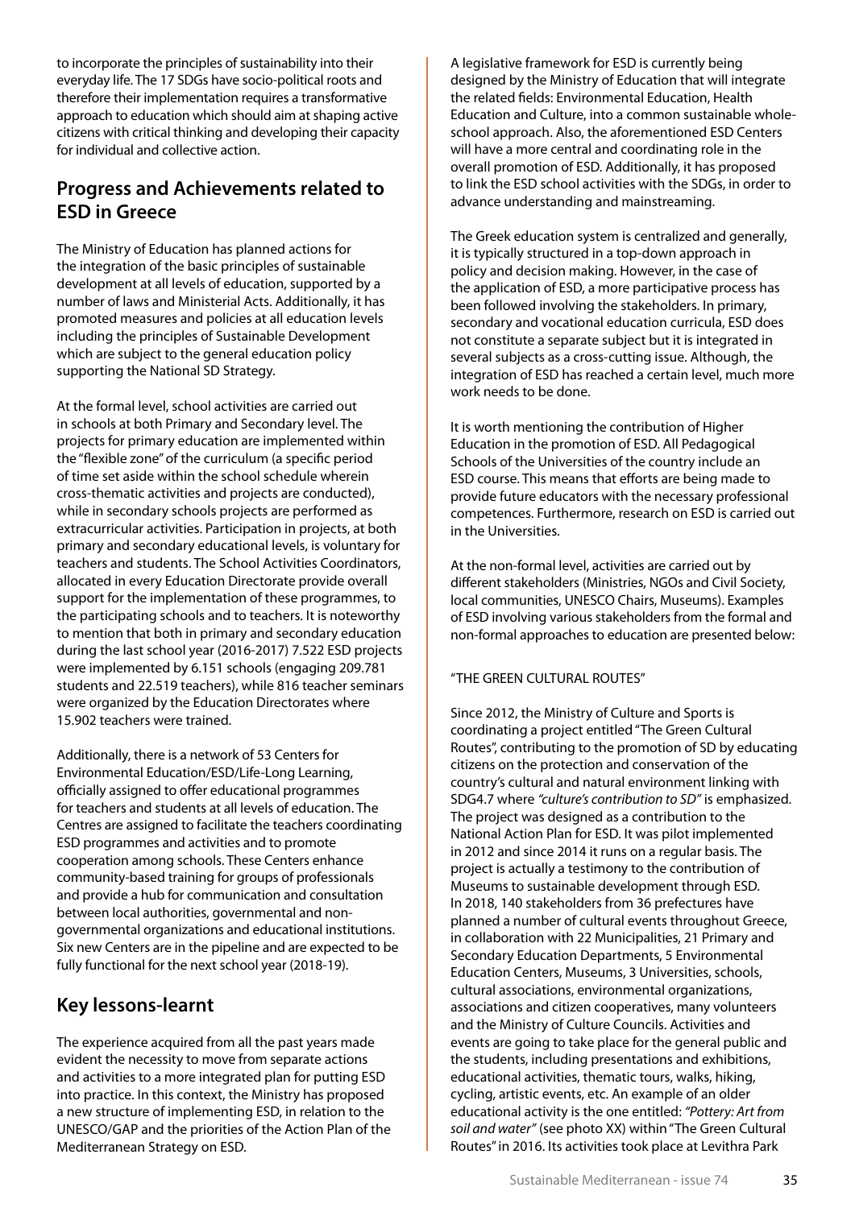to incorporate the principles of sustainability into their everyday life. The 17 SDGs have socio-political roots and therefore their implementation requires a transformative approach to education which should aim at shaping active citizens with critical thinking and developing their capacity for individual and collective action.

## Progress and Achievements related to ESD in Greece

The Ministry of Education has planned actions for the integration of the basic principles of sustainable development at all levels of education, supported by a number of laws and Ministerial Acts. Additionally, it has promoted measures and policies at all education levels including the principles of Sustainable Development which are subject to the general education policy supporting the National SD Strategy.

At the formal level, school activities are carried out in schools at both Primary and Secondary level. The projects for primary education are implemented within the "flexible zone" of the curriculum (a specific period of time set aside within the school schedule wherein cross-thematic activities and projects are conducted), while in secondary schools projects are performed as extracurricular activities. Participation in projects, at both primary and secondary educational levels, is voluntary for teachers and students. The School Activities Coordinators, allocated in every Education Directorate provide overall support for the implementation of these programmes, to the participating schools and to teachers. It is noteworthy to mention that both in primary and secondary education during the last school year (2016-2017) 7.522 ESD projects were implemented by 6.151 schools (engaging 209.781 students and 22.519 teachers), while 816 teacher seminars were organized by the Education Directorates where 15.902 teachers were trained.

Additionally, there is a network of 53 Centers for Environmental Education/ESD/Life-Long Learning, officially assigned to offer educational programmes for teachers and students at all levels of education. The Centres are assigned to facilitate the teachers coordinating ESD programmes and activities and to promote cooperation among schools. These Centers enhance community-based training for groups of professionals and provide a hub for communication and consultation between local authorities, governmental and non-governmental organizations and educational institutions. Six new Centers are in the pipeline and are expected to be fully functional for the next school year (2018-19).

## Key lessons-learnt

The experience acquired from all the past years made evident the necessity to move from separate actions and activities to a more integrated plan for putting ESD into practice. In this context, the Ministry has proposed a new structure of implementing ESD, in relation to the UNESCO/GAP and the priorities of the Action Plan of the Mediterranean Strategy on ESD.

A legislative framework for ESD is currently being designed by the Ministry of Education that will integrate the related fields: Environmental Education, Health Education and Culture, into a common sustainable whole-school approach. Also, the aforementioned ESD Centers will have a more central and coordinating role in the overall promotion of ESD. Additionally, it has proposed to link the ESD school activities with the SDGs, in order to advance understanding and mainstreaming.

The Greek education system is centralized and generally, it is typically structured in a top-down approach in policy and decision making. However, in the case of the application of ESD, a more participative process has been followed involving the stakeholders. In primary, secondary and vocational education curricula, ESD does not constitute a separate subject but it is integrated in several subjects as a cross-cutting issue. Although, the integration of ESD has reached a certain level, much more work needs to be done.

It is worth mentioning the contribution of Higher Education in the promotion of ESD. All Pedagogical Schools of the Universities of the country include an ESD course. This means that efforts are being made to provide future educators with the necessary professional competences. Furthermore, research on ESD is carried out in the Universities.

At the non-formal level, activities are carried out by different stakeholders (Ministries, NGOs and Civil Society, local communities, UNESCO Chairs, Museums). Examples of ESD involving various stakeholders from the formal and non-formal approaches to education are presented below:

"THE GREEN CULTURAL ROUTES"

Since 2012, the Ministry of Culture and Sports is coordinating a project entitled "The Green Cultural Routes", contributing to the promotion of SD by educating citizens on the protection and conservation of the country's cultural and natural environment linking with SDG4.7 where *"culture's contribution to SD"* is emphasized. The project was designed as a contribution to the National Action Plan for ESD. It was pilot implemented in 2012 and since 2014 it runs on a regular basis. The project is actually a testimony to the contribution of Museums to sustainable development through ESD. In 2018, 140 stakeholders from 36 prefectures have planned a number of cultural events throughout Greece, in collaboration with 22 Municipalities, 21 Primary and Secondary Education Departments, 5 Environmental Education Centers, Museums, 3 Universities, schools, cultural associations, environmental organizations, associations and citizen cooperatives, many volunteers and the Ministry of Culture Councils. Activities and events are going to take place for the general public and the students, including presentations and exhibitions, educational activities, thematic tours, walks, hiking, cycling, artistic events, etc. An example of an older educational activity is the one entitled: *"Pottery: Art from soil and water"* (see photo XX) within "The Green Cultural Routes" in 2016. Its activities took place at Levithra Park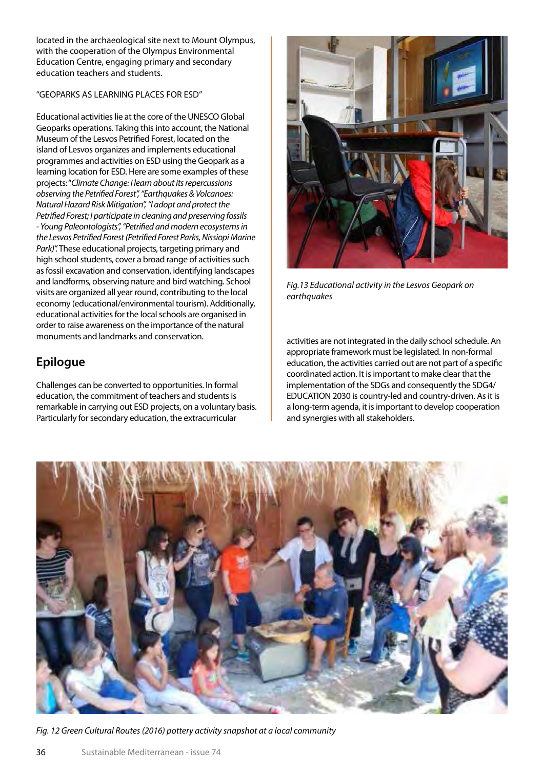located in the archaeological site next to Mount Olympus, with the cooperation of the Olympus Environmental Education Centre, engaging primary and secondary education teachers and students.

"GEOPARKS AS LEARNING PLACES FOR ESD"

Educational activities lie at the core of the UNESCO Global Geoparks operations. Taking this into account, the National Museum of the Lesvos Petrified Forest, located on the island of Lesvos organizes and implements educational programmes and activities on ESD using the Geopark as a learning location for ESD. Here are some examples of these projects: "*Climate Change: I learn about its repercussions observing the Petrified Forest*", "*Earthquakes & Volcanoes: Natural Hazard Risk Mitigation*", "*I adopt and protect the Petrified Forest; I participate in cleaning and preserving fossils - Young Paleontologists*", "*Petrified and modern ecosystems in the Lesvos Petrified Forest (Petrified Forest Parks, Nissiopi Marine Park)*". These educational projects, targeting primary and high school students, cover a broad range of activities such as fossil excavation and conservation, identifying landscapes and landforms, observing nature and bird watching. School visits are organized all year round, contributing to the local economy (educational/environmental tourism). Additionally, educational activities for the local schools are organised in order to raise awareness on the importance of the natural monuments and landmarks and conservation.

## Epilogue

Challenges can be converted to opportunities. In formal education, the commitment of teachers and students is remarkable in carrying out ESD projects, on a voluntary basis. Particularly for secondary education, the extracurricular activities are not integrated in the daily school schedule. An appropriate framework must be legislated. In non-formal education, the activities carried out are not part of a specific coordinated action. It is important to make clear that the implementation of the SDGs and consequently the SDG4/EDUCATION 2030 is country-led and country-driven. As it is a long-term agenda, it is important to develop cooperation and synergies with all stakeholders.

*Fig.13 Educational activity in the Lesvos Geopark on earthquakes*

*Fig. 12 Green Cultural Routes (2016) pottery activity snapshot at a local community*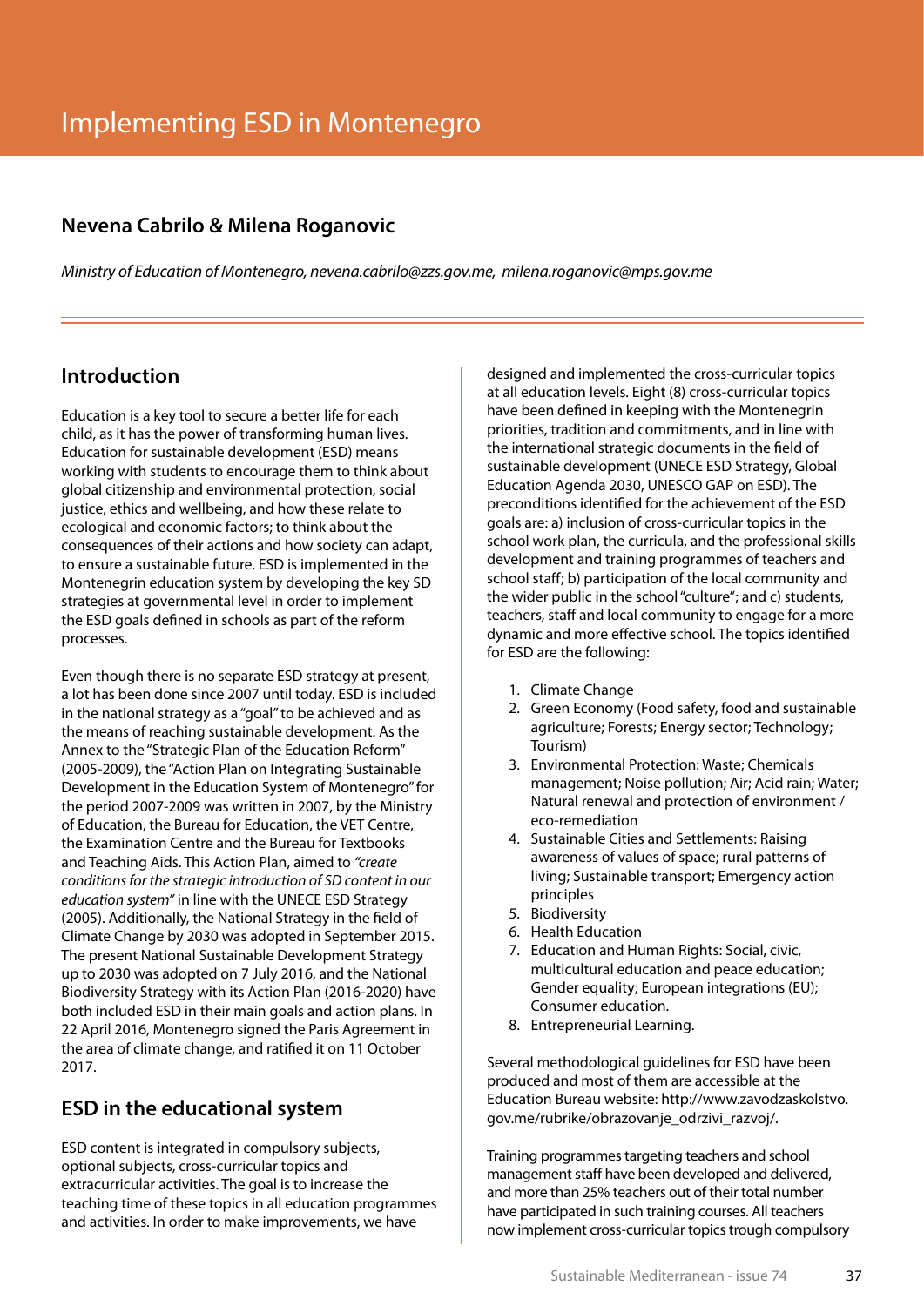# Implementing ESD in Montenegro

## Nevena Cabrilo & Milena Roganovic

*Ministry of Education of Montenegro, nevena.cabrilo@zzs.gov.me, milena.roganovic@mps.gov.me*

## Introduction

Education is a key tool to secure a better life for each child, as it has the power of transforming human lives. Education for sustainable development (ESD) means working with students to encourage them to think about global citizenship and environmental protection, social justice, ethics and wellbeing, and how these relate to ecological and economic factors; to think about the consequences of their actions and how society can adapt, to ensure a sustainable future. ESD is implemented in the Montenegrin education system by developing the key SD strategies at governmental level in order to implement the ESD goals defined in schools as part of the reform processes.

Even though there is no separate ESD strategy at present, a lot has been done since 2007 until today. ESD is included in the national strategy as a "goal" to be achieved and as the means of reaching sustainable development. As the Annex to the "Strategic Plan of the Education Reform" (2005-2009), the "Action Plan on Integrating Sustainable Development in the Education System of Montenegro" for the period 2007-2009 was written in 2007, by the Ministry of Education, the Bureau for Education, the VET Centre, the Examination Centre and the Bureau for Textbooks and Teaching Aids. This Action Plan, aimed to *"create conditions for the strategic introduction of SD content in our education system"* in line with the UNECE ESD Strategy (2005). Additionally, the National Strategy in the field of Climate Change by 2030 was adopted in September 2015. The present National Sustainable Development Strategy up to 2030 was adopted on 7 July 2016, and the National Biodiversity Strategy with its Action Plan (2016-2020) have both included ESD in their main goals and action plans. In 22 April 2016, Montenegro signed the Paris Agreement in the area of climate change, and ratified it on 11 October 2017.

## ESD in the educational system

ESD content is integrated in compulsory subjects, optional subjects, cross-curricular topics and extracurricular activities. The goal is to increase the teaching time of these topics in all education programmes and activities. In order to make improvements, we have designed and implemented the cross-curricular topics at all education levels. Eight (8) cross-curricular topics have been defined in keeping with the Montenegrin priorities, tradition and commitments, and in line with the international strategic documents in the field of sustainable development (UNECE ESD Strategy, Global Education Agenda 2030, UNESCO GAP on ESD). The preconditions identified for the achievement of the ESD goals are: a) inclusion of cross-curricular topics in the school work plan, the curricula, and the professional skills development and training programmes of teachers and school staff; b) participation of the local community and the wider public in the school "culture"; and c) students, teachers, staff and local community to engage for a more dynamic and more effective school. The topics identified for ESD are the following:

1. Climate Change
2. Green Economy (Food safety, food and sustainable agriculture; Forests; Energy sector; Technology; Tourism)
3. Environmental Protection: Waste; Chemicals management; Noise pollution; Air; Acid rain; Water; Natural renewal and protection of environment / eco-remediation
4. Sustainable Cities and Settlements: Raising awareness of values of space; rural patterns of living; Sustainable transport; Emergency action principles
5. Biodiversity
6. Health Education
7. Education and Human Rights: Social, civic, multicultural education and peace education; Gender equality; European integrations (EU); Consumer education.
8. Entrepreneurial Learning.

Several methodological guidelines for ESD have been produced and most of them are accessible at the Education Bureau website: http://www.zavodzaskolstvo.gov.me/rubrike/obrazovanje_odrzivi_razvoj/.

Training programmes targeting teachers and school management staff have been developed and delivered, and more than 25% teachers out of their total number have participated in such training courses. All teachers now implement cross-curricular topics trough compulsory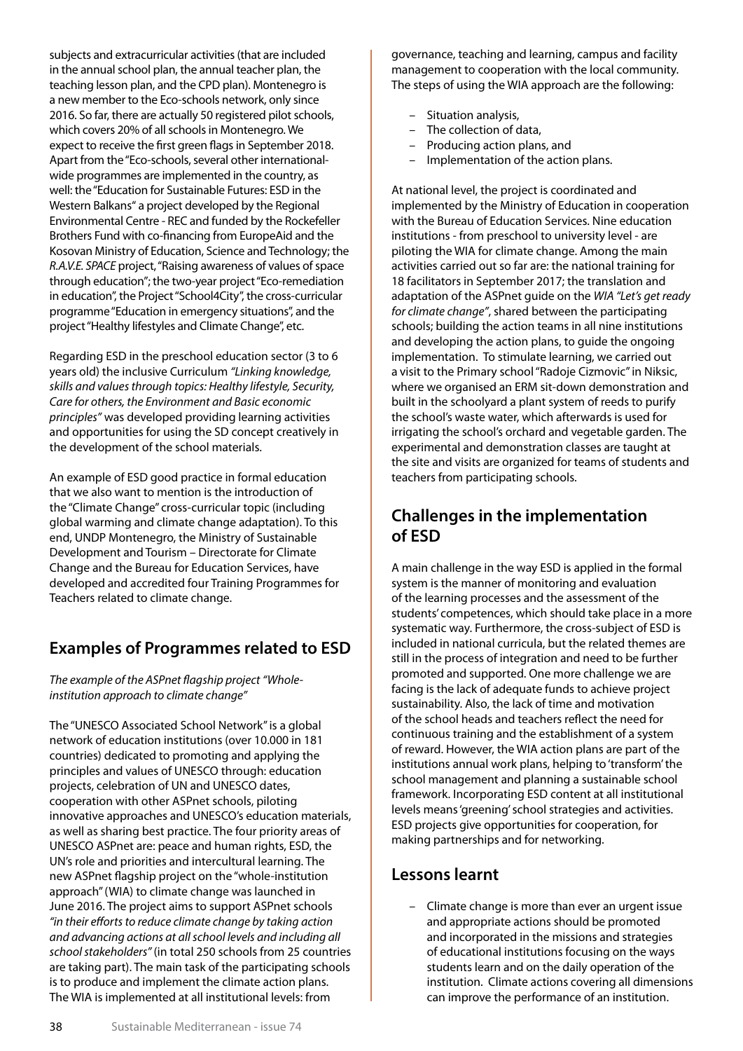subjects and extracurricular activities (that are included in the annual school plan, the annual teacher plan, the teaching lesson plan, and the CPD plan). Montenegro is a new member to the Eco-schools network, only since 2016. So far, there are actually 50 registered pilot schools, which covers 20% of all schools in Montenegro. We expect to receive the first green flags in September 2018. Apart from the "Eco-schools, several other international-wide programmes are implemented in the country, as well: the "Education for Sustainable Futures: ESD in the Western Balkans" a project developed by the Regional Environmental Centre - REC and funded by the Rockefeller Brothers Fund with co-financing from EuropeAid and the Kosovan Ministry of Education, Science and Technology; the *R.A.V.E. SPACE* project, "Raising awareness of values of space through education"; the two-year project "Eco-remediation in education", the Project "School4City", the cross-curricular programme "Education in emergency situations", and the project "Healthy lifestyles and Climate Change", etc.

Regarding ESD in the preschool education sector (3 to 6 years old) the inclusive Curriculum *"Linking knowledge, skills and values through topics: Healthy lifestyle, Security, Care for others, the Environment and Basic economic principles"* was developed providing learning activities and opportunities for using the SD concept creatively in the development of the school materials.

An example of ESD good practice in formal education that we also want to mention is the introduction of the "Climate Change" cross-curricular topic (including global warming and climate change adaptation). To this end, UNDP Montenegro, the Ministry of Sustainable Development and Tourism – Directorate for Climate Change and the Bureau for Education Services, have developed and accredited four Training Programmes for Teachers related to climate change.

## Examples of Programmes related to ESD

*The example of the ASPnet flagship project "Whole-institution approach to climate change"*

The "UNESCO Associated School Network" is a global network of education institutions (over 10.000 in 181 countries) dedicated to promoting and applying the principles and values of UNESCO through: education projects, celebration of UN and UNESCO dates, cooperation with other ASPnet schools, piloting innovative approaches and UNESCO's education materials, as well as sharing best practice. The four priority areas of UNESCO ASPnet are: peace and human rights, ESD, the UN's role and priorities and intercultural learning. The new ASPnet flagship project on the "whole-institution approach" (WIA) to climate change was launched in June 2016. The project aims to support ASPnet schools *"in their efforts to reduce climate change by taking action and advancing actions at all school levels and including all school stakeholders"* (in total 250 schools from 25 countries are taking part). The main task of the participating schools is to produce and implement the climate action plans. The WIA is implemented at all institutional levels: from governance, teaching and learning, campus and facility management to cooperation with the local community. The steps of using the WIA approach are the following:

- Situation analysis,
- The collection of data,
- Producing action plans, and
- Implementation of the action plans.

At national level, the project is coordinated and implemented by the Ministry of Education in cooperation with the Bureau of Education Services. Nine education institutions - from preschool to university level - are piloting the WIA for climate change. Among the main activities carried out so far are: the national training for 18 facilitators in September 2017; the translation and adaptation of the ASPnet guide on the *WIA "Let's get ready for climate change"*, shared between the participating schools; building the action teams in all nine institutions and developing the action plans, to guide the ongoing implementation. To stimulate learning, we carried out a visit to the Primary school "Radoje Cizmovic" in Niksic, where we organised an ERM sit-down demonstration and built in the schoolyard a plant system of reeds to purify the school's waste water, which afterwards is used for irrigating the school's orchard and vegetable garden. The experimental and demonstration classes are taught at the site and visits are organized for teams of students and teachers from participating schools.

## Challenges in the implementation of ESD

A main challenge in the way ESD is applied in the formal system is the manner of monitoring and evaluation of the learning processes and the assessment of the students' competences, which should take place in a more systematic way. Furthermore, the cross-subject of ESD is included in national curricula, but the related themes are still in the process of integration and need to be further promoted and supported. One more challenge we are facing is the lack of adequate funds to achieve project sustainability. Also, the lack of time and motivation of the school heads and teachers reflect the need for continuous training and the establishment of a system of reward. However, the WIA action plans are part of the institutions annual work plans, helping to 'transform' the school management and planning a sustainable school framework. Incorporating ESD content at all institutional levels means 'greening' school strategies and activities. ESD projects give opportunities for cooperation, for making partnerships and for networking.

## Lessons learnt

- Climate change is more than ever an urgent issue and appropriate actions should be promoted and incorporated in the missions and strategies of educational institutions focusing on the ways students learn and on the daily operation of the institution. Climate actions covering all dimensions can improve the performance of an institution.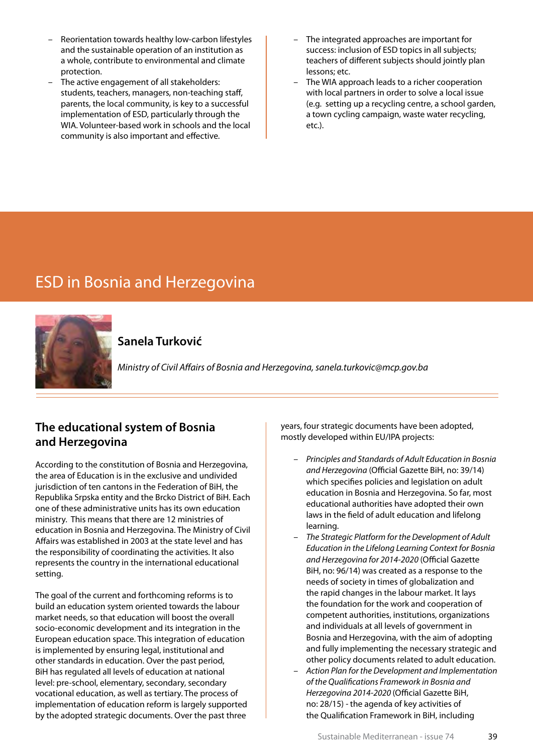- Reorientation towards healthy low-carbon lifestyles and the sustainable operation of an institution as a whole, contribute to environmental and climate protection.
- The active engagement of all stakeholders: students, teachers, managers, non-teaching staff, parents, the local community, is key to a successful implementation of ESD, particularly through the WIA. Volunteer-based work in schools and the local community is also important and effective.
- The integrated approaches are important for success: inclusion of ESD topics in all subjects; teachers of different subjects should jointly plan lessons; etc.
- The WIA approach leads to a richer cooperation with local partners in order to solve a local issue (e.g. setting up a recycling centre, a school garden, a town cycling campaign, waste water recycling, etc.).

# ESD in Bosnia and Herzegovina

**Sanela Turković**

*Ministry of Civil Affairs of Bosnia and Herzegovina, sanela.turkovic@mcp.gov.ba*

## The educational system of Bosnia and Herzegovina

According to the constitution of Bosnia and Herzegovina, the area of Education is in the exclusive and undivided jurisdiction of ten cantons in the Federation of BiH, the Republika Srpska entity and the Brcko District of BiH. Each one of these administrative units has its own education ministry. This means that there are 12 ministries of education in Bosnia and Herzegovina. The Ministry of Civil Affairs was established in 2003 at the state level and has the responsibility of coordinating the activities. It also represents the country in the international educational setting.

The goal of the current and forthcoming reforms is to build an education system oriented towards the labour market needs, so that education will boost the overall socio-economic development and its integration in the European education space. This integration of education is implemented by ensuring legal, institutional and other standards in education. Over the past period, BiH has regulated all levels of education at national level: pre-school, elementary, secondary, secondary vocational education, as well as tertiary. The process of implementation of education reform is largely supported by the adopted strategic documents. Over the past three years, four strategic documents have been adopted, mostly developed within EU/IPA projects:

- *Principles and Standards of Adult Education in Bosnia and Herzegovina* (Official Gazette BiH, no: 39/14) which specifies policies and legislation on adult education in Bosnia and Herzegovina. So far, most educational authorities have adopted their own laws in the field of adult education and lifelong learning.
- *The Strategic Platform for the Development of Adult Education in the Lifelong Learning Context for Bosnia and Herzegovina for 2014-2020* (Official Gazette BiH, no: 96/14) was created as a response to the needs of society in times of globalization and the rapid changes in the labour market. It lays the foundation for the work and cooperation of competent authorities, institutions, organizations and individuals at all levels of government in Bosnia and Herzegovina, with the aim of adopting and fully implementing the necessary strategic and other policy documents related to adult education.
- *Action Plan for the Development and Implementation of the Qualifications Framework in Bosnia and Herzegovina 2014-2020* (Official Gazette BiH, no: 28/15) - the agenda of key activities of the Qualification Framework in BiH, including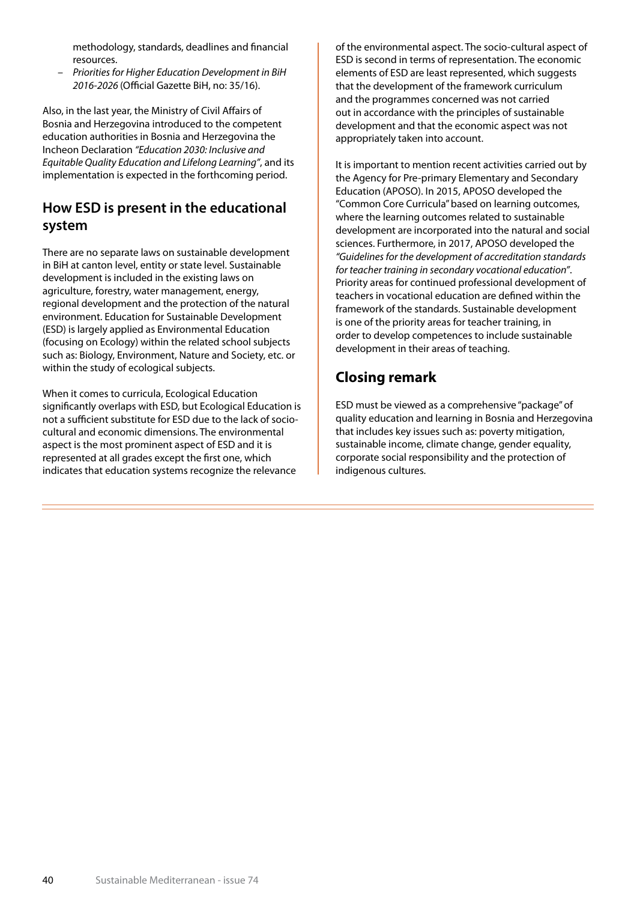methodology, standards, deadlines and financial resources.

– *Priorities for Higher Education Development in BiH 2016-2026* (Official Gazette BiH, no: 35/16).

Also, in the last year, the Ministry of Civil Affairs of Bosnia and Herzegovina introduced to the competent education authorities in Bosnia and Herzegovina the Incheon Declaration *"Education 2030: Inclusive and Equitable Quality Education and Lifelong Learning"*, and its implementation is expected in the forthcoming period.

## How ESD is present in the educational system

There are no separate laws on sustainable development in BiH at canton level, entity or state level. Sustainable development is included in the existing laws on agriculture, forestry, water management, energy, regional development and the protection of the natural environment. Education for Sustainable Development (ESD) is largely applied as Environmental Education (focusing on Ecology) within the related school subjects such as: Biology, Environment, Nature and Society, etc. or within the study of ecological subjects.

When it comes to curricula, Ecological Education significantly overlaps with ESD, but Ecological Education is not a sufficient substitute for ESD due to the lack of socio-cultural and economic dimensions. The environmental aspect is the most prominent aspect of ESD and it is represented at all grades except the first one, which indicates that education systems recognize the relevance of the environmental aspect. The socio-cultural aspect of ESD is second in terms of representation. The economic elements of ESD are least represented, which suggests that the development of the framework curriculum and the programmes concerned was not carried out in accordance with the principles of sustainable development and that the economic aspect was not appropriately taken into account.

It is important to mention recent activities carried out by the Agency for Pre-primary Elementary and Secondary Education (APOSO). In 2015, APOSO developed the "Common Core Curricula" based on learning outcomes, where the learning outcomes related to sustainable development are incorporated into the natural and social sciences. Furthermore, in 2017, APOSO developed the *"Guidelines for the development of accreditation standards for teacher training in secondary vocational education"*. Priority areas for continued professional development of teachers in vocational education are defined within the framework of the standards. Sustainable development is one of the priority areas for teacher training, in order to develop competences to include sustainable development in their areas of teaching.

## Closing remark

ESD must be viewed as a comprehensive "package" of quality education and learning in Bosnia and Herzegovina that includes key issues such as: poverty mitigation, sustainable income, climate change, gender equality, corporate social responsibility and the protection of indigenous cultures.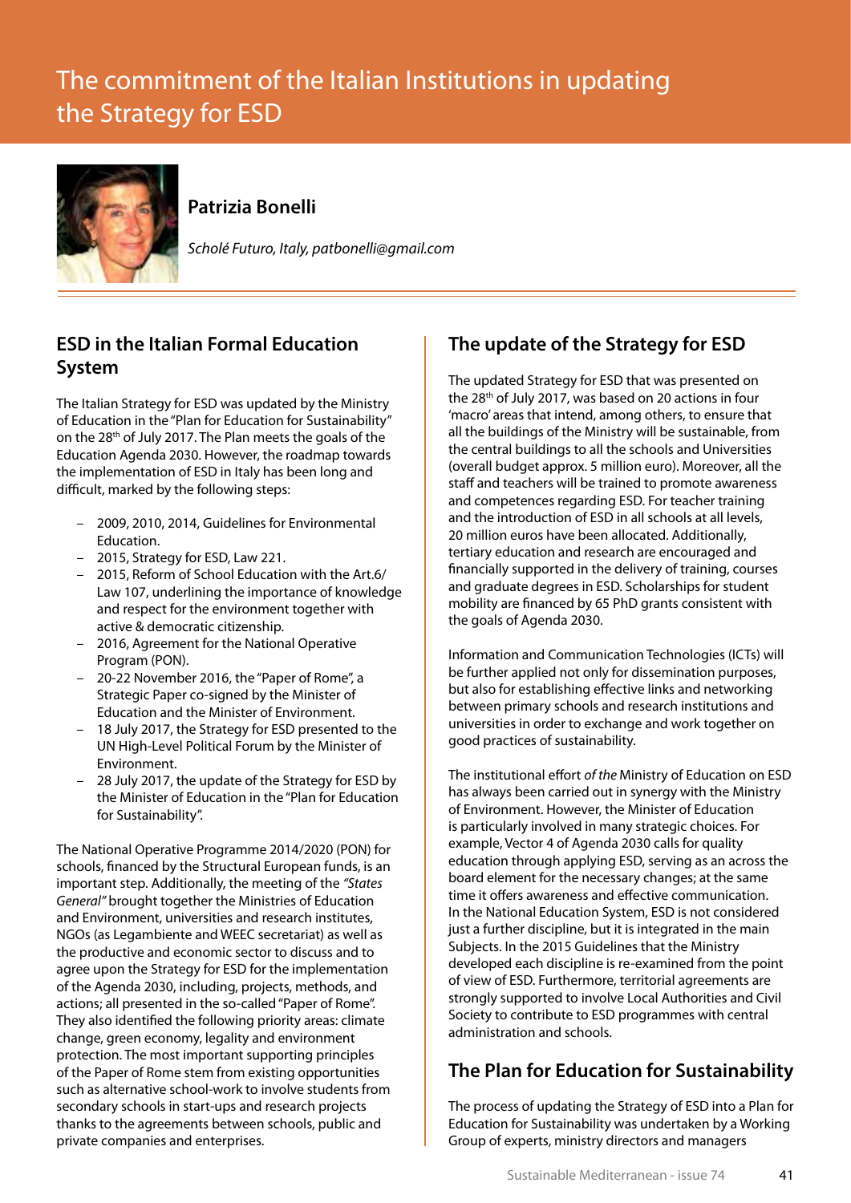# The commitment of the Italian Institutions in updating the Strategy for ESD

**Patrizia Bonelli**

*Scholé Futuro, Italy, patbonelli@gmail.com*

## ESD in the Italian Formal Education System

The Italian Strategy for ESD was updated by the Ministry of Education in the "Plan for Education for Sustainability" on the 28th of July 2017. The Plan meets the goals of the Education Agenda 2030. However, the roadmap towards the implementation of ESD in Italy has been long and difficult, marked by the following steps:

- 2009, 2010, 2014, Guidelines for Environmental Education.
- 2015, Strategy for ESD, Law 221.
- 2015, Reform of School Education with the Art.6/ Law 107, underlining the importance of knowledge and respect for the environment together with active & democratic citizenship.
- 2016, Agreement for the National Operative Program (PON).
- 20-22 November 2016, the "Paper of Rome", a Strategic Paper co-signed by the Minister of Education and the Minister of Environment.
- 18 July 2017, the Strategy for ESD presented to the UN High-Level Political Forum by the Minister of Environment.
- 28 July 2017, the update of the Strategy for ESD by the Minister of Education in the "Plan for Education for Sustainability".

The National Operative Programme 2014/2020 (PON) for schools, financed by the Structural European funds, is an important step. Additionally, the meeting of the *"States General"* brought together the Ministries of Education and Environment, universities and research institutes, NGOs (as Legambiente and WEEC secretariat) as well as the productive and economic sector to discuss and to agree upon the Strategy for ESD for the implementation of the Agenda 2030, including, projects, methods, and actions; all presented in the so-called "Paper of Rome". They also identified the following priority areas: climate change, green economy, legality and environment protection. The most important supporting principles of the Paper of Rome stem from existing opportunities such as alternative school-work to involve students from secondary schools in start-ups and research projects thanks to the agreements between schools, public and private companies and enterprises.

## The update of the Strategy for ESD

The updated Strategy for ESD that was presented on the 28th of July 2017, was based on 20 actions in four 'macro' areas that intend, among others, to ensure that all the buildings of the Ministry will be sustainable, from the central buildings to all the schools and Universities (overall budget approx. 5 million euro). Moreover, all the staff and teachers will be trained to promote awareness and competences regarding ESD. For teacher training and the introduction of ESD in all schools at all levels, 20 million euros have been allocated. Additionally, tertiary education and research are encouraged and financially supported in the delivery of training, courses and graduate degrees in ESD. Scholarships for student mobility are financed by 65 PhD grants consistent with the goals of Agenda 2030.

Information and Communication Technologies (ICTs) will be further applied not only for dissemination purposes, but also for establishing effective links and networking between primary schools and research institutions and universities in order to exchange and work together on good practices of sustainability.

The institutional effort *of the* Ministry of Education on ESD has always been carried out in synergy with the Ministry of Environment. However, the Minister of Education is particularly involved in many strategic choices. For example, Vector 4 of Agenda 2030 calls for quality education through applying ESD, serving as an across the board element for the necessary changes; at the same time it offers awareness and effective communication. In the National Education System, ESD is not considered just a further discipline, but it is integrated in the main Subjects. In the 2015 Guidelines that the Ministry developed each discipline is re-examined from the point of view of ESD. Furthermore, territorial agreements are strongly supported to involve Local Authorities and Civil Society to contribute to ESD programmes with central administration and schools.

## The Plan for Education for Sustainability

The process of updating the Strategy of ESD into a Plan for Education for Sustainability was undertaken by a Working Group of experts, ministry directors and managers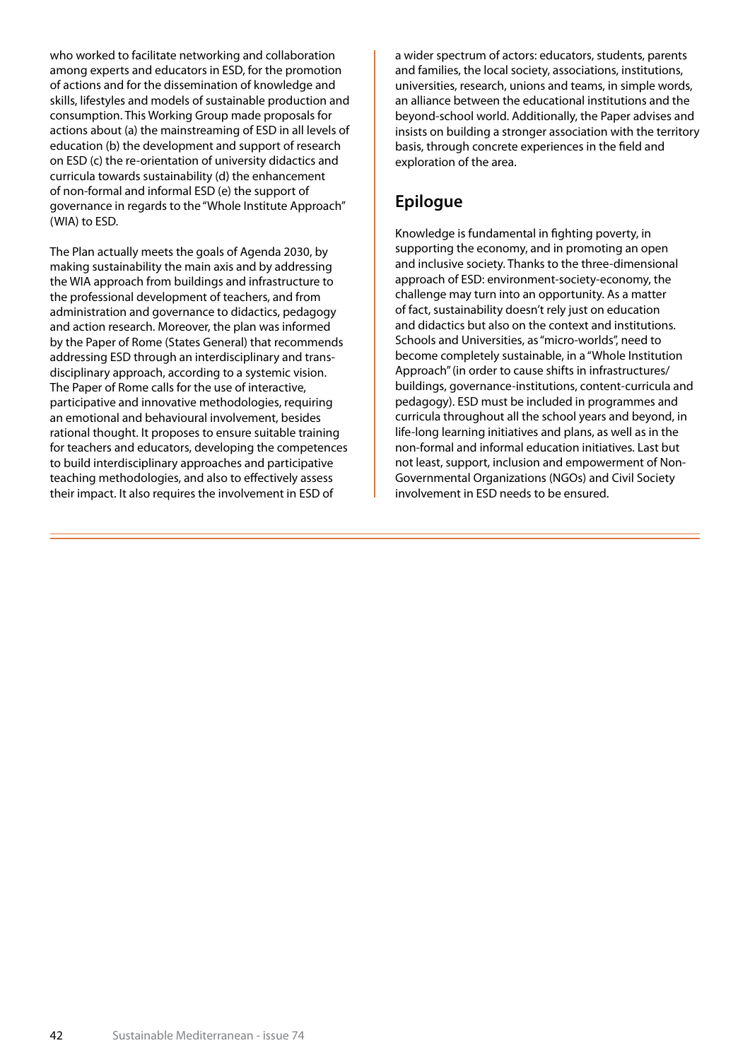who worked to facilitate networking and collaboration among experts and educators in ESD, for the promotion of actions and for the dissemination of knowledge and skills, lifestyles and models of sustainable production and consumption. This Working Group made proposals for actions about (a) the mainstreaming of ESD in all levels of education (b) the development and support of research on ESD (c) the re-orientation of university didactics and curricula towards sustainability (d) the enhancement of non-formal and informal ESD (e) the support of governance in regards to the "Whole Institute Approach" (WIA) to ESD.

The Plan actually meets the goals of Agenda 2030, by making sustainability the main axis and by addressing the WIA approach from buildings and infrastructure to the professional development of teachers, and from administration and governance to didactics, pedagogy and action research. Moreover, the plan was informed by the Paper of Rome (States General) that recommends addressing ESD through an interdisciplinary and trans-disciplinary approach, according to a systemic vision. The Paper of Rome calls for the use of interactive, participative and innovative methodologies, requiring an emotional and behavioural involvement, besides rational thought. It proposes to ensure suitable training for teachers and educators, developing the competences to build interdisciplinary approaches and participative teaching methodologies, and also to effectively assess their impact. It also requires the involvement in ESD of a wider spectrum of actors: educators, students, parents and families, the local society, associations, institutions, universities, research, unions and teams, in simple words, an alliance between the educational institutions and the beyond-school world. Additionally, the Paper advises and insists on building a stronger association with the territory basis, through concrete experiences in the field and exploration of the area.

## Epilogue

Knowledge is fundamental in fighting poverty, in supporting the economy, and in promoting an open and inclusive society. Thanks to the three-dimensional approach of ESD: environment-society-economy, the challenge may turn into an opportunity. As a matter of fact, sustainability doesn't rely just on education and didactics but also on the context and institutions. Schools and Universities, as "micro-worlds", need to become completely sustainable, in a "Whole Institution Approach" (in order to cause shifts in infrastructures/buildings, governance-institutions, content-curricula and pedagogy). ESD must be included in programmes and curricula throughout all the school years and beyond, in life-long learning initiatives and plans, as well as in the non-formal and informal education initiatives. Last but not least, support, inclusion and empowerment of Non-Governmental Organizations (NGOs) and Civil Society involvement in ESD needs to be ensured.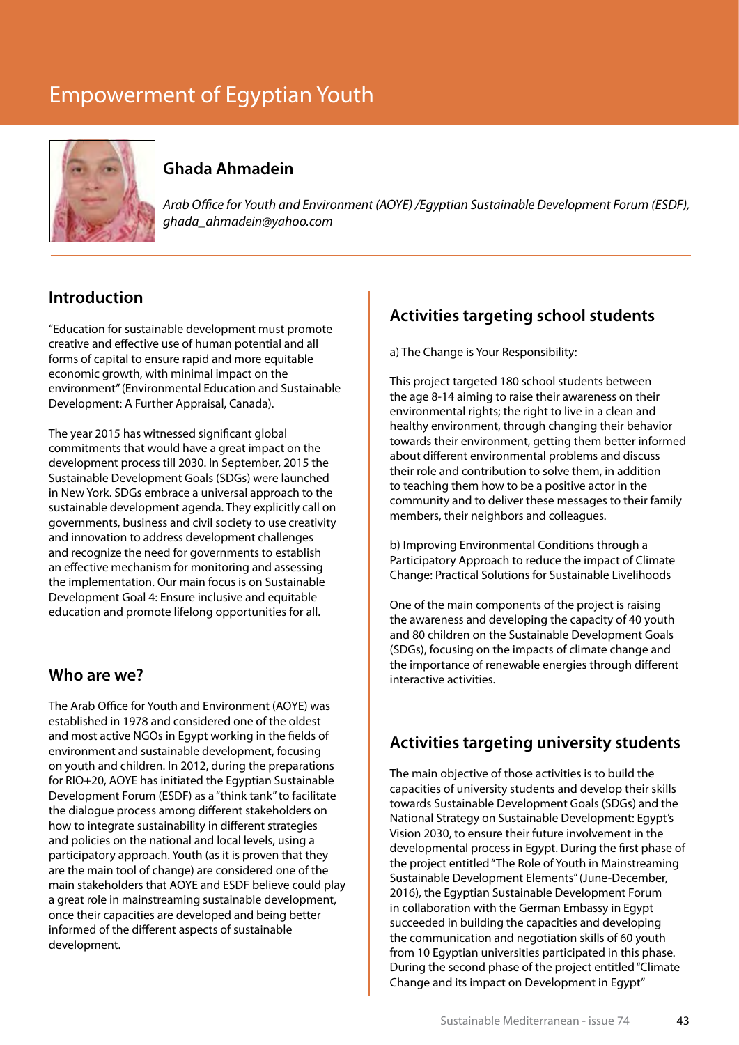# Empowerment of Egyptian Youth

## Ghada Ahmadein

*Arab Office for Youth and Environment (AOYE) /Egyptian Sustainable Development Forum (ESDF), ghada_ahmadein@yahoo.com*

## Introduction

"Education for sustainable development must promote creative and effective use of human potential and all forms of capital to ensure rapid and more equitable economic growth, with minimal impact on the environment" (Environmental Education and Sustainable Development: A Further Appraisal, Canada).

The year 2015 has witnessed significant global commitments that would have a great impact on the development process till 2030. In September, 2015 the Sustainable Development Goals (SDGs) were launched in New York. SDGs embrace a universal approach to the sustainable development agenda. They explicitly call on governments, business and civil society to use creativity and innovation to address development challenges and recognize the need for governments to establish an effective mechanism for monitoring and assessing the implementation. Our main focus is on Sustainable Development Goal 4: Ensure inclusive and equitable education and promote lifelong opportunities for all.

## Who are we?

The Arab Office for Youth and Environment (AOYE) was established in 1978 and considered one of the oldest and most active NGOs in Egypt working in the fields of environment and sustainable development, focusing on youth and children. In 2012, during the preparations for RIO+20, AOYE has initiated the Egyptian Sustainable Development Forum (ESDF) as a "think tank" to facilitate the dialogue process among different stakeholders on how to integrate sustainability in different strategies and policies on the national and local levels, using a participatory approach. Youth (as it is proven that they are the main tool of change) are considered one of the main stakeholders that AOYE and ESDF believe could play a great role in mainstreaming sustainable development, once their capacities are developed and being better informed of the different aspects of sustainable development.

## Activities targeting school students

a) The Change is Your Responsibility:

This project targeted 180 school students between the age 8-14 aiming to raise their awareness on their environmental rights; the right to live in a clean and healthy environment, through changing their behavior towards their environment, getting them better informed about different environmental problems and discuss their role and contribution to solve them, in addition to teaching them how to be a positive actor in the community and to deliver these messages to their family members, their neighbors and colleagues.

b) Improving Environmental Conditions through a Participatory Approach to reduce the impact of Climate Change: Practical Solutions for Sustainable Livelihoods

One of the main components of the project is raising the awareness and developing the capacity of 40 youth and 80 children on the Sustainable Development Goals (SDGs), focusing on the impacts of climate change and the importance of renewable energies through different interactive activities.

## Activities targeting university students

The main objective of those activities is to build the capacities of university students and develop their skills towards Sustainable Development Goals (SDGs) and the National Strategy on Sustainable Development: Egypt's Vision 2030, to ensure their future involvement in the developmental process in Egypt. During the first phase of the project entitled "The Role of Youth in Mainstreaming Sustainable Development Elements" (June-December, 2016), the Egyptian Sustainable Development Forum in collaboration with the German Embassy in Egypt succeeded in building the capacities and developing the communication and negotiation skills of 60 youth from 10 Egyptian universities participated in this phase. During the second phase of the project entitled "Climate Change and its impact on Development in Egypt"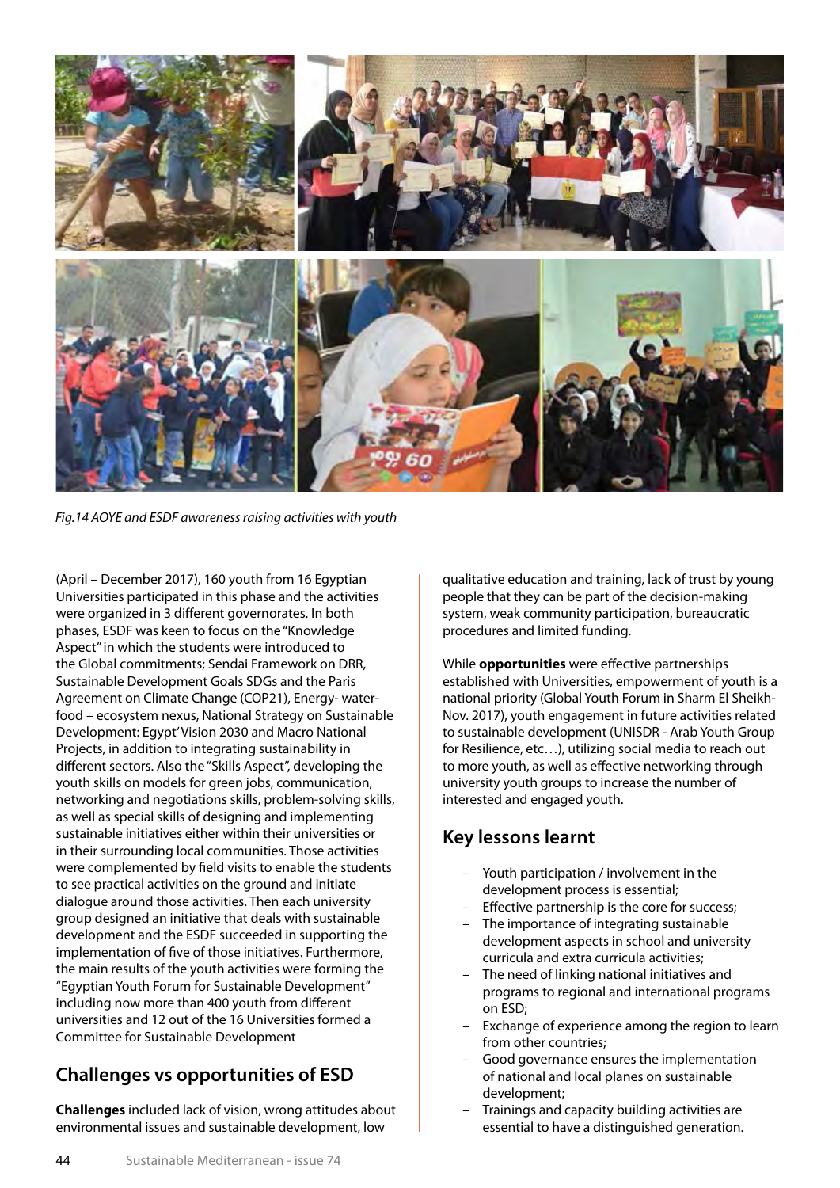*Fig.14 AOYE and ESDF awareness raising activities with youth*

(April – December 2017), 160 youth from 16 Egyptian Universities participated in this phase and the activities were organized in 3 different governorates. In both phases, ESDF was keen to focus on the "Knowledge Aspect" in which the students were introduced to the Global commitments; Sendai Framework on DRR, Sustainable Development Goals SDGs and the Paris Agreement on Climate Change (COP21), Energy- water-food – ecosystem nexus, National Strategy on Sustainable Development: Egypt' Vision 2030 and Macro National Projects, in addition to integrating sustainability in different sectors. Also the "Skills Aspect", developing the youth skills on models for green jobs, communication, networking and negotiations skills, problem-solving skills, as well as special skills of designing and implementing sustainable initiatives either within their universities or in their surrounding local communities. Those activities were complemented by field visits to enable the students to see practical activities on the ground and initiate dialogue around those activities. Then each university group designed an initiative that deals with sustainable development and the ESDF succeeded in supporting the implementation of five of those initiatives. Furthermore, the main results of the youth activities were forming the "Egyptian Youth Forum for Sustainable Development" including now more than 400 youth from different universities and 12 out of the 16 Universities formed a Committee for Sustainable Development

## Challenges vs opportunities of ESD

**Challenges** included lack of vision, wrong attitudes about environmental issues and sustainable development, low qualitative education and training, lack of trust by young people that they can be part of the decision-making system, weak community participation, bureaucratic procedures and limited funding.

While **opportunities** were effective partnerships established with Universities, empowerment of youth is a national priority (Global Youth Forum in Sharm El Sheikh-Nov. 2017), youth engagement in future activities related to sustainable development (UNISDR - Arab Youth Group for Resilience, etc…), utilizing social media to reach out to more youth, as well as effective networking through university youth groups to increase the number of interested and engaged youth.

## Key lessons learnt

- Youth participation / involvement in the development process is essential;
- Effective partnership is the core for success;
- The importance of integrating sustainable development aspects in school and university curricula and extra curricula activities;
- The need of linking national initiatives and programs to regional and international programs on ESD;
- Exchange of experience among the region to learn from other countries;
- Good governance ensures the implementation of national and local planes on sustainable development;
- Trainings and capacity building activities are essential to have a distinguished generation.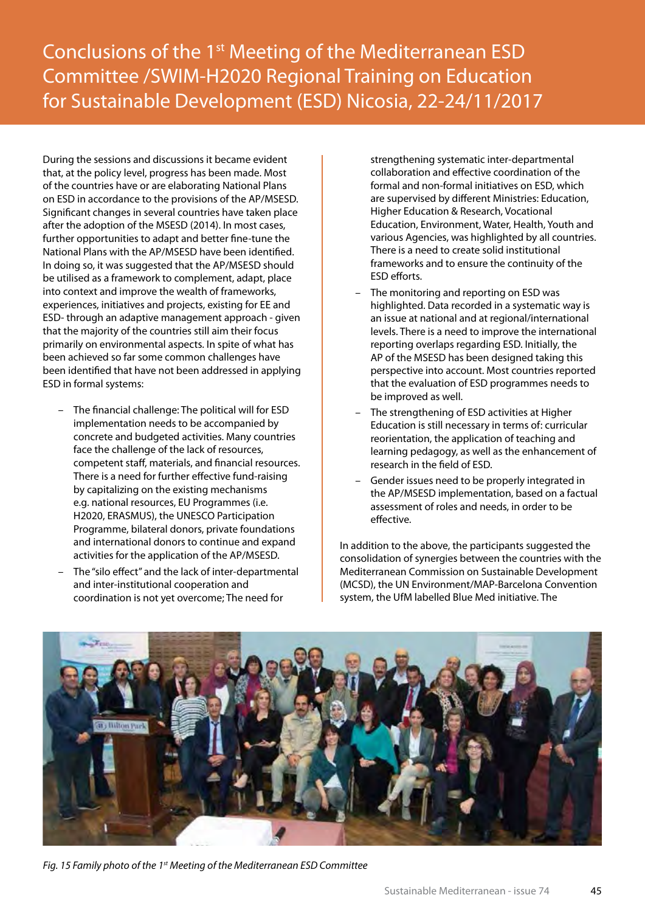# Conclusions of the 1st Meeting of the Mediterranean ESD Committee /SWIM-H2020 Regional Training on Education for Sustainable Development (ESD) Nicosia, 22-24/11/2017

During the sessions and discussions it became evident that, at the policy level, progress has been made. Most of the countries have or are elaborating National Plans on ESD in accordance to the provisions of the AP/MSESD. Significant changes in several countries have taken place after the adoption of the MSESD (2014). In most cases, further opportunities to adapt and better fine-tune the National Plans with the AP/MSESD have been identified. In doing so, it was suggested that the AP/MSESD should be utilised as a framework to complement, adapt, place into context and improve the wealth of frameworks, experiences, initiatives and projects, existing for EE and ESD- through an adaptive management approach - given that the majority of the countries still aim their focus primarily on environmental aspects. In spite of what has been achieved so far some common challenges have been identified that have not been addressed in applying ESD in formal systems:

- The financial challenge: The political will for ESD implementation needs to be accompanied by concrete and budgeted activities. Many countries face the challenge of the lack of resources, competent staff, materials, and financial resources. There is a need for further effective fund-raising by capitalizing on the existing mechanisms e.g. national resources, EU Programmes (i.e. H2020, ERASMUS), the UNESCO Participation Programme, bilateral donors, private foundations and international donors to continue and expand activities for the application of the AP/MSESD.
- The "silo effect" and the lack of inter-departmental and inter-institutional cooperation and coordination is not yet overcome; The need for strengthening systematic inter-departmental collaboration and effective coordination of the formal and non-formal initiatives on ESD, which are supervised by different Ministries: Education, Higher Education & Research, Vocational Education, Environment, Water, Health, Youth and various Agencies, was highlighted by all countries. There is a need to create solid institutional frameworks and to ensure the continuity of the ESD efforts.
- The monitoring and reporting on ESD was highlighted. Data recorded in a systematic way is an issue at national and at regional/international levels. There is a need to improve the international reporting overlaps regarding ESD. Initially, the AP of the MSESD has been designed taking this perspective into account. Most countries reported that the evaluation of ESD programmes needs to be improved as well.
- The strengthening of ESD activities at Higher Education is still necessary in terms of: curricular reorientation, the application of teaching and learning pedagogy, as well as the enhancement of research in the field of ESD.
- Gender issues need to be properly integrated in the AP/MSESD implementation, based on a factual assessment of roles and needs, in order to be effective.

In addition to the above, the participants suggested the consolidation of synergies between the countries with the Mediterranean Commission on Sustainable Development (MCSD), the UN Environment/MAP-Barcelona Convention system, the UfM labelled Blue Med initiative. The

*Fig. 15 Family photo of the 1st Meeting of the Mediterranean ESD Committee*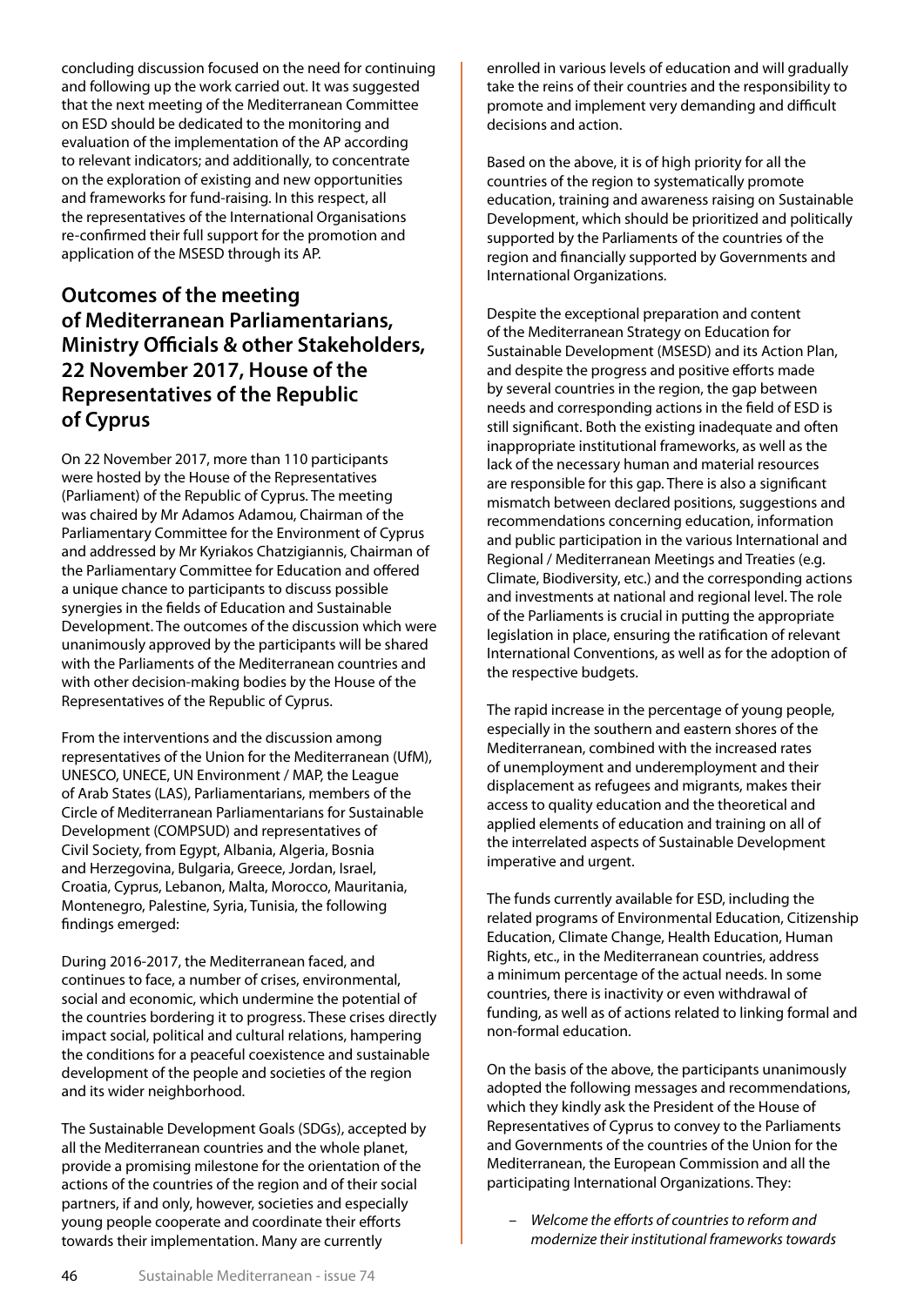concluding discussion focused on the need for continuing and following up the work carried out. It was suggested that the next meeting of the Mediterranean Committee on ESD should be dedicated to the monitoring and evaluation of the implementation of the AP according to relevant indicators; and additionally, to concentrate on the exploration of existing and new opportunities and frameworks for fund-raising. In this respect, all the representatives of the International Organisations re-confirmed their full support for the promotion and application of the MSESD through its AP.

## Outcomes of the meeting of Mediterranean Parliamentarians, Ministry Officials & other Stakeholders, 22 November 2017, House of the Representatives of the Republic of Cyprus

On 22 November 2017, more than 110 participants were hosted by the House of the Representatives (Parliament) of the Republic of Cyprus. The meeting was chaired by Mr Adamos Adamou, Chairman of the Parliamentary Committee for the Environment of Cyprus and addressed by Mr Kyriakos Chatzigiannis, Chairman of the Parliamentary Committee for Education and offered a unique chance to participants to discuss possible synergies in the fields of Education and Sustainable Development. The outcomes of the discussion which were unanimously approved by the participants will be shared with the Parliaments of the Mediterranean countries and with other decision-making bodies by the House of the Representatives of the Republic of Cyprus.

From the interventions and the discussion among representatives of the Union for the Mediterranean (UfM), UNESCO, UNECE, UN Environment / MAP, the League of Arab States (LAS), Parliamentarians, members of the Circle of Mediterranean Parliamentarians for Sustainable Development (COMPSUD) and representatives of Civil Society, from Egypt, Albania, Algeria, Bosnia and Herzegovina, Bulgaria, Greece, Jordan, Israel, Croatia, Cyprus, Lebanon, Malta, Morocco, Mauritania, Montenegro, Palestine, Syria, Tunisia, the following findings emerged:

During 2016-2017, the Mediterranean faced, and continues to face, a number of crises, environmental, social and economic, which undermine the potential of the countries bordering it to progress. These crises directly impact social, political and cultural relations, hampering the conditions for a peaceful coexistence and sustainable development of the people and societies of the region and its wider neighborhood.

The Sustainable Development Goals (SDGs), accepted by all the Mediterranean countries and the whole planet, provide a promising milestone for the orientation of the actions of the countries of the region and of their social partners, if and only, however, societies and especially young people cooperate and coordinate their efforts towards their implementation. Many are currently enrolled in various levels of education and will gradually take the reins of their countries and the responsibility to promote and implement very demanding and difficult decisions and action.

Based on the above, it is of high priority for all the countries of the region to systematically promote education, training and awareness raising on Sustainable Development, which should be prioritized and politically supported by the Parliaments of the countries of the region and financially supported by Governments and International Organizations.

Despite the exceptional preparation and content of the Mediterranean Strategy on Education for Sustainable Development (MSESD) and its Action Plan, and despite the progress and positive efforts made by several countries in the region, the gap between needs and corresponding actions in the field of ESD is still significant. Both the existing inadequate and often inappropriate institutional frameworks, as well as the lack of the necessary human and material resources are responsible for this gap. There is also a significant mismatch between declared positions, suggestions and recommendations concerning education, information and public participation in the various International and Regional / Mediterranean Meetings and Treaties (e.g. Climate, Biodiversity, etc.) and the corresponding actions and investments at national and regional level. The role of the Parliaments is crucial in putting the appropriate legislation in place, ensuring the ratification of relevant International Conventions, as well as for the adoption of the respective budgets.

The rapid increase in the percentage of young people, especially in the southern and eastern shores of the Mediterranean, combined with the increased rates of unemployment and underemployment and their displacement as refugees and migrants, makes their access to quality education and the theoretical and applied elements of education and training on all of the interrelated aspects of Sustainable Development imperative and urgent.

The funds currently available for ESD, including the related programs of Environmental Education, Citizenship Education, Climate Change, Health Education, Human Rights, etc., in the Mediterranean countries, address a minimum percentage of the actual needs. In some countries, there is inactivity or even withdrawal of funding, as well as of actions related to linking formal and non-formal education.

On the basis of the above, the participants unanimously adopted the following messages and recommendations, which they kindly ask the President of the House of Representatives of Cyprus to convey to the Parliaments and Governments of the countries of the Union for the Mediterranean, the European Commission and all the participating International Organizations. They:

- *Welcome the efforts of countries to reform and modernize their institutional frameworks towards*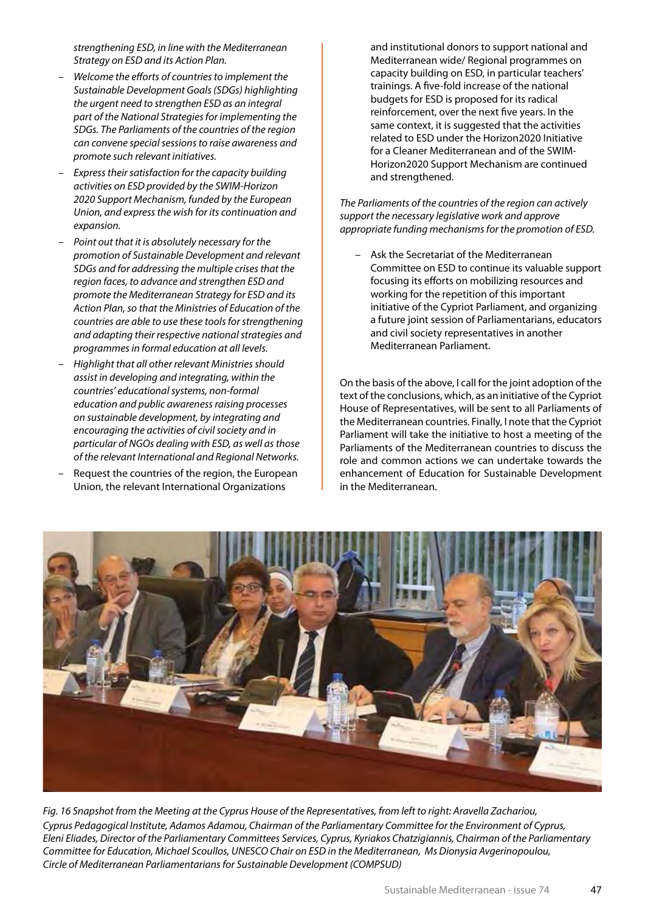*strengthening ESD, in line with the Mediterranean Strategy on ESD and its Action Plan.*

- *Welcome the efforts of countries to implement the Sustainable Development Goals (SDGs) highlighting the urgent need to strengthen ESD as an integral part of the National Strategies for implementing the SDGs. The Parliaments of the countries of the region can convene special sessions to raise awareness and promote such relevant initiatives.*
- *Express their satisfaction for the capacity building activities on ESD provided by the SWIM-Horizon 2020 Support Mechanism, funded by the European Union, and express the wish for its continuation and expansion.*
- *Point out that it is absolutely necessary for the promotion of Sustainable Development and relevant SDGs and for addressing the multiple crises that the region faces, to advance and strengthen ESD and promote the Mediterranean Strategy for ESD and its Action Plan, so that the Ministries of Education of the countries are able to use these tools for strengthening and adapting their respective national strategies and programmes in formal education at all levels.*
- *Highlight that all other relevant Ministries should assist in developing and integrating, within the countries' educational systems, non-formal education and public awareness raising processes on sustainable development, by integrating and encouraging the activities of civil society and in particular of NGOs dealing with ESD, as well as those of the relevant International and Regional Networks.*
- Request the countries of the region, the European Union, the relevant International Organizations and institutional donors to support national and Mediterranean wide/ Regional programmes on capacity building on ESD, in particular teachers' trainings. A five-fold increase of the national budgets for ESD is proposed for its radical reinforcement, over the next five years. In the same context, it is suggested that the activities related to ESD under the Horizon2020 Initiative for a Cleaner Mediterranean and of the SWIM-Horizon2020 Support Mechanism are continued and strengthened.

*The Parliaments of the countries of the region can actively support the necessary legislative work and approve appropriate funding mechanisms for the promotion of ESD.*

- Ask the Secretariat of the Mediterranean Committee on ESD to continue its valuable support focusing its efforts on mobilizing resources and working for the repetition of this important initiative of the Cypriot Parliament, and organizing a future joint session of Parliamentarians, educators and civil society representatives in another Mediterranean Parliament.

On the basis of the above, I call for the joint adoption of the text of the conclusions, which, as an initiative of the Cypriot House of Representatives, will be sent to all Parliaments of the Mediterranean countries. Finally, I note that the Cypriot Parliament will take the initiative to host a meeting of the Parliaments of the Mediterranean countries to discuss the role and common actions we can undertake towards the enhancement of Education for Sustainable Development in the Mediterranean.

*Fig. 16 Snapshot from the Meeting at the Cyprus House of the Representatives, from left to right: Aravella Zachariou, Cyprus Pedagogical Institute, Adamos Adamou, Chairman of the Parliamentary Committee for the Environment of Cyprus, Eleni Eliades, Director of the Parliamentary Committees Services, Cyprus, Kyriakos Chatzigiannis, Chairman of the Parliamentary Committee for Education, Michael Scoullos, UNESCO Chair on ESD in the Mediterranean, Ms Dionysia Avgerinopoulou, Circle of Mediterranean Parliamentarians for Sustainable Development (COMPSUD)*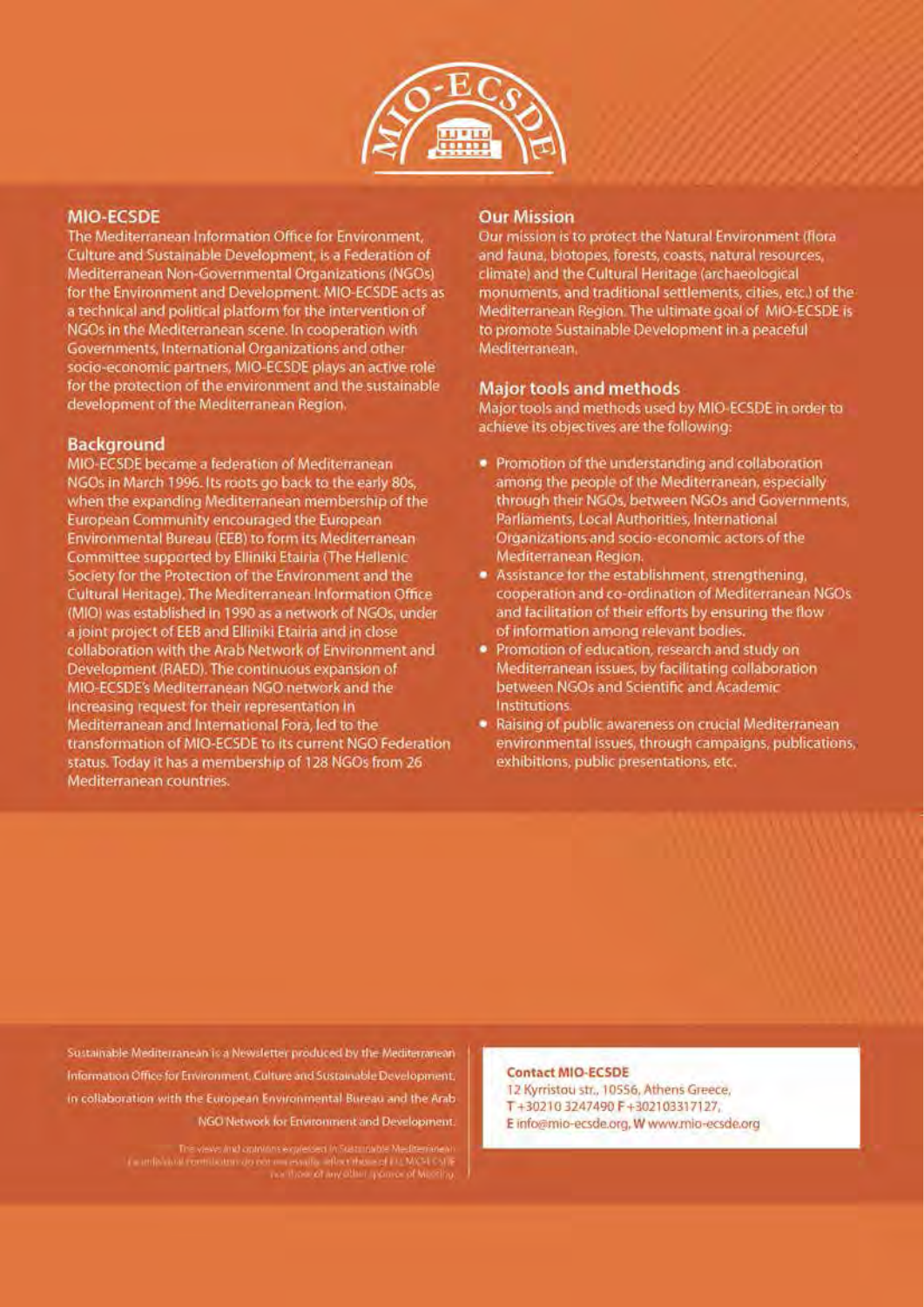## MIO-ECSDE

The Mediterranean Information Office for Environment, Culture and Sustainable Development, is a Federation of Mediterranean Non-Governmental Organizations (NGOs) for the Environment and Development. MIO-ECSDE acts as a technical and political platform for the intervention of NGOs in the Mediterranean scene. In cooperation with Governments, International Organizations and other socio-economic partners, MIO-ECSDE plays an active role for the protection of the environment and the sustainable development of the Mediterranean Region.

## Background

MIO-ECSDE became a federation of Mediterranean NGOs in March 1996. Its roots go back to the early 80s, when the expanding Mediterranean membership of the European Community encouraged the European Environmental Bureau (EEB) to form its Mediterranean Committee supported by Elliniki Etairia (The Hellenic Society for the Protection of the Environment and the Cultural Heritage). The Mediterranean Information Office (MIO) was established in 1990 as a network of NGOs, under a joint project of EEB and Elliniki Etairia and in close collaboration with the Arab Network of Environment and Development (RAED). The continuous expansion of MIO-ECSDE's Mediterranean NGO network and the increasing request for their representation in Mediterranean and International Fora, led to the transformation of MIO-ECSDE to its current NGO Federation status. Today it has a membership of 128 NGOs from 26 Mediterranean countries.

## Our Mission

Our mission is to protect the Natural Environment (flora and fauna, biotopes, forests, coasts, natural resources, climate) and the Cultural Heritage (archaeological monuments, and traditional settlements, cities, etc.) of the Mediterranean Region. The ultimate goal of MIO-ECSDE is to promote Sustainable Development in a peaceful Mediterranean.

## Major tools and methods

Major tools and methods used by MIO-ECSDE in order to achieve its objectives are the following:

- Promotion of the understanding and collaboration among the people of the Mediterranean, especially through their NGOs, between NGOs and Governments, Parliaments, Local Authorities, International Organizations and socio-economic actors of the Mediterranean Region.
- Assistance for the establishment, strengthening, cooperation and co-ordination of Mediterranean NGOs and facilitation of their efforts by ensuring the flow of information among relevant bodies.
- Promotion of education, research and study on Mediterranean issues, by facilitating collaboration between NGOs and Scientific and Academic Institutions.
- Raising of public awareness on crucial Mediterranean environmental issues, through campaigns, publications, exhibitions, public presentations, etc.

Sustainable Mediterranean is a Newsletter produced by the Mediterranean Information Office for Environment, Culture and Sustainable Development, in collaboration with the European Environmental Bureau and the Arab NGO Network for Environment and Development.

The views and opinions expressed in Sustainable Mediterranean by individual contributors do not necessarily reflect those of the MIO-ECSDE nor those of any other sponsor of MIO-ECSDE.

**Contact MIO-ECSDE**
12 Kyrristou str., 10556, Athens Greece,
**T** +30210 3247490 **F** +302103317127,
**E** info@mio-ecsde.org, **W** www.mio-ecsde.org